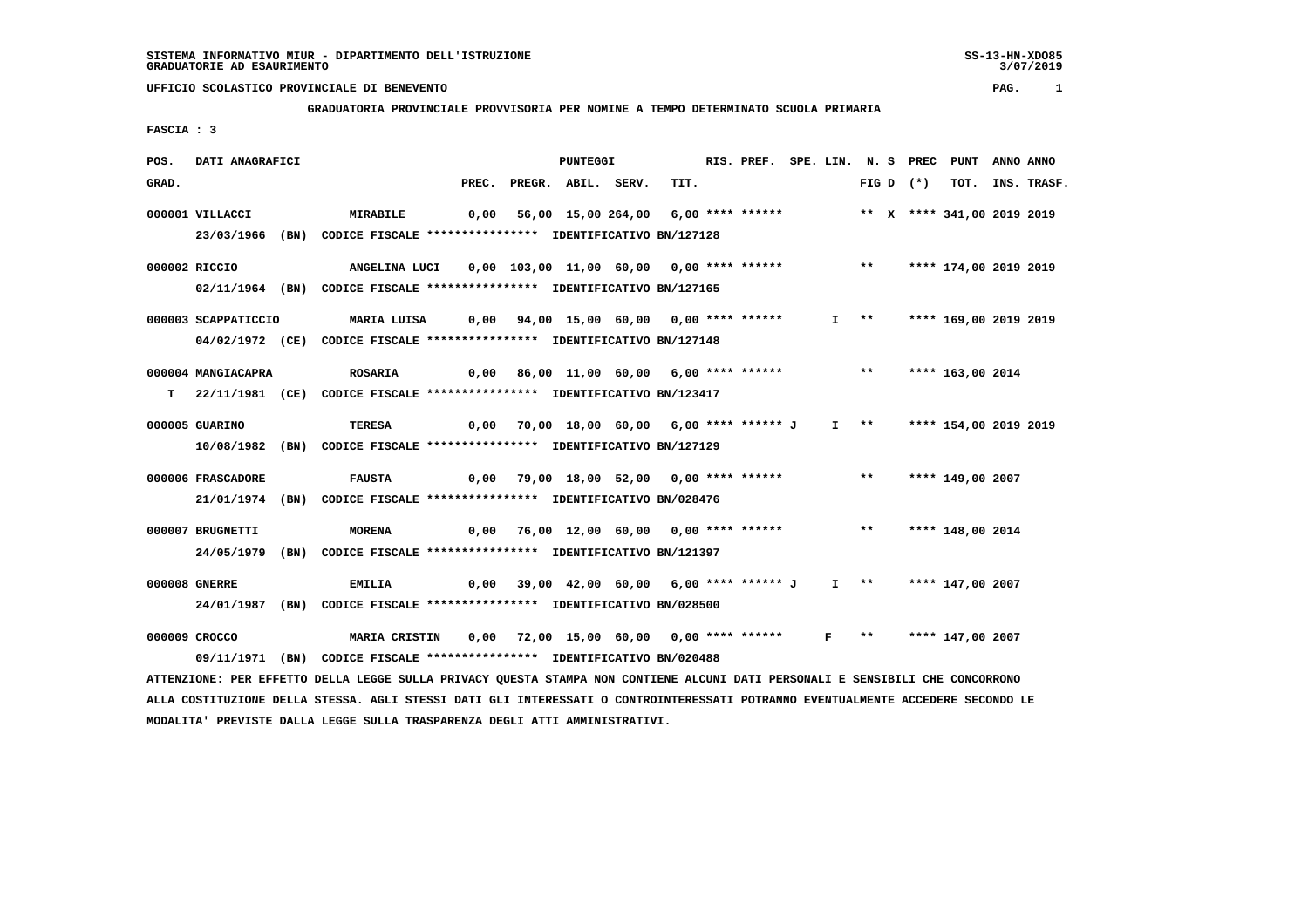SISTEMA INFORMATIVO MIUR - DIPARTIMENTO DELL'ISTRUZIONE
GRADUATORIE AD ESAURIMENTO

UFFICIO SCOLASTICO PROVINCIALE DI BENEVENTO

**GRADUATORIA PROVINCIALE PROVVISORIA PER NOMINE A TEMPO DETERMINATO SCUOLA PRIMARIA**

FASCIA : 3

| POS. GRAD. | DATI ANAGRAFICI | | PUNTEGGI PREC. | PREGR. | ABIL. | SERV. | TIT. | RIS. PREF. | SPE. LIN. | N. S FIG D | PREC (*) | PUNT TOT. | ANNO INS. | ANNO TRASF. |
|---|---|---|---|---|---|---|---|---|---|---|---|---|---|---|
| 000001 | VILLACCI | MIRABILE | 0,00 | 56,00 | 15,00 | 264,00 | 6,00 | **** ****** | | ** X | **** | 341,00 | 2019 | 2019 |
| | 23/03/1966 (BN) CODICE FISCALE **************** IDENTIFICATIVO BN/127128 | | | | | | | | | | | | | |
| 000002 | RICCIO | ANGELINA LUCI | 0,00 | 103,00 | 11,00 | 60,00 | 0,00 | **** ****** | | ** | **** | 174,00 | 2019 | 2019 |
| | 02/11/1964 (BN) CODICE FISCALE **************** IDENTIFICATIVO BN/127165 | | | | | | | | | | | | | |
| 000003 | SCAPPATICCIO | MARIA LUISA | 0,00 | 94,00 | 15,00 | 60,00 | 0,00 | **** ****** | I | ** | **** | 169,00 | 2019 | 2019 |
| | 04/02/1972 (CE) CODICE FISCALE **************** IDENTIFICATIVO BN/127148 | | | | | | | | | | | | | |
| 000004 | MANGIACAPRA | ROSARIA | 0,00 | 86,00 | 11,00 | 60,00 | 6,00 | **** ****** | | ** | **** | 163,00 | 2014 | |
| T | 22/11/1981 (CE) CODICE FISCALE **************** IDENTIFICATIVO BN/123417 | | | | | | | | | | | | | |
| 000005 | GUARINO | TERESA | 0,00 | 70,00 | 18,00 | 60,00 | 6,00 | **** ****** J | I | ** | **** | 154,00 | 2019 | 2019 |
| | 10/08/1982 (BN) CODICE FISCALE **************** IDENTIFICATIVO BN/127129 | | | | | | | | | | | | | |
| 000006 | FRASCADORE | FAUSTA | 0,00 | 79,00 | 18,00 | 52,00 | 0,00 | **** ****** | | ** | **** | 149,00 | 2007 | |
| | 21/01/1974 (BN) CODICE FISCALE **************** IDENTIFICATIVO BN/028476 | | | | | | | | | | | | | |
| 000007 | BRUGNETTI | MORENA | 0,00 | 76,00 | 12,00 | 60,00 | 0,00 | **** ****** | | ** | **** | 148,00 | 2014 | |
| | 24/05/1979 (BN) CODICE FISCALE **************** IDENTIFICATIVO BN/121397 | | | | | | | | | | | | | |
| 000008 | GNERRE | EMILIA | 0,00 | 39,00 | 42,00 | 60,00 | 6,00 | **** ****** J | I | ** | **** | 147,00 | 2007 | |
| | 24/01/1987 (BN) CODICE FISCALE **************** IDENTIFICATIVO BN/028500 | | | | | | | | | | | | | |
| 000009 | CROCCO | MARIA CRISTIN | 0,00 | 72,00 | 15,00 | 60,00 | 0,00 | **** ****** | F | ** | **** | 147,00 | 2007 | |
| | 09/11/1971 (BN) CODICE FISCALE **************** IDENTIFICATIVO BN/020488 | | | | | | | | | | | | | |

ATTENZIONE: PER EFFETTO DELLA LEGGE SULLA PRIVACY QUESTA STAMPA NON CONTIENE ALCUNI DATI PERSONALI E SENSIBILI CHE CONCORRONO ALLA COSTITUZIONE DELLA STESSA. AGLI STESSI DATI GLI INTERESSATI O CONTROINTERESSATI POTRANNO EVENTUALMENTE ACCEDERE SECONDO LE MODALITA' PREVISTE DALLA LEGGE SULLA TRASPARENZA DEGLI ATTI AMMINISTRATIVI.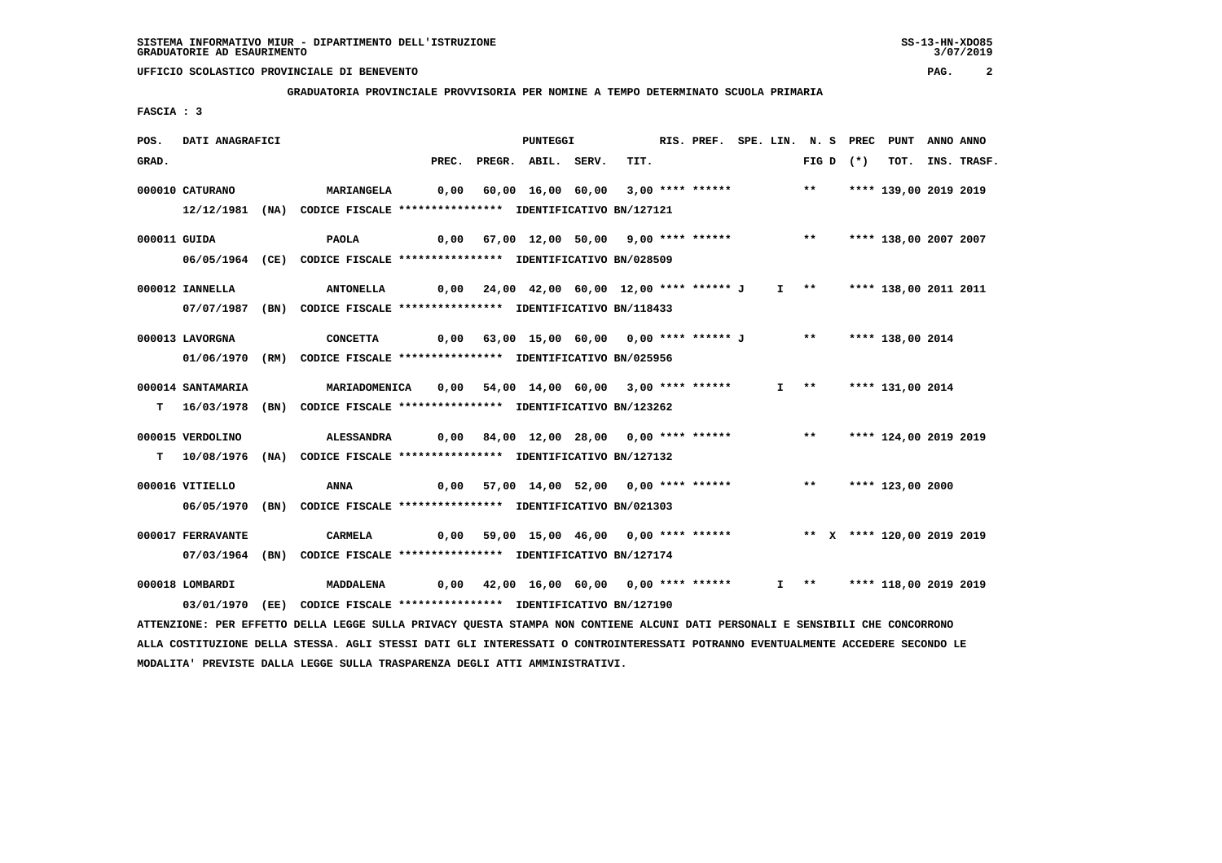**GRADUATORIA PROVINCIALE PROVVISORIA PER NOMINE A TEMPO DETERMINATO SCUOLA PRIMARIA**

**FASCIA : 3**

| POS. GRAD. | DATI ANAGRAFICI | | PREC. | PREGR. | ABIL. | SERV. | TIT. | RIS. PREF. | SPE. LIN. | N. S FIG D | PREC (*) | PUNT TOT. | ANNO INS. | ANNO TRASF. |
|---|---|---|---|---|---|---|---|---|---|---|---|---|---|---|
| 000010 | CATURANO 12/12/1981 (NA) CODICE FISCALE **************** IDENTIFICATIVO BN/127121 | MARIANGELA | 0,00 | 60,00 | 16,00 | 60,00 | 3,00 | **** ****** | | ** | | **** 139,00 | 2019 | 2019 |
| 000011 | GUIDA 06/05/1964 (CE) CODICE FISCALE **************** IDENTIFICATIVO BN/028509 | PAOLA | 0,00 | 67,00 | 12,00 | 50,00 | 9,00 | **** ****** | | ** | | **** 138,00 | 2007 | 2007 |
| 000012 | IANNELLA 07/07/1987 (BN) CODICE FISCALE **************** IDENTIFICATIVO BN/118433 | ANTONELLA | 0,00 | 24,00 | 42,00 | 60,00 | 12,00 | **** ****** J | I | ** | | **** 138,00 | 2011 | 2011 |
| 000013 | LAVORGNA 01/06/1970 (RM) CODICE FISCALE **************** IDENTIFICATIVO BN/025956 | CONCETTA | 0,00 | 63,00 | 15,00 | 60,00 | 0,00 | **** ****** J | | ** | | **** 138,00 | 2014 | |
| 000014 | SANTAMARIA T 16/03/1978 (BN) CODICE FISCALE **************** IDENTIFICATIVO BN/123262 | MARIADOMENICA | 0,00 | 54,00 | 14,00 | 60,00 | 3,00 | **** ****** | I | ** | | **** 131,00 | 2014 | |
| 000015 | VERDOLINO T 10/08/1976 (NA) CODICE FISCALE **************** IDENTIFICATIVO BN/127132 | ALESSANDRA | 0,00 | 84,00 | 12,00 | 28,00 | 0,00 | **** ****** | | ** | | **** 124,00 | 2019 | 2019 |
| 000016 | VITIELLO 06/05/1970 (BN) CODICE FISCALE **************** IDENTIFICATIVO BN/021303 | ANNA | 0,00 | 57,00 | 14,00 | 52,00 | 0,00 | **** ****** | | ** | | **** 123,00 | 2000 | |
| 000017 | FERRAVANTE 07/03/1964 (BN) CODICE FISCALE **************** IDENTIFICATIVO BN/127174 | CARMELA | 0,00 | 59,00 | 15,00 | 46,00 | 0,00 | **** ****** | | ** | X | **** 120,00 | 2019 | 2019 |
| 000018 | LOMBARDI 03/01/1970 (EE) CODICE FISCALE **************** IDENTIFICATIVO BN/127190 | MADDALENA | 0,00 | 42,00 | 16,00 | 60,00 | 0,00 | **** ****** | I | ** | | **** 118,00 | 2019 | 2019 |

ATTENZIONE: PER EFFETTO DELLA LEGGE SULLA PRIVACY QUESTA STAMPA NON CONTIENE ALCUNI DATI PERSONALI E SENSIBILI CHE CONCORRONO ALLA COSTITUZIONE DELLA STESSA. AGLI STESSI DATI GLI INTERESSATI O CONTROINTERESSATI POTRANNO EVENTUALMENTE ACCEDERE SECONDO LE MODALITA' PREVISTE DALLA LEGGE SULLA TRASPARENZA DEGLI ATTI AMMINISTRATIVI.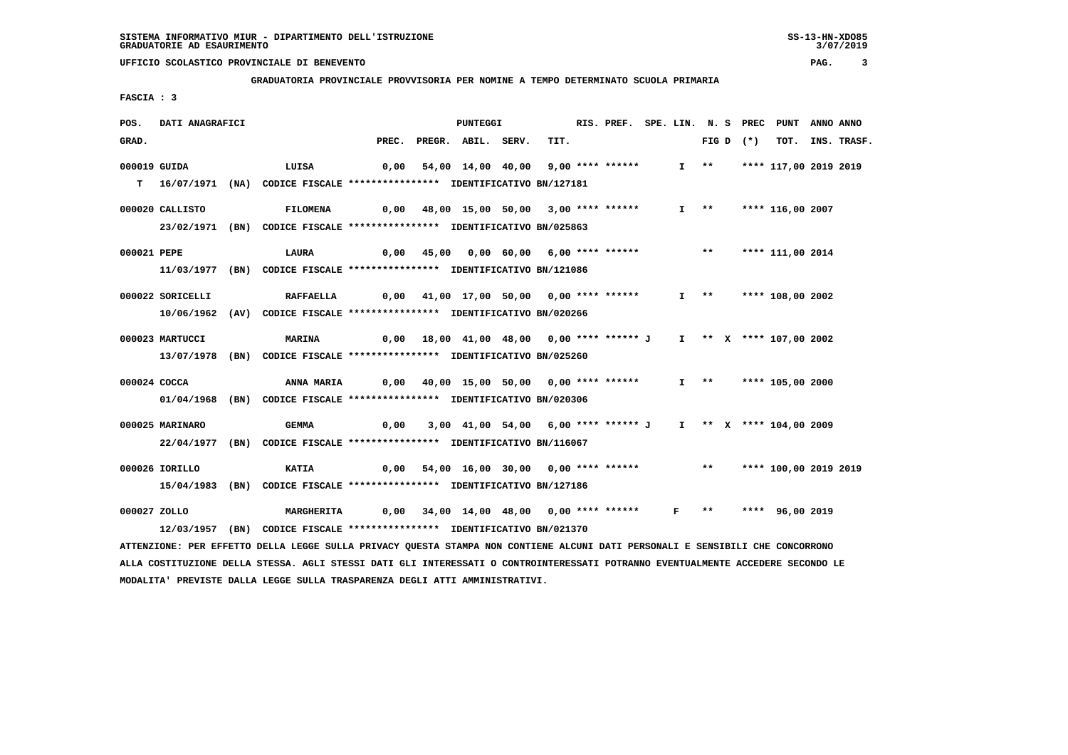SISTEMA INFORMATIVO MIUR - DIPARTIMENTO DELL'ISTRUZIONE
GRADUATORIE AD ESAURIMENTO

UFFICIO SCOLASTICO PROVINCIALE DI BENEVENTO

**GRADUATORIA PROVINCIALE PROVVISORIA PER NOMINE A TEMPO DETERMINATO SCUOLA PRIMARIA**

FASCIA : 3

| POS. GRAD. | DATI ANAGRAFICI | | PREC. | PREGR. | ABIL. | SERV. | TIT. | RIS. PREF. | SPE. LIN. | N. S FIG D | PREC (*) | PUNT TOT. | ANNO INS. | ANNO TRASF. |
|---|---|---|---|---|---|---|---|---|---|---|---|---|---|---|
| 000019 | GUIDA | LUISA | 0,00 | 54,00 | 14,00 | 40,00 | 9,00 | **** ****** | I | ** | | **** 117,00 | 2019 | 2019 |
| T | 16/07/1971 (NA) CODICE FISCALE **************** IDENTIFICATIVO BN/127181 | | | | | | | | | | | | | |
| 000020 | CALLISTO | FILOMENA | 0,00 | 48,00 | 15,00 | 50,00 | 3,00 | **** ****** | I | ** | | **** 116,00 | 2007 | |
| | 23/02/1971 (BN) CODICE FISCALE **************** IDENTIFICATIVO BN/025863 | | | | | | | | | | | | | |
| 000021 | PEPE | LAURA | 0,00 | 45,00 | 0,00 | 60,00 | 6,00 | **** ****** | | ** | | **** 111,00 | 2014 | |
| | 11/03/1977 (BN) CODICE FISCALE **************** IDENTIFICATIVO BN/121086 | | | | | | | | | | | | | |
| 000022 | SORICELLI | RAFFAELLA | 0,00 | 41,00 | 17,00 | 50,00 | 0,00 | **** ****** | I | ** | | **** 108,00 | 2002 | |
| | 10/06/1962 (AV) CODICE FISCALE **************** IDENTIFICATIVO BN/020266 | | | | | | | | | | | | | |
| 000023 | MARTUCCI | MARINA | 0,00 | 18,00 | 41,00 | 48,00 | 0,00 | **** ****** J | I | ** | X | **** 107,00 | 2002 | |
| | 13/07/1978 (BN) CODICE FISCALE **************** IDENTIFICATIVO BN/025260 | | | | | | | | | | | | | |
| 000024 | COCCA | ANNA MARIA | 0,00 | 40,00 | 15,00 | 50,00 | 0,00 | **** ****** | I | ** | | **** 105,00 | 2000 | |
| | 01/04/1968 (BN) CODICE FISCALE **************** IDENTIFICATIVO BN/020306 | | | | | | | | | | | | | |
| 000025 | MARINARO | GEMMA | 0,00 | 3,00 | 41,00 | 54,00 | 6,00 | **** ****** J | I | ** | X | **** 104,00 | 2009 | |
| | 22/04/1977 (BN) CODICE FISCALE **************** IDENTIFICATIVO BN/116067 | | | | | | | | | | | | | |
| 000026 | IORILLO | KATIA | 0,00 | 54,00 | 16,00 | 30,00 | 0,00 | **** ****** | | ** | | **** 100,00 | 2019 | 2019 |
| | 15/04/1983 (BN) CODICE FISCALE **************** IDENTIFICATIVO BN/127186 | | | | | | | | | | | | | |
| 000027 | ZOLLO | MARGHERITA | 0,00 | 34,00 | 14,00 | 48,00 | 0,00 | **** ****** | F | ** | | **** 96,00 | 2019 | |
| | 12/03/1957 (BN) CODICE FISCALE **************** IDENTIFICATIVO BN/021370 | | | | | | | | | | | | | |

ATTENZIONE: PER EFFETTO DELLA LEGGE SULLA PRIVACY QUESTA STAMPA NON CONTIENE ALCUNI DATI PERSONALI E SENSIBILI CHE CONCORRONO ALLA COSTITUZIONE DELLA STESSA. AGLI STESSI DATI GLI INTERESSATI O CONTROINTERESSATI POTRANNO EVENTUALMENTE ACCEDERE SECONDO LE MODALITA' PREVISTE DALLA LEGGE SULLA TRASPARENZA DEGLI ATTI AMMINISTRATIVI.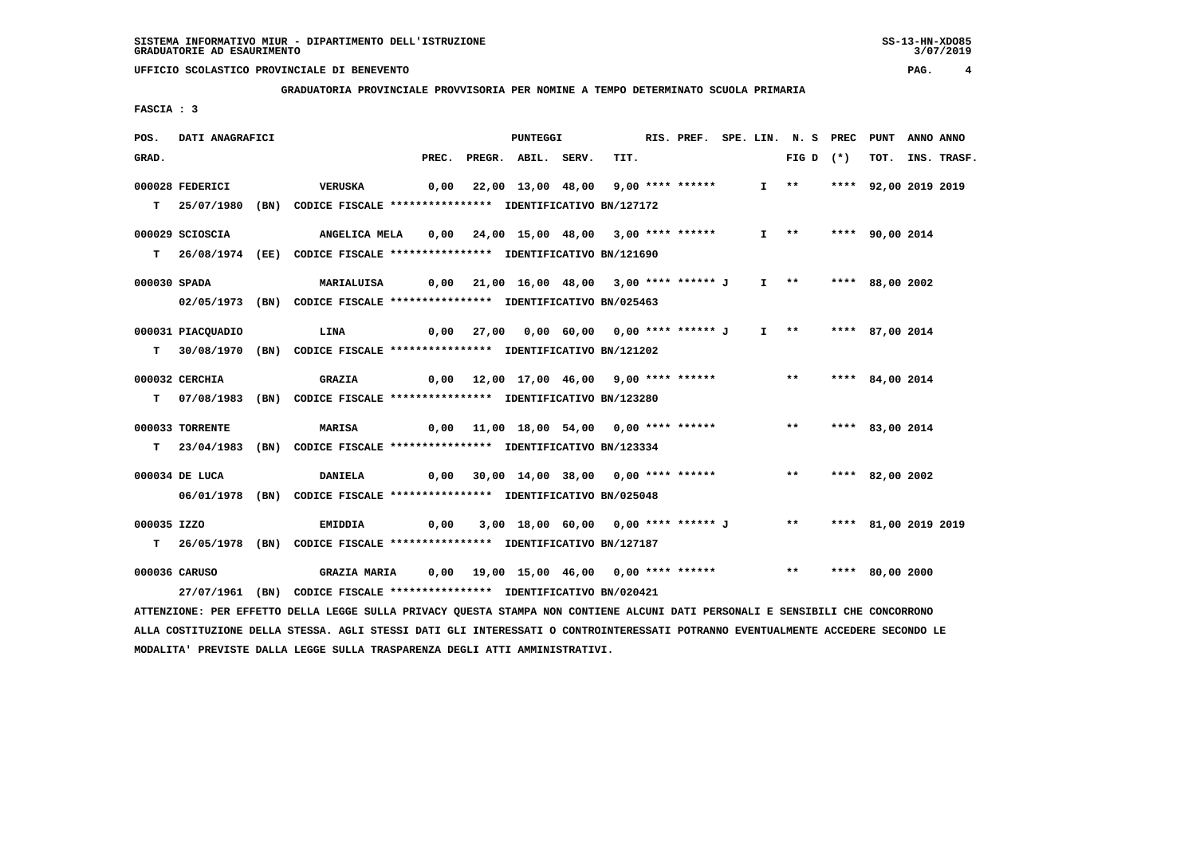SISTEMA INFORMATIVO MIUR - DIPARTIMENTO DELL'ISTRUZIONE
GRADUATORIE AD ESAURIMENTO

UFFICIO SCOLASTICO PROVINCIALE DI BENEVENTO

**GRADUATORIA PROVINCIALE PROVVISORIA PER NOMINE A TEMPO DETERMINATO SCUOLA PRIMARIA**

FASCIA : 3

| POS. GRAD. | DATI ANAGRAFICI | | PREC. | PREGR. | ABIL. | SERV. | TIT. | RIS. | PREF. | SPE. LIN. | N. S FIG D | PREC (*) | PUNT TOT. | ANNO INS. | ANNO TRASF. |
|---|---|---|---|---|---|---|---|---|---|---|---|---|---|---|---|
| 000028 | FEDERICI | VERUSKA | 0,00 | 22,00 | 13,00 | 48,00 | 9,00 | **** | ****** | I | ** | **** | 92,00 | 2019 | 2019 |
| T | 25/07/1980 (BN) | CODICE FISCALE **************** IDENTIFICATIVO BN/127172 | | | | | | | | | | | | | |
| 000029 | SCIOSCIA | ANGELICA MELA | 0,00 | 24,00 | 15,00 | 48,00 | 3,00 | **** | ****** | I | ** | **** | 90,00 | 2014 | |
| T | 26/08/1974 (EE) | CODICE FISCALE **************** IDENTIFICATIVO BN/121690 | | | | | | | | | | | | | |
| 000030 | SPADA | MARIALUISA | 0,00 | 21,00 | 16,00 | 48,00 | 3,00 | **** | ****** J | I | ** | **** | 88,00 | 2002 | |
| | 02/05/1973 (BN) | CODICE FISCALE **************** IDENTIFICATIVO BN/025463 | | | | | | | | | | | | | |
| 000031 | PIACQUADIO | LINA | 0,00 | 27,00 | 0,00 | 60,00 | 0,00 | **** | ****** J | I | ** | **** | 87,00 | 2014 | |
| T | 30/08/1970 (BN) | CODICE FISCALE **************** IDENTIFICATIVO BN/121202 | | | | | | | | | | | | | |
| 000032 | CERCHIA | GRAZIA | 0,00 | 12,00 | 17,00 | 46,00 | 9,00 | **** | ****** | | ** | **** | 84,00 | 2014 | |
| T | 07/08/1983 (BN) | CODICE FISCALE **************** IDENTIFICATIVO BN/123280 | | | | | | | | | | | | | |
| 000033 | TORRENTE | MARISA | 0,00 | 11,00 | 18,00 | 54,00 | 0,00 | **** | ****** | | ** | **** | 83,00 | 2014 | |
| T | 23/04/1983 (BN) | CODICE FISCALE **************** IDENTIFICATIVO BN/123334 | | | | | | | | | | | | | |
| 000034 | DE LUCA | DANIELA | 0,00 | 30,00 | 14,00 | 38,00 | 0,00 | **** | ****** | | ** | **** | 82,00 | 2002 | |
| | 06/01/1978 (BN) | CODICE FISCALE **************** IDENTIFICATIVO BN/025048 | | | | | | | | | | | | | |
| 000035 | IZZO | EMIDDIA | 0,00 | 3,00 | 18,00 | 60,00 | 0,00 | **** | ****** J | | ** | **** | 81,00 | 2019 | 2019 |
| T | 26/05/1978 (BN) | CODICE FISCALE **************** IDENTIFICATIVO BN/127187 | | | | | | | | | | | | | |
| 000036 | CARUSO | GRAZIA MARIA | 0,00 | 19,00 | 15,00 | 46,00 | 0,00 | **** | ****** | | ** | **** | 80,00 | 2000 | |
| | 27/07/1961 (BN) | CODICE FISCALE **************** IDENTIFICATIVO BN/020421 | | | | | | | | | | | | | |

ATTENZIONE: PER EFFETTO DELLA LEGGE SULLA PRIVACY QUESTA STAMPA NON CONTIENE ALCUNI DATI PERSONALI E SENSIBILI CHE CONCORRONO ALLA COSTITUZIONE DELLA STESSA. AGLI STESSI DATI GLI INTERESSATI O CONTROINTERESSATI POTRANNO EVENTUALMENTE ACCEDERE SECONDO LE MODALITA' PREVISTE DALLA LEGGE SULLA TRASPARENZA DEGLI ATTI AMMINISTRATIVI.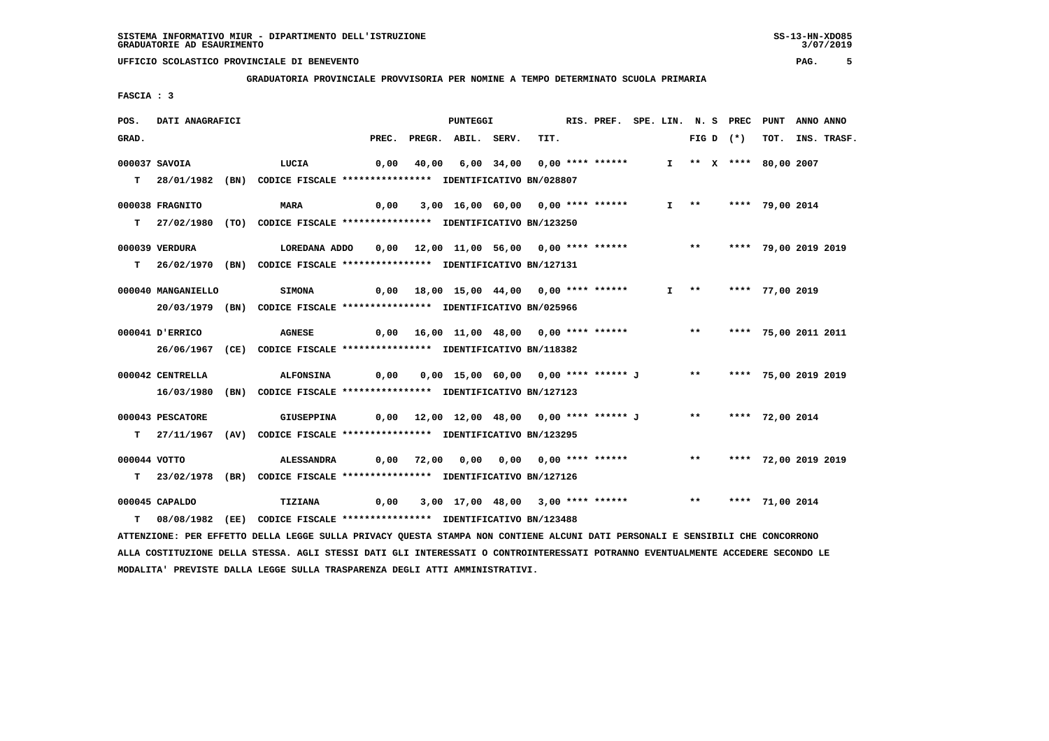SISTEMA INFORMATIVO MIUR - DIPARTIMENTO DELL'ISTRUZIONE
GRADUATORIE AD ESAURIMENTO

UFFICIO SCOLASTICO PROVINCIALE DI BENEVENTO

**GRADUATORIA PROVINCIALE PROVVISORIA PER NOMINE A TEMPO DETERMINATO SCUOLA PRIMARIA**

FASCIA : 3

| POS. GRAD. | DATI ANAGRAFICI | | PREC. | PREGR. | ABIL. | SERV. | TIT. | RIS. PREF. | SPE. LIN. | N. S FIG D | PREC (*) | PUNT TOT. | ANNO INS. | ANNO TRASF. |
|---|---|---|---|---|---|---|---|---|---|---|---|---|---|---|
| 000037 | SAVOIA | LUCIA | 0,00 | 40,00 | 6,00 | 34,00 | 0,00 | **** ****** | I | ** X | **** | 80,00 | 2007 | |
| T | 28/01/1982 (BN) | CODICE FISCALE **************** IDENTIFICATIVO BN/028807 | | | | | | | | | | | | |
| 000038 | FRAGNITO | MARA | 0,00 | 3,00 | 16,00 | 60,00 | 0,00 | **** ****** | I | ** | **** | 79,00 | 2014 | |
| T | 27/02/1980 (TO) | CODICE FISCALE **************** IDENTIFICATIVO BN/123250 | | | | | | | | | | | | |
| 000039 | VERDURA | LOREDANA ADDO | 0,00 | 12,00 | 11,00 | 56,00 | 0,00 | **** ****** | | ** | **** | 79,00 | 2019 | 2019 |
| T | 26/02/1970 (BN) | CODICE FISCALE **************** IDENTIFICATIVO BN/127131 | | | | | | | | | | | | |
| 000040 | MANGANIELLO | SIMONA | 0,00 | 18,00 | 15,00 | 44,00 | 0,00 | **** ****** | I | ** | **** | 77,00 | 2019 | |
| | 20/03/1979 (BN) | CODICE FISCALE **************** IDENTIFICATIVO BN/025966 | | | | | | | | | | | | |
| 000041 | D'ERRICO | AGNESE | 0,00 | 16,00 | 11,00 | 48,00 | 0,00 | **** ****** | | ** | **** | 75,00 | 2011 | 2011 |
| | 26/06/1967 (CE) | CODICE FISCALE **************** IDENTIFICATIVO BN/118382 | | | | | | | | | | | | |
| 000042 | CENTRELLA | ALFONSINA | 0,00 | 0,00 | 15,00 | 60,00 | 0,00 | **** ****** J | | ** | **** | 75,00 | 2019 | 2019 |
| | 16/03/1980 (BN) | CODICE FISCALE **************** IDENTIFICATIVO BN/127123 | | | | | | | | | | | | |
| 000043 | PESCATORE | GIUSEPPINA | 0,00 | 12,00 | 12,00 | 48,00 | 0,00 | **** ****** J | | ** | **** | 72,00 | 2014 | |
| T | 27/11/1967 (AV) | CODICE FISCALE **************** IDENTIFICATIVO BN/123295 | | | | | | | | | | | | |
| 000044 | VOTTO | ALESSANDRA | 0,00 | 72,00 | 0,00 | 0,00 | 0,00 | **** ****** | | ** | **** | 72,00 | 2019 | 2019 |
| T | 23/02/1978 (BR) | CODICE FISCALE **************** IDENTIFICATIVO BN/127126 | | | | | | | | | | | | |
| 000045 | CAPALDO | TIZIANA | 0,00 | 3,00 | 17,00 | 48,00 | 3,00 | **** ****** | | ** | **** | 71,00 | 2014 | |
| T | 08/08/1982 (EE) | CODICE FISCALE **************** IDENTIFICATIVO BN/123488 | | | | | | | | | | | | |

ATTENZIONE: PER EFFETTO DELLA LEGGE SULLA PRIVACY QUESTA STAMPA NON CONTIENE ALCUNI DATI PERSONALI E SENSIBILI CHE CONCORRONO ALLA COSTITUZIONE DELLA STESSA. AGLI STESSI DATI GLI INTERESSATI O CONTROINTERESSATI POTRANNO EVENTUALMENTE ACCEDERE SECONDO LE MODALITA' PREVISTE DALLA LEGGE SULLA TRASPARENZA DEGLI ATTI AMMINISTRATIVI.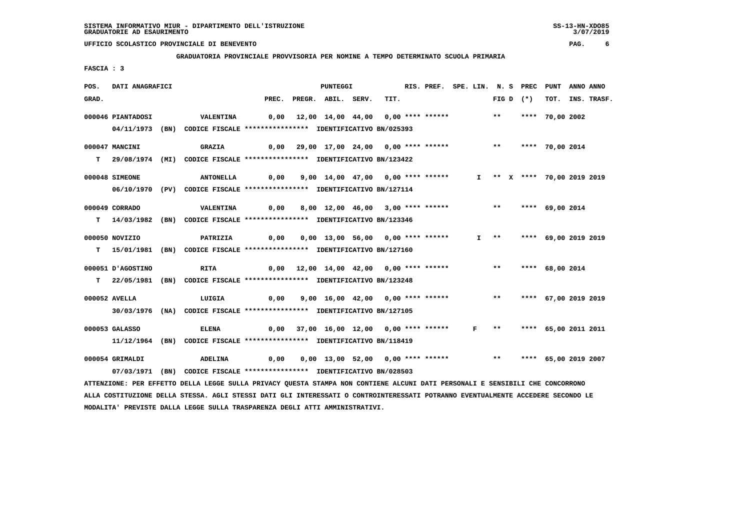SISTEMA INFORMATIVO MIUR - DIPARTIMENTO DELL'ISTRUZIONE
GRADUATORIE AD ESAURIMENTO

UFFICIO SCOLASTICO PROVINCIALE DI BENEVENTO

**GRADUATORIA PROVINCIALE PROVVISORIA PER NOMINE A TEMPO DETERMINATO SCUOLA PRIMARIA**

FASCIA : 3

| POS. GRAD. | | DATI ANAGRAFICI | | | PREC. | PREGR. | ABIL. | SERV. | TIT. | RIS. PREF. | SPE. LIN. | N. S FIG D | PREC (*) | PUNT TOT. | ANNO INS. | ANNO TRASF. |
|---|---|---|---|---|---|---|---|---|---|---|---|---|---|---|---|---|
| 000046 | | PIANTADOSI | | VALENTINA | 0,00 | 12,00 | 14,00 | 44,00 | 0,00 | **** ****** | | ** | **** | 70,00 | 2002 | |
| | | 04/11/1973 | (BN) | CODICE FISCALE **************** IDENTIFICATIVO BN/025393 | | | | | | | | | | | | |
| 000047 | | MANCINI | | GRAZIA | 0,00 | 29,00 | 17,00 | 24,00 | 0,00 | **** ****** | | ** | **** | 70,00 | 2014 | |
| | T | 29/08/1974 | (MI) | CODICE FISCALE **************** IDENTIFICATIVO BN/123422 | | | | | | | | | | | | |
| 000048 | | SIMEONE | | ANTONELLA | 0,00 | 9,00 | 14,00 | 47,00 | 0,00 | **** ****** | I | ** X | **** | 70,00 | 2019 | 2019 |
| | | 06/10/1970 | (PV) | CODICE FISCALE **************** IDENTIFICATIVO BN/127114 | | | | | | | | | | | | |
| 000049 | | CORRADO | | VALENTINA | 0,00 | 8,00 | 12,00 | 46,00 | 3,00 | **** ****** | | ** | **** | 69,00 | 2014 | |
| | T | 14/03/1982 | (BN) | CODICE FISCALE **************** IDENTIFICATIVO BN/123346 | | | | | | | | | | | | |
| 000050 | | NOVIZIO | | PATRIZIA | 0,00 | 0,00 | 13,00 | 56,00 | 0,00 | **** ****** | I | ** | **** | 69,00 | 2019 | 2019 |
| | T | 15/01/1981 | (BN) | CODICE FISCALE **************** IDENTIFICATIVO BN/127160 | | | | | | | | | | | | |
| 000051 | | D'AGOSTINO | | RITA | 0,00 | 12,00 | 14,00 | 42,00 | 0,00 | **** ****** | | ** | **** | 68,00 | 2014 | |
| | T | 22/05/1981 | (BN) | CODICE FISCALE **************** IDENTIFICATIVO BN/123248 | | | | | | | | | | | | |
| 000052 | | AVELLA | | LUIGIA | 0,00 | 9,00 | 16,00 | 42,00 | 0,00 | **** ****** | | ** | **** | 67,00 | 2019 | 2019 |
| | | 30/03/1976 | (NA) | CODICE FISCALE **************** IDENTIFICATIVO BN/127105 | | | | | | | | | | | | |
| 000053 | | GALASSO | | ELENA | 0,00 | 37,00 | 16,00 | 12,00 | 0,00 | **** ****** | F | ** | **** | 65,00 | 2011 | 2011 |
| | | 11/12/1964 | (BN) | CODICE FISCALE **************** IDENTIFICATIVO BN/118419 | | | | | | | | | | | | |
| 000054 | | GRIMALDI | | ADELINA | 0,00 | 0,00 | 13,00 | 52,00 | 0,00 | **** ****** | | ** | **** | 65,00 | 2019 | 2007 |
| | | 07/03/1971 | (BN) | CODICE FISCALE **************** IDENTIFICATIVO BN/028503 | | | | | | | | | | | | |

ATTENZIONE: PER EFFETTO DELLA LEGGE SULLA PRIVACY QUESTA STAMPA NON CONTIENE ALCUNI DATI PERSONALI E SENSIBILI CHE CONCORRONO ALLA COSTITUZIONE DELLA STESSA. AGLI STESSI DATI GLI INTERESSATI O CONTROINTERESSATI POTRANNO EVENTUALMENTE ACCEDERE SECONDO LE MODALITA' PREVISTE DALLA LEGGE SULLA TRASPARENZA DEGLI ATTI AMMINISTRATIVI.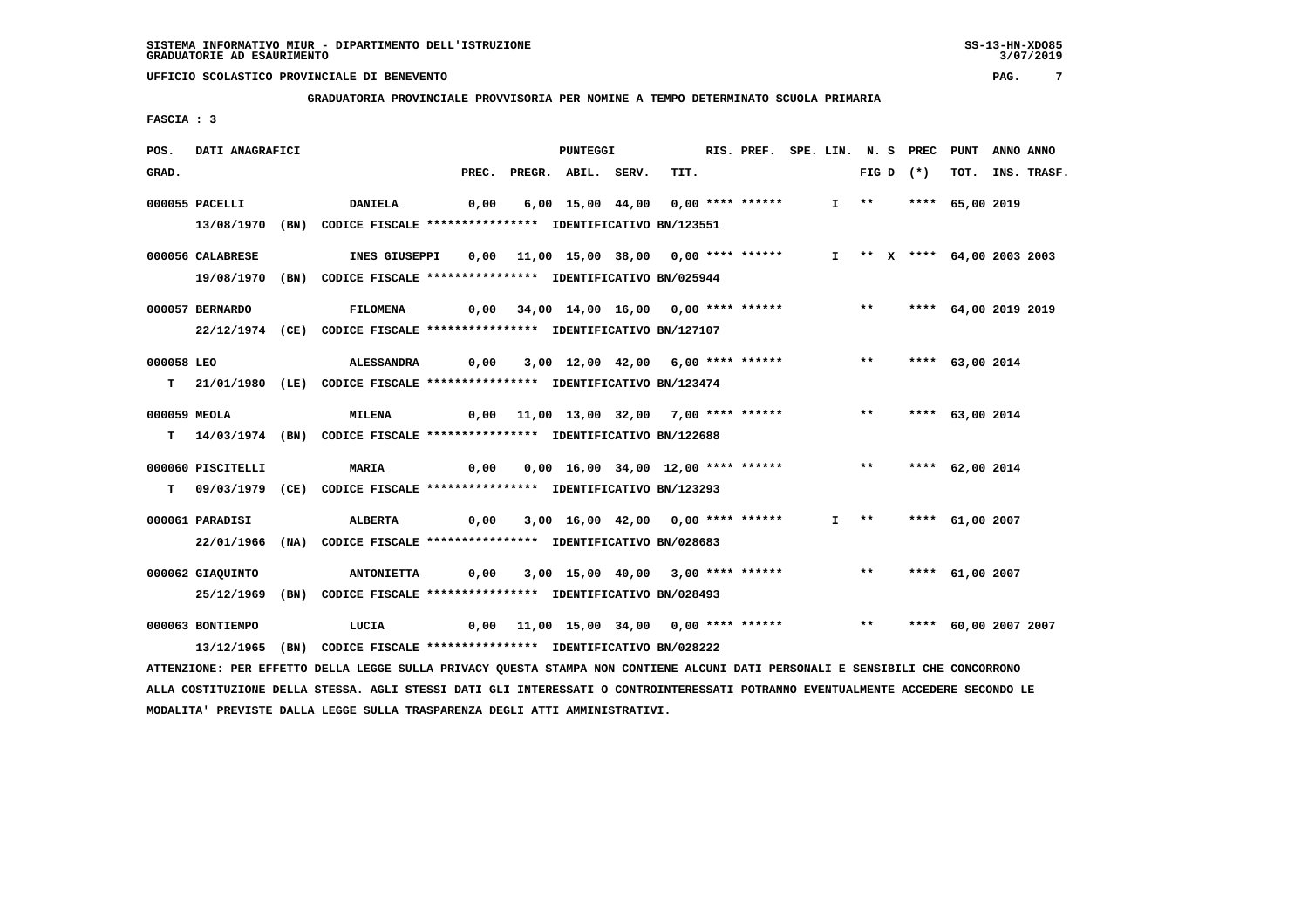SISTEMA INFORMATIVO MIUR - DIPARTIMENTO DELL'ISTRUZIONE
GRADUATORIE AD ESAURIMENTO

UFFICIO SCOLASTICO PROVINCIALE DI BENEVENTO

GRADUATORIA PROVINCIALE PROVVISORIA PER NOMINE A TEMPO DETERMINATO SCUOLA PRIMARIA

FASCIA : 3

| POS. GRAD. | DATI ANAGRAFICI | | PREC. | PREGR. | ABIL. | SERV. | TIT. | RIS. PREF. | SPE. LIN. | N. S FIG D | PREC (*) | PUNT TOT. | ANNO INS. | ANNO TRASF. |
|---|---|---|---|---|---|---|---|---|---|---|---|---|---|---|
| 000055 | PACELLI | DANIELA | 0,00 | 6,00 | 15,00 | 44,00 | 0,00 | **** ****** | I | ** | **** | 65,00 | 2019 | |
| | 13/08/1970 (BN) CODICE FISCALE **************** IDENTIFICATIVO BN/123551 | | | | | | | | | | | | | |
| 000056 | CALABRESE | INES GIUSEPPI | 0,00 | 11,00 | 15,00 | 38,00 | 0,00 | **** ****** | I | ** X | **** | 64,00 | 2003 | 2003 |
| | 19/08/1970 (BN) CODICE FISCALE **************** IDENTIFICATIVO BN/025944 | | | | | | | | | | | | | |
| 000057 | BERNARDO | FILOMENA | 0,00 | 34,00 | 14,00 | 16,00 | 0,00 | **** ****** | | ** | **** | 64,00 | 2019 | 2019 |
| | 22/12/1974 (CE) CODICE FISCALE **************** IDENTIFICATIVO BN/127107 | | | | | | | | | | | | | |
| 000058 | LEO | ALESSANDRA | 0,00 | 3,00 | 12,00 | 42,00 | 6,00 | **** ****** | | ** | **** | 63,00 | 2014 | |
| T | 21/01/1980 (LE) CODICE FISCALE **************** IDENTIFICATIVO BN/123474 | | | | | | | | | | | | | |
| 000059 | MEOLA | MILENA | 0,00 | 11,00 | 13,00 | 32,00 | 7,00 | **** ****** | | ** | **** | 63,00 | 2014 | |
| T | 14/03/1974 (BN) CODICE FISCALE **************** IDENTIFICATIVO BN/122688 | | | | | | | | | | | | | |
| 000060 | PISCITELLI | MARIA | 0,00 | 0,00 | 16,00 | 34,00 | 12,00 | **** ****** | | ** | **** | 62,00 | 2014 | |
| T | 09/03/1979 (CE) CODICE FISCALE **************** IDENTIFICATIVO BN/123293 | | | | | | | | | | | | | |
| 000061 | PARADISI | ALBERTA | 0,00 | 3,00 | 16,00 | 42,00 | 0,00 | **** ****** | I | ** | **** | 61,00 | 2007 | |
| | 22/01/1966 (NA) CODICE FISCALE **************** IDENTIFICATIVO BN/028683 | | | | | | | | | | | | | |
| 000062 | GIAQUINTO | ANTONIETTA | 0,00 | 3,00 | 15,00 | 40,00 | 3,00 | **** ****** | | ** | **** | 61,00 | 2007 | |
| | 25/12/1969 (BN) CODICE FISCALE **************** IDENTIFICATIVO BN/028493 | | | | | | | | | | | | | |
| 000063 | BONTIEMPO | LUCIA | 0,00 | 11,00 | 15,00 | 34,00 | 0,00 | **** ****** | | ** | **** | 60,00 | 2007 | 2007 |
| | 13/12/1965 (BN) CODICE FISCALE **************** IDENTIFICATIVO BN/028222 | | | | | | | | | | | | | |

ATTENZIONE: PER EFFETTO DELLA LEGGE SULLA PRIVACY QUESTA STAMPA NON CONTIENE ALCUNI DATI PERSONALI E SENSIBILI CHE CONCORRONO ALLA COSTITUZIONE DELLA STESSA. AGLI STESSI DATI GLI INTERESSATI O CONTROINTERESSATI POTRANNO EVENTUALMENTE ACCEDERE SECONDO LE MODALITA' PREVISTE DALLA LEGGE SULLA TRASPARENZA DEGLI ATTI AMMINISTRATIVI.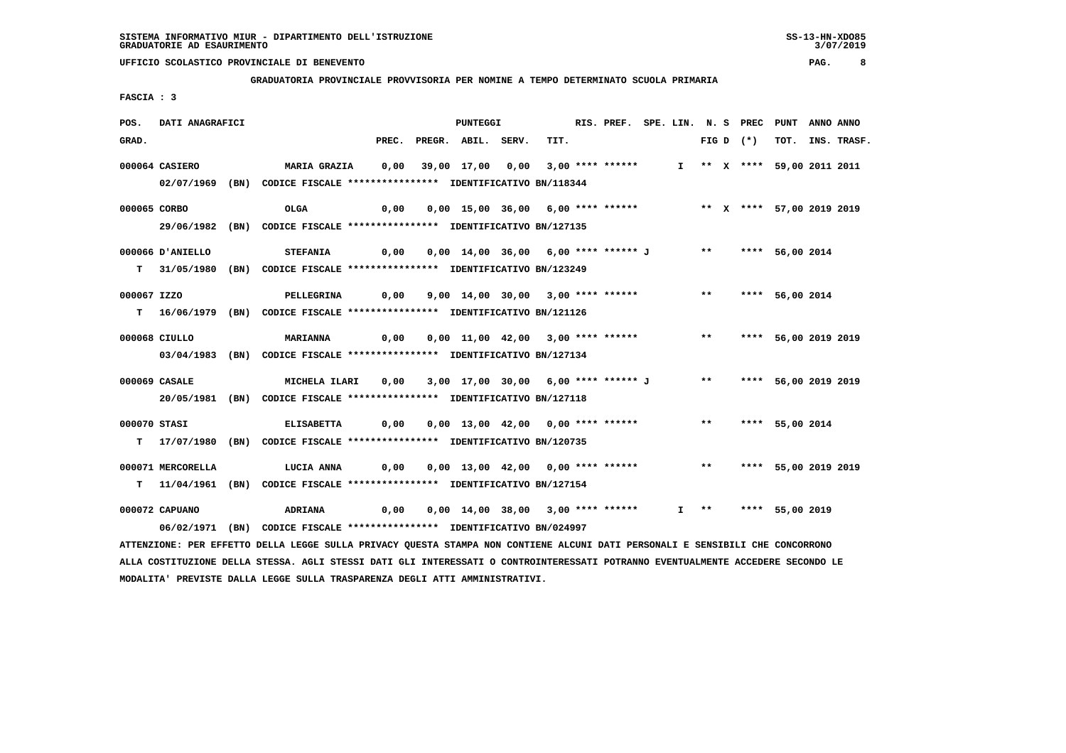SISTEMA INFORMATIVO MIUR - DIPARTIMENTO DELL'ISTRUZIONE

GRADUATORIE AD ESAURIMENTO

UFFICIO SCOLASTICO PROVINCIALE DI BENEVENTO

**GRADUATORIA PROVINCIALE PROVVISORIA PER NOMINE A TEMPO DETERMINATO SCUOLA PRIMARIA**

FASCIA : 3

| POS. GRAD. | DATI ANAGRAFICI | | PREC. | PREGR. | ABIL. | SERV. | TIT. | RIS. | PREF. | SPE. LIN. | N. S FIG D | PREC (*) | PUNT TOT. | ANNO INS. | ANNO TRASF. |
|---|---|---|---|---|---|---|---|---|---|---|---|---|---|---|---|
| 000064 | CASIERO | MARIA GRAZIA | 0,00 | 39,00 | 17,00 | 0,00 | 3,00 | **** | ****** | I | ** X | **** | 59,00 | 2011 | 2011 |
| | 02/07/1969 (BN) | CODICE FISCALE **************** IDENTIFICATIVO BN/118344 | | | | | | | | | | | | | |
| 000065 | CORBO | OLGA | 0,00 | 0,00 | 15,00 | 36,00 | 6,00 | **** | ****** | | ** X | **** | 57,00 | 2019 | 2019 |
| | 29/06/1982 (BN) | CODICE FISCALE **************** IDENTIFICATIVO BN/127135 | | | | | | | | | | | | | |
| 000066 | D'ANIELLO | STEFANIA | 0,00 | 0,00 | 14,00 | 36,00 | 6,00 | **** | ****** J | | ** | **** | 56,00 | 2014 | |
| T | 31/05/1980 (BN) | CODICE FISCALE **************** IDENTIFICATIVO BN/123249 | | | | | | | | | | | | | |
| 000067 | IZZO | PELLEGRINA | 0,00 | 9,00 | 14,00 | 30,00 | 3,00 | **** | ****** | | ** | **** | 56,00 | 2014 | |
| T | 16/06/1979 (BN) | CODICE FISCALE **************** IDENTIFICATIVO BN/121126 | | | | | | | | | | | | | |
| 000068 | CIULLO | MARIANNA | 0,00 | 0,00 | 11,00 | 42,00 | 3,00 | **** | ****** | | ** | **** | 56,00 | 2019 | 2019 |
| | 03/04/1983 (BN) | CODICE FISCALE **************** IDENTIFICATIVO BN/127134 | | | | | | | | | | | | | |
| 000069 | CASALE | MICHELA ILARI | 0,00 | 3,00 | 17,00 | 30,00 | 6,00 | **** | ****** J | | ** | **** | 56,00 | 2019 | 2019 |
| | 20/05/1981 (BN) | CODICE FISCALE **************** IDENTIFICATIVO BN/127118 | | | | | | | | | | | | | |
| 000070 | STASI | ELISABETTA | 0,00 | 0,00 | 13,00 | 42,00 | 0,00 | **** | ****** | | ** | **** | 55,00 | 2014 | |
| T | 17/07/1980 (BN) | CODICE FISCALE **************** IDENTIFICATIVO BN/120735 | | | | | | | | | | | | | |
| 000071 | MERCORELLA | LUCIA ANNA | 0,00 | 0,00 | 13,00 | 42,00 | 0,00 | **** | ****** | | ** | **** | 55,00 | 2019 | 2019 |
| T | 11/04/1961 (BN) | CODICE FISCALE **************** IDENTIFICATIVO BN/127154 | | | | | | | | | | | | | |
| 000072 | CAPUANO | ADRIANA | 0,00 | 0,00 | 14,00 | 38,00 | 3,00 | **** | ****** | I | ** | **** | 55,00 | 2019 | |
| | 06/02/1971 (BN) | CODICE FISCALE **************** IDENTIFICATIVO BN/024997 | | | | | | | | | | | | | |

ATTENZIONE: PER EFFETTO DELLA LEGGE SULLA PRIVACY QUESTA STAMPA NON CONTIENE ALCUNI DATI PERSONALI E SENSIBILI CHE CONCORRONO ALLA COSTITUZIONE DELLA STESSA. AGLI STESSI DATI GLI INTERESSATI O CONTROINTERESSATI POTRANNO EVENTUALMENTE ACCEDERE SECONDO LE MODALITA' PREVISTE DALLA LEGGE SULLA TRASPARENZA DEGLI ATTI AMMINISTRATIVI.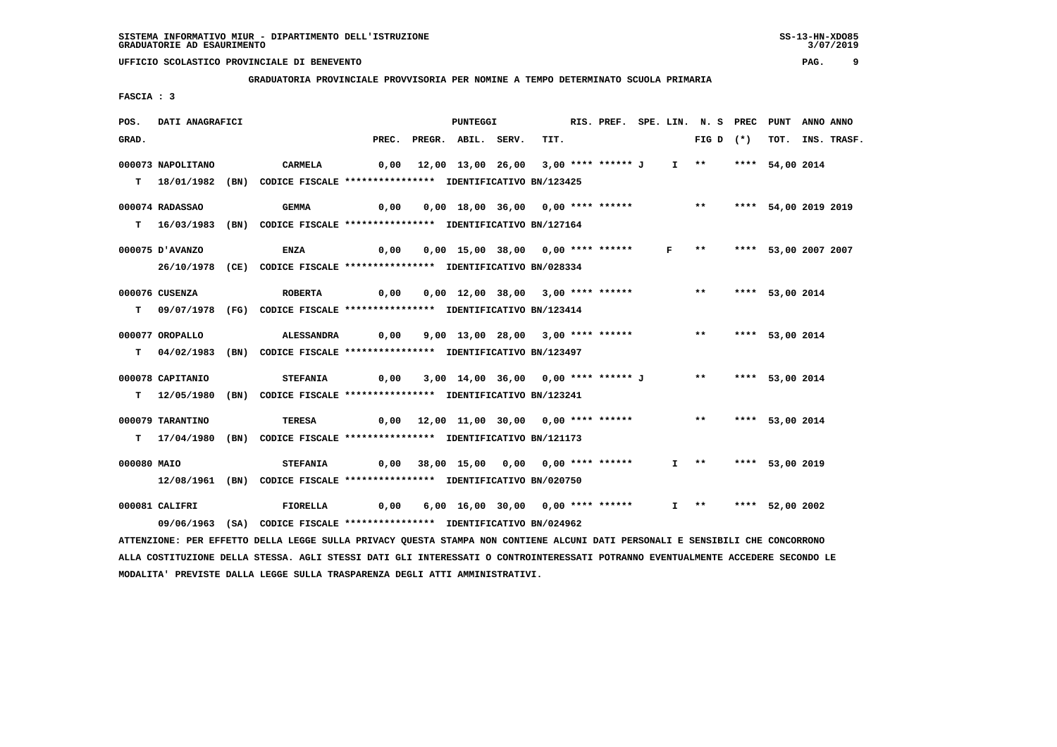SISTEMA INFORMATIVO MIUR - DIPARTIMENTO DELL'ISTRUZIONE
GRADUATORIE AD ESAURIMENTO

UFFICIO SCOLASTICO PROVINCIALE DI BENEVENTO

**GRADUATORIA PROVINCIALE PROVVISORIA PER NOMINE A TEMPO DETERMINATO SCUOLA PRIMARIA**

FASCIA : 3

| POS. GRAD. | DATI ANAGRAFICI | | PREC. | PREGR. | ABIL. | SERV. | TIT. | RIS. PREF. | SPE. LIN. | N. S FIG D | PREC (*) | PUNT TOT. | ANNO INS. | ANNO TRASF. |
|---|---|---|---|---|---|---|---|---|---|---|---|---|---|---|
| 000073 | NAPOLITANO | CARMELA | 0,00 | 12,00 | 13,00 | 26,00 | 3,00 | **** ****** J | I | ** | **** | 54,00 | 2014 | |
| T | 18/01/1982 (BN) | CODICE FISCALE **************** IDENTIFICATIVO BN/123425 | | | | | | | | | | | | |
| 000074 | RADASSAO | GEMMA | 0,00 | 0,00 | 18,00 | 36,00 | 0,00 | **** ****** | | ** | **** | 54,00 | 2019 | 2019 |
| T | 16/03/1983 (BN) | CODICE FISCALE **************** IDENTIFICATIVO BN/127164 | | | | | | | | | | | | |
| 000075 | D'AVANZO | ENZA | 0,00 | 0,00 | 15,00 | 38,00 | 0,00 | **** ****** | F | ** | **** | 53,00 | 2007 | 2007 |
| | 26/10/1978 (CE) | CODICE FISCALE **************** IDENTIFICATIVO BN/028334 | | | | | | | | | | | | |
| 000076 | CUSENZA | ROBERTA | 0,00 | 0,00 | 12,00 | 38,00 | 3,00 | **** ****** | | ** | **** | 53,00 | 2014 | |
| T | 09/07/1978 (FG) | CODICE FISCALE **************** IDENTIFICATIVO BN/123414 | | | | | | | | | | | | |
| 000077 | OROPALLO | ALESSANDRA | 0,00 | 9,00 | 13,00 | 28,00 | 3,00 | **** ****** | | ** | **** | 53,00 | 2014 | |
| T | 04/02/1983 (BN) | CODICE FISCALE **************** IDENTIFICATIVO BN/123497 | | | | | | | | | | | | |
| 000078 | CAPITANIO | STEFANIA | 0,00 | 3,00 | 14,00 | 36,00 | 0,00 | **** ****** J | | ** | **** | 53,00 | 2014 | |
| T | 12/05/1980 (BN) | CODICE FISCALE **************** IDENTIFICATIVO BN/123241 | | | | | | | | | | | | |
| 000079 | TARANTINO | TERESA | 0,00 | 12,00 | 11,00 | 30,00 | 0,00 | **** ****** | | ** | **** | 53,00 | 2014 | |
| T | 17/04/1980 (BN) | CODICE FISCALE **************** IDENTIFICATIVO BN/121173 | | | | | | | | | | | | |
| 000080 | MAIO | STEFANIA | 0,00 | 38,00 | 15,00 | 0,00 | 0,00 | **** ****** | I | ** | **** | 53,00 | 2019 | |
| | 12/08/1961 (BN) | CODICE FISCALE **************** IDENTIFICATIVO BN/020750 | | | | | | | | | | | | |
| 000081 | CALIFRI | FIORELLA | 0,00 | 6,00 | 16,00 | 30,00 | 0,00 | **** ****** | I | ** | **** | 52,00 | 2002 | |
| | 09/06/1963 (SA) | CODICE FISCALE **************** IDENTIFICATIVO BN/024962 | | | | | | | | | | | | |

ATTENZIONE: PER EFFETTO DELLA LEGGE SULLA PRIVACY QUESTA STAMPA NON CONTIENE ALCUNI DATI PERSONALI E SENSIBILI CHE CONCORRONO ALLA COSTITUZIONE DELLA STESSA. AGLI STESSI DATI GLI INTERESSATI O CONTROINTERESSATI POTRANNO EVENTUALMENTE ACCEDERE SECONDO LE MODALITA' PREVISTE DALLA LEGGE SULLA TRASPARENZA DEGLI ATTI AMMINISTRATIVI.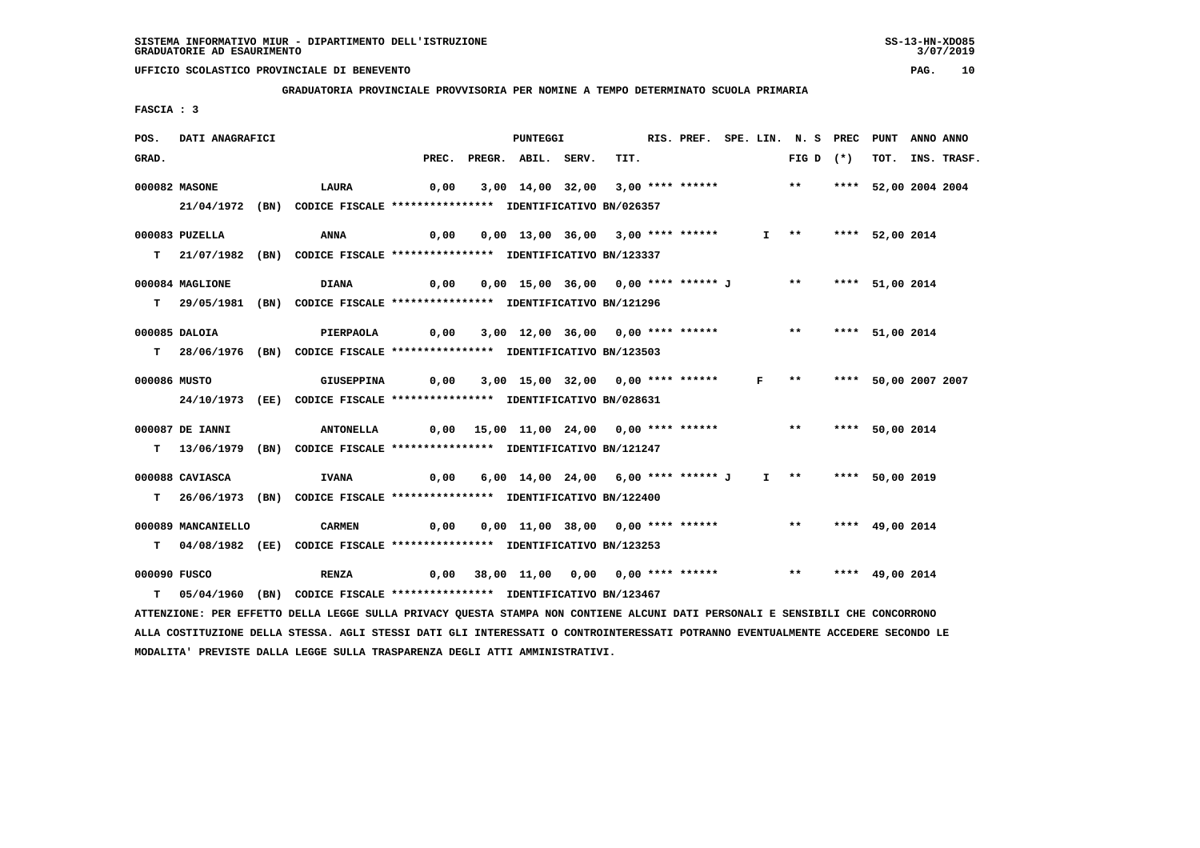SISTEMA INFORMATIVO MIUR - DIPARTIMENTO DELL'ISTRUZIONE
GRADUATORIE AD ESAURIMENTO

UFFICIO SCOLASTICO PROVINCIALE DI BENEVENTO

**GRADUATORIA PROVINCIALE PROVVISORIA PER NOMINE A TEMPO DETERMINATO SCUOLA PRIMARIA**

FASCIA : 3

| POS. GRAD. | DATI ANAGRAFICI | | PREC. | PREGR. | ABIL. | SERV. | TIT. | RIS. PREF. | SPE. LIN. | N. S FIG D | PREC (*) | PUNT TOT. | ANNO INS. | ANNO TRASF. |
|---|---|---|---|---|---|---|---|---|---|---|---|---|---|---|
| 000082 | MASONE | LAURA | 0,00 | 3,00 | 14,00 | 32,00 | 3,00 | **** ****** | | ** | **** | 52,00 | 2004 | 2004 |
| | 21/04/1972 (BN) CODICE FISCALE **************** IDENTIFICATIVO BN/026357 | | | | | | | | | | | | | |
| 000083 | PUZELLA | ANNA | 0,00 | 0,00 | 13,00 | 36,00 | 3,00 | **** ****** | I | ** | **** | 52,00 | 2014 | |
| T | 21/07/1982 (BN) CODICE FISCALE **************** IDENTIFICATIVO BN/123337 | | | | | | | | | | | | | |
| 000084 | MAGLIONE | DIANA | 0,00 | 0,00 | 15,00 | 36,00 | 0,00 | **** ****** J | | ** | **** | 51,00 | 2014 | |
| T | 29/05/1981 (BN) CODICE FISCALE **************** IDENTIFICATIVO BN/121296 | | | | | | | | | | | | | |
| 000085 | DALOIA | PIERPAOLA | 0,00 | 3,00 | 12,00 | 36,00 | 0,00 | **** ****** | | ** | **** | 51,00 | 2014 | |
| T | 28/06/1976 (BN) CODICE FISCALE **************** IDENTIFICATIVO BN/123503 | | | | | | | | | | | | | |
| 000086 | MUSTO | GIUSEPPINA | 0,00 | 3,00 | 15,00 | 32,00 | 0,00 | **** ****** | F | ** | **** | 50,00 | 2007 | 2007 |
| | 24/10/1973 (EE) CODICE FISCALE **************** IDENTIFICATIVO BN/028631 | | | | | | | | | | | | | |
| 000087 | DE IANNI | ANTONELLA | 0,00 | 15,00 | 11,00 | 24,00 | 0,00 | **** ****** | | ** | **** | 50,00 | 2014 | |
| T | 13/06/1979 (BN) CODICE FISCALE **************** IDENTIFICATIVO BN/121247 | | | | | | | | | | | | | |
| 000088 | CAVIASCA | IVANA | 0,00 | 6,00 | 14,00 | 24,00 | 6,00 | **** ****** J | I | ** | **** | 50,00 | 2019 | |
| T | 26/06/1973 (BN) CODICE FISCALE **************** IDENTIFICATIVO BN/122400 | | | | | | | | | | | | | |
| 000089 | MANCANIELLO | CARMEN | 0,00 | 0,00 | 11,00 | 38,00 | 0,00 | **** ****** | | ** | **** | 49,00 | 2014 | |
| T | 04/08/1982 (EE) CODICE FISCALE **************** IDENTIFICATIVO BN/123253 | | | | | | | | | | | | | |
| 000090 | FUSCO | RENZA | 0,00 | 38,00 | 11,00 | 0,00 | 0,00 | **** ****** | | ** | **** | 49,00 | 2014 | |
| T | 05/04/1960 (BN) CODICE FISCALE **************** IDENTIFICATIVO BN/123467 | | | | | | | | | | | | | |

ATTENZIONE: PER EFFETTO DELLA LEGGE SULLA PRIVACY QUESTA STAMPA NON CONTIENE ALCUNI DATI PERSONALI E SENSIBILI CHE CONCORRONO ALLA COSTITUZIONE DELLA STESSA. AGLI STESSI DATI GLI INTERESSATI O CONTROINTERESSATI POTRANNO EVENTUALMENTE ACCEDERE SECONDO LE MODALITA' PREVISTE DALLA LEGGE SULLA TRASPARENZA DEGLI ATTI AMMINISTRATIVI.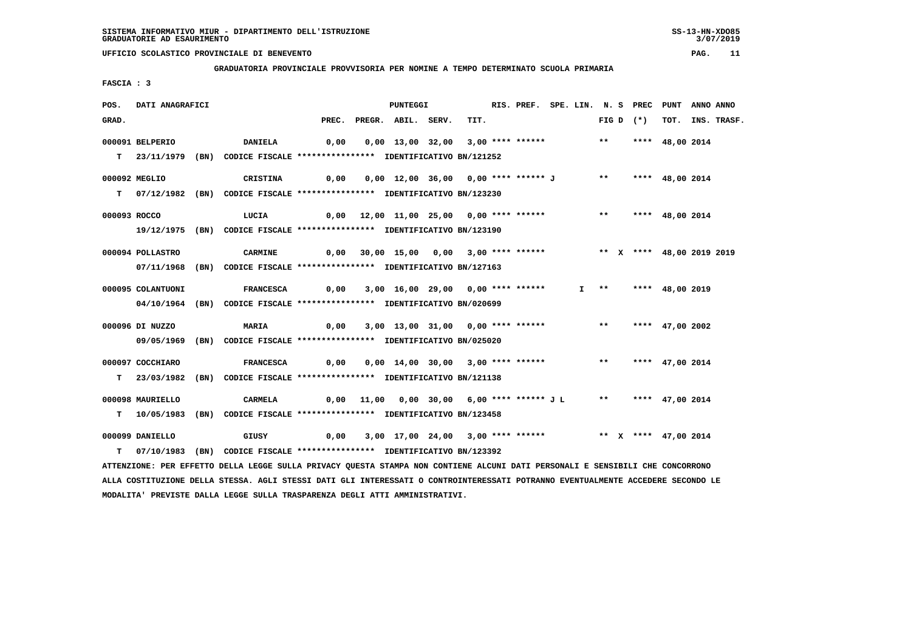SISTEMA INFORMATIVO MIUR - DIPARTIMENTO DELL'ISTRUZIONE
GRADUATORIE AD ESAURIMENTO

UFFICIO SCOLASTICO PROVINCIALE DI BENEVENTO

GRADUATORIA PROVINCIALE PROVVISORIA PER NOMINE A TEMPO DETERMINATO SCUOLA PRIMARIA

FASCIA : 3

| POS. GRAD. | DATI ANAGRAFICI | | PREC. | PREGR. | ABIL. | SERV. | TIT. | RIS. PREF. | SPE. LIN. | N. S FIG D | PREC (*) | PUNT TOT. | ANNO INS. | ANNO TRASF. |
|---|---|---|---|---|---|---|---|---|---|---|---|---|---|---|
| 000091 BELPERIO | DANIELA | | 0,00 | 0,00 | 13,00 | 32,00 | 3,00 | **** ****** | | ** | **** | 48,00 | 2014 | |
| T 23/11/1979 (BN) | CODICE FISCALE **************** | IDENTIFICATIVO BN/121252 | | | | | | | | | | | | |
| 000092 MEGLIO | CRISTINA | | 0,00 | 0,00 | 12,00 | 36,00 | 0,00 | **** ****** J | | ** | **** | 48,00 | 2014 | |
| T 07/12/1982 (BN) | CODICE FISCALE **************** | IDENTIFICATIVO BN/123230 | | | | | | | | | | | | |
| 000093 ROCCO | LUCIA | | 0,00 | 12,00 | 11,00 | 25,00 | 0,00 | **** ****** | | ** | **** | 48,00 | 2014 | |
| 19/12/1975 (BN) | CODICE FISCALE **************** | IDENTIFICATIVO BN/123190 | | | | | | | | | | | | |
| 000094 POLLASTRO | CARMINE | | 0,00 | 30,00 | 15,00 | 0,00 | 3,00 | **** ****** | | ** X | **** | 48,00 | 2019 | 2019 |
| 07/11/1968 (BN) | CODICE FISCALE **************** | IDENTIFICATIVO BN/127163 | | | | | | | | | | | | |
| 000095 COLANTUONI | FRANCESCA | | 0,00 | 3,00 | 16,00 | 29,00 | 0,00 | **** ****** | I | ** | **** | 48,00 | 2019 | |
| 04/10/1964 (BN) | CODICE FISCALE **************** | IDENTIFICATIVO BN/020699 | | | | | | | | | | | | |
| 000096 DI NUZZO | MARIA | | 0,00 | 3,00 | 13,00 | 31,00 | 0,00 | **** ****** | | ** | **** | 47,00 | 2002 | |
| 09/05/1969 (BN) | CODICE FISCALE **************** | IDENTIFICATIVO BN/025020 | | | | | | | | | | | | |
| 000097 COCCHIARO | FRANCESCA | | 0,00 | 0,00 | 14,00 | 30,00 | 3,00 | **** ****** | | ** | **** | 47,00 | 2014 | |
| T 23/03/1982 (BN) | CODICE FISCALE **************** | IDENTIFICATIVO BN/121138 | | | | | | | | | | | | |
| 000098 MAURIELLO | CARMELA | | 0,00 | 11,00 | 0,00 | 30,00 | 6,00 | **** ****** J L | | ** | **** | 47,00 | 2014 | |
| T 10/05/1983 (BN) | CODICE FISCALE **************** | IDENTIFICATIVO BN/123458 | | | | | | | | | | | | |
| 000099 DANIELLO | GIUSY | | 0,00 | 3,00 | 17,00 | 24,00 | 3,00 | **** ****** | | ** X | **** | 47,00 | 2014 | |
| T 07/10/1983 (BN) | CODICE FISCALE **************** | IDENTIFICATIVO BN/123392 | | | | | | | | | | | | |

ATTENZIONE: PER EFFETTO DELLA LEGGE SULLA PRIVACY QUESTA STAMPA NON CONTIENE ALCUNI DATI PERSONALI E SENSIBILI CHE CONCORRONO ALLA COSTITUZIONE DELLA STESSA. AGLI STESSI DATI GLI INTERESSATI O CONTROINTERESSATI POTRANNO EVENTUALMENTE ACCEDERE SECONDO LE MODALITA' PREVISTE DALLA LEGGE SULLA TRASPARENZA DEGLI ATTI AMMINISTRATIVI.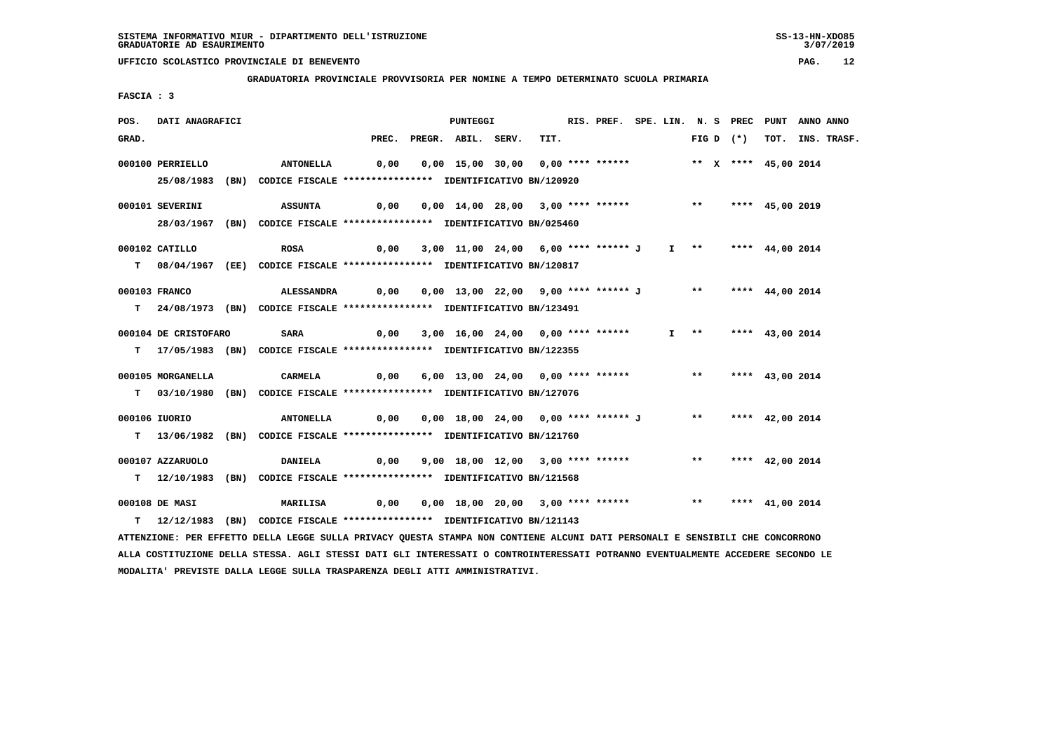SISTEMA INFORMATIVO MIUR - DIPARTIMENTO DELL'ISTRUZIONE
GRADUATORIE AD ESAURIMENTO

UFFICIO SCOLASTICO PROVINCIALE DI BENEVENTO

GRADUATORIA PROVINCIALE PROVVISORIA PER NOMINE A TEMPO DETERMINATO SCUOLA PRIMARIA

FASCIA : 3

| POS. GRAD. | DATI ANAGRAFICI | | PREC. | PREGR. | ABIL. | SERV. | TIT. | RIS. PREF. | SPE. LIN. | N. S FIG D | PREC (*) | PUNT TOT. | ANNO INS. | ANNO TRASF. |
|---|---|---|---|---|---|---|---|---|---|---|---|---|---|---|
| 000100 | PERRIELLO | ANTONELLA | 0,00 | 0,00 | 15,00 | 30,00 | 0,00 | **** ****** | | ** X | **** | 45,00 | 2014 | |
| | 25/08/1983 (BN) CODICE FISCALE **************** IDENTIFICATIVO BN/120920 | | | | | | | | | | | | | |
| 000101 | SEVERINI | ASSUNTA | 0,00 | 0,00 | 14,00 | 28,00 | 3,00 | **** ****** | | ** | **** | 45,00 | 2019 | |
| | 28/03/1967 (BN) CODICE FISCALE **************** IDENTIFICATIVO BN/025460 | | | | | | | | | | | | | |
| 000102 | CATILLO | ROSA | 0,00 | 3,00 | 11,00 | 24,00 | 6,00 | **** ****** J | I | ** | **** | 44,00 | 2014 | |
| T | 08/04/1967 (EE) CODICE FISCALE **************** IDENTIFICATIVO BN/120817 | | | | | | | | | | | | | |
| 000103 | FRANCO | ALESSANDRA | 0,00 | 0,00 | 13,00 | 22,00 | 9,00 | **** ****** J | | ** | **** | 44,00 | 2014 | |
| T | 24/08/1973 (BN) CODICE FISCALE **************** IDENTIFICATIVO BN/123491 | | | | | | | | | | | | | |
| 000104 | DE CRISTOFARO | SARA | 0,00 | 3,00 | 16,00 | 24,00 | 0,00 | **** ****** | I | ** | **** | 43,00 | 2014 | |
| T | 17/05/1983 (BN) CODICE FISCALE **************** IDENTIFICATIVO BN/122355 | | | | | | | | | | | | | |
| 000105 | MORGANELLA | CARMELA | 0,00 | 6,00 | 13,00 | 24,00 | 0,00 | **** ****** | | ** | **** | 43,00 | 2014 | |
| T | 03/10/1980 (BN) CODICE FISCALE **************** IDENTIFICATIVO BN/127076 | | | | | | | | | | | | | |
| 000106 | IUORIO | ANTONELLA | 0,00 | 0,00 | 18,00 | 24,00 | 0,00 | **** ****** J | | ** | **** | 42,00 | 2014 | |
| T | 13/06/1982 (BN) CODICE FISCALE **************** IDENTIFICATIVO BN/121760 | | | | | | | | | | | | | |
| 000107 | AZZARUOLO | DANIELA | 0,00 | 9,00 | 18,00 | 12,00 | 3,00 | **** ****** | | ** | **** | 42,00 | 2014 | |
| T | 12/10/1983 (BN) CODICE FISCALE **************** IDENTIFICATIVO BN/121568 | | | | | | | | | | | | | |
| 000108 | DE MASI | MARILISA | 0,00 | 0,00 | 18,00 | 20,00 | 3,00 | **** ****** | | ** | **** | 41,00 | 2014 | |
| T | 12/12/1983 (BN) CODICE FISCALE **************** IDENTIFICATIVO BN/121143 | | | | | | | | | | | | | |

ATTENZIONE: PER EFFETTO DELLA LEGGE SULLA PRIVACY QUESTA STAMPA NON CONTIENE ALCUNI DATI PERSONALI E SENSIBILI CHE CONCORRONO ALLA COSTITUZIONE DELLA STESSA. AGLI STESSI DATI GLI INTERESSATI O CONTROINTERESSATI POTRANNO EVENTUALMENTE ACCEDERE SECONDO LE MODALITA' PREVISTE DALLA LEGGE SULLA TRASPARENZA DEGLI ATTI AMMINISTRATIVI.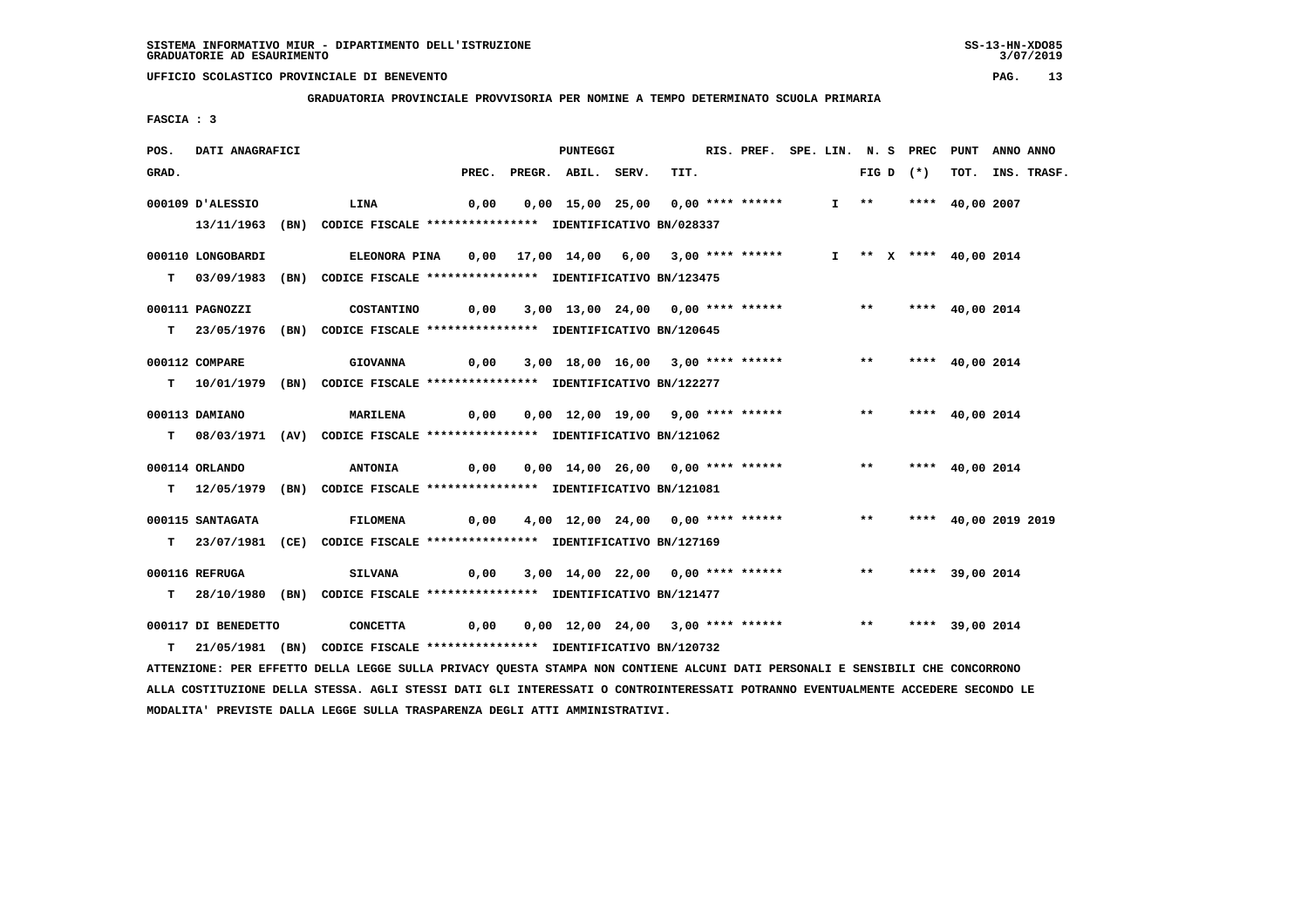SISTEMA INFORMATIVO MIUR - DIPARTIMENTO DELL'ISTRUZIONE
GRADUATORIE AD ESAURIMENTO

UFFICIO SCOLASTICO PROVINCIALE DI BENEVENTO

GRADUATORIA PROVINCIALE PROVVISORIA PER NOMINE A TEMPO DETERMINATO SCUOLA PRIMARIA

FASCIA : 3

| POS. GRAD. | DATI ANAGRAFICI | | PREC. | PREGR. | ABIL. | SERV. | TIT. | RIS. PREF. | SPE. LIN. | N. S FIG D | PREC (*) | PUNT TOT. | ANNO INS. | ANNO TRASF. |
|---|---|---|---|---|---|---|---|---|---|---|---|---|---|---|
| 000109 | D'ALESSIO | LINA | 0,00 | 0,00 | 15,00 | 25,00 | 0,00 | **** ****** | I | ** | **** | 40,00 | 2007 | |
| | 13/11/1963 (BN) CODICE FISCALE **************** IDENTIFICATIVO BN/028337 | | | | | | | | | | | | | |
| 000110 | LONGOBARDI | ELEONORA PINA | 0,00 | 17,00 | 14,00 | 6,00 | 3,00 | **** ****** | I | ** X | **** | 40,00 | 2014 | |
| T | 03/09/1983 (BN) CODICE FISCALE **************** IDENTIFICATIVO BN/123475 | | | | | | | | | | | | | |
| 000111 | PAGNOZZI | COSTANTINO | 0,00 | 3,00 | 13,00 | 24,00 | 0,00 | **** ****** | | ** | **** | 40,00 | 2014 | |
| T | 23/05/1976 (BN) CODICE FISCALE **************** IDENTIFICATIVO BN/120645 | | | | | | | | | | | | | |
| 000112 | COMPARE | GIOVANNA | 0,00 | 3,00 | 18,00 | 16,00 | 3,00 | **** ****** | | ** | **** | 40,00 | 2014 | |
| T | 10/01/1979 (BN) CODICE FISCALE **************** IDENTIFICATIVO BN/122277 | | | | | | | | | | | | | |
| 000113 | DAMIANO | MARILENA | 0,00 | 0,00 | 12,00 | 19,00 | 9,00 | **** ****** | | ** | **** | 40,00 | 2014 | |
| T | 08/03/1971 (AV) CODICE FISCALE **************** IDENTIFICATIVO BN/121062 | | | | | | | | | | | | | |
| 000114 | ORLANDO | ANTONIA | 0,00 | 0,00 | 14,00 | 26,00 | 0,00 | **** ****** | | ** | **** | 40,00 | 2014 | |
| T | 12/05/1979 (BN) CODICE FISCALE **************** IDENTIFICATIVO BN/121081 | | | | | | | | | | | | | |
| 000115 | SANTAGATA | FILOMENA | 0,00 | 4,00 | 12,00 | 24,00 | 0,00 | **** ****** | | ** | **** | 40,00 | 2019 | 2019 |
| T | 23/07/1981 (CE) CODICE FISCALE **************** IDENTIFICATIVO BN/127169 | | | | | | | | | | | | | |
| 000116 | REFRUGA | SILVANA | 0,00 | 3,00 | 14,00 | 22,00 | 0,00 | **** ****** | | ** | **** | 39,00 | 2014 | |
| T | 28/10/1980 (BN) CODICE FISCALE **************** IDENTIFICATIVO BN/121477 | | | | | | | | | | | | | |
| 000117 | DI BENEDETTO | CONCETTA | 0,00 | 0,00 | 12,00 | 24,00 | 3,00 | **** ****** | | ** | **** | 39,00 | 2014 | |
| T | 21/05/1981 (BN) CODICE FISCALE **************** IDENTIFICATIVO BN/120732 | | | | | | | | | | | | | |

ATTENZIONE: PER EFFETTO DELLA LEGGE SULLA PRIVACY QUESTA STAMPA NON CONTIENE ALCUNI DATI PERSONALI E SENSIBILI CHE CONCORRONO ALLA COSTITUZIONE DELLA STESSA. AGLI STESSI DATI GLI INTERESSATI O CONTROINTERESSATI POTRANNO EVENTUALMENTE ACCEDERE SECONDO LE MODALITA' PREVISTE DALLA LEGGE SULLA TRASPARENZA DEGLI ATTI AMMINISTRATIVI.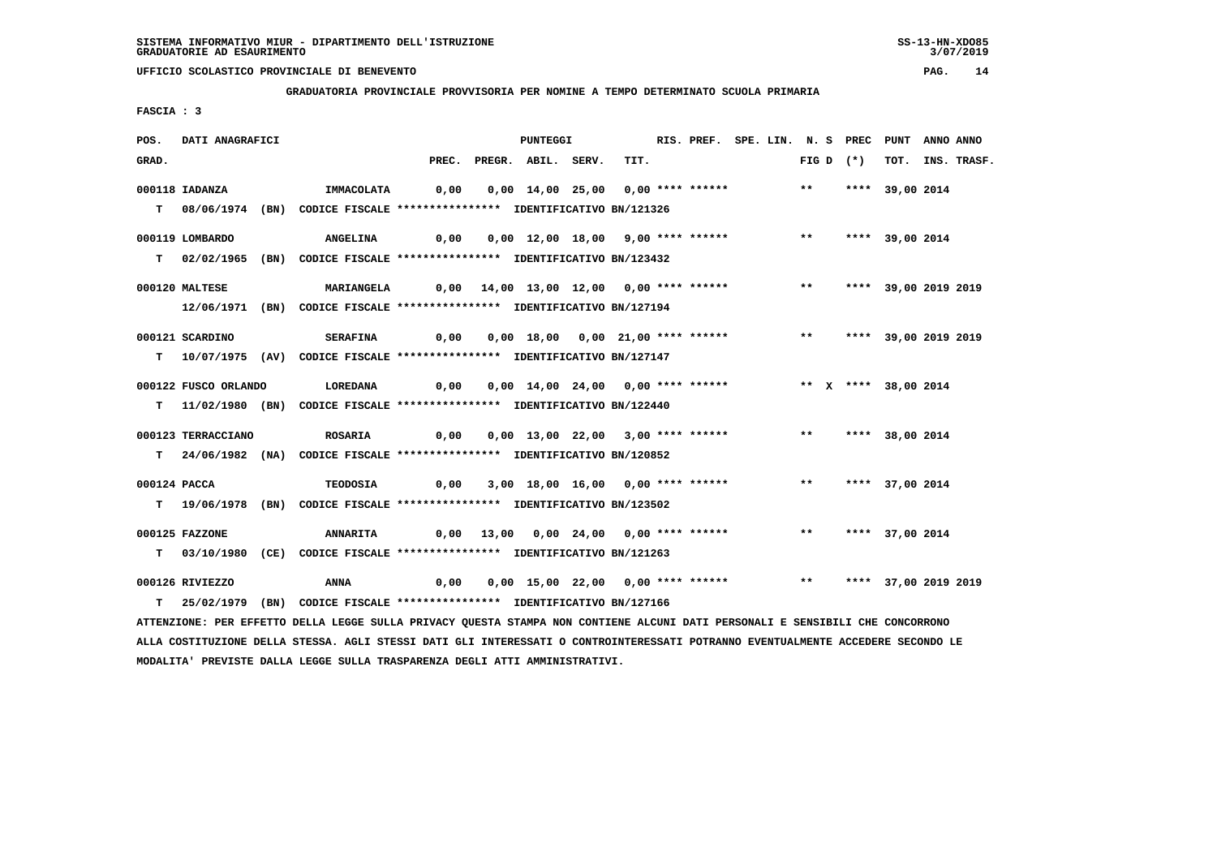SISTEMA INFORMATIVO MIUR - DIPARTIMENTO DELL'ISTRUZIONE
GRADUATORIE AD ESAURIMENTO

UFFICIO SCOLASTICO PROVINCIALE DI BENEVENTO

**GRADUATORIA PROVINCIALE PROVVISORIA PER NOMINE A TEMPO DETERMINATO SCUOLA PRIMARIA**

FASCIA : 3

| POS. GRAD. | DATI ANAGRAFICI | | PREC. | PREGR. | ABIL. | SERV. | TIT. | RIS. PREF. | SPE. LIN. | N. S FIG D | PREC (*) | PUNT TOT. | ANNO INS. | ANNO TRASF. |
|---|---|---|---|---|---|---|---|---|---|---|---|---|---|---|
| 000118 | IADANZA | IMMACOLATA | 0,00 | 0,00 | 14,00 | 25,00 | 0,00 | **** ****** | | ** | **** | 39,00 | 2014 | |
| T | 08/06/1974 (BN) | CODICE FISCALE **************** IDENTIFICATIVO BN/121326 | | | | | | | | | | | | |
| 000119 | LOMBARDO | ANGELINA | 0,00 | 0,00 | 12,00 | 18,00 | 9,00 | **** ****** | | ** | **** | 39,00 | 2014 | |
| T | 02/02/1965 (BN) | CODICE FISCALE **************** IDENTIFICATIVO BN/123432 | | | | | | | | | | | | |
| 000120 | MALTESE | MARIANGELA | 0,00 | 14,00 | 13,00 | 12,00 | 0,00 | **** ****** | | ** | **** | 39,00 | 2019 | 2019 |
| | 12/06/1971 (BN) | CODICE FISCALE **************** IDENTIFICATIVO BN/127194 | | | | | | | | | | | | |
| 000121 | SCARDINO | SERAFINA | 0,00 | 0,00 | 18,00 | 0,00 | 21,00 | **** ****** | | ** | **** | 39,00 | 2019 | 2019 |
| T | 10/07/1975 (AV) | CODICE FISCALE **************** IDENTIFICATIVO BN/127147 | | | | | | | | | | | | |
| 000122 | FUSCO ORLANDO | LOREDANA | 0,00 | 0,00 | 14,00 | 24,00 | 0,00 | **** ****** | | ** X | **** | 38,00 | 2014 | |
| T | 11/02/1980 (BN) | CODICE FISCALE **************** IDENTIFICATIVO BN/122440 | | | | | | | | | | | | |
| 000123 | TERRACCIANO | ROSARIA | 0,00 | 0,00 | 13,00 | 22,00 | 3,00 | **** ****** | | ** | **** | 38,00 | 2014 | |
| T | 24/06/1982 (NA) | CODICE FISCALE **************** IDENTIFICATIVO BN/120852 | | | | | | | | | | | | |
| 000124 | PACCA | TEODOSIA | 0,00 | 3,00 | 18,00 | 16,00 | 0,00 | **** ****** | | ** | **** | 37,00 | 2014 | |
| T | 19/06/1978 (BN) | CODICE FISCALE **************** IDENTIFICATIVO BN/123502 | | | | | | | | | | | | |
| 000125 | FAZZONE | ANNARITA | 0,00 | 13,00 | 0,00 | 24,00 | 0,00 | **** ****** | | ** | **** | 37,00 | 2014 | |
| T | 03/10/1980 (CE) | CODICE FISCALE **************** IDENTIFICATIVO BN/121263 | | | | | | | | | | | | |
| 000126 | RIVIEZZO | ANNA | 0,00 | 0,00 | 15,00 | 22,00 | 0,00 | **** ****** | | ** | **** | 37,00 | 2019 | 2019 |
| T | 25/02/1979 (BN) | CODICE FISCALE **************** IDENTIFICATIVO BN/127166 | | | | | | | | | | | | |

ATTENZIONE: PER EFFETTO DELLA LEGGE SULLA PRIVACY QUESTA STAMPA NON CONTIENE ALCUNI DATI PERSONALI E SENSIBILI CHE CONCORRONO ALLA COSTITUZIONE DELLA STESSA. AGLI STESSI DATI GLI INTERESSATI O CONTROINTERESSATI POTRANNO EVENTUALMENTE ACCEDERE SECONDO LE MODALITA' PREVISTE DALLA LEGGE SULLA TRASPARENZA DEGLI ATTI AMMINISTRATIVI.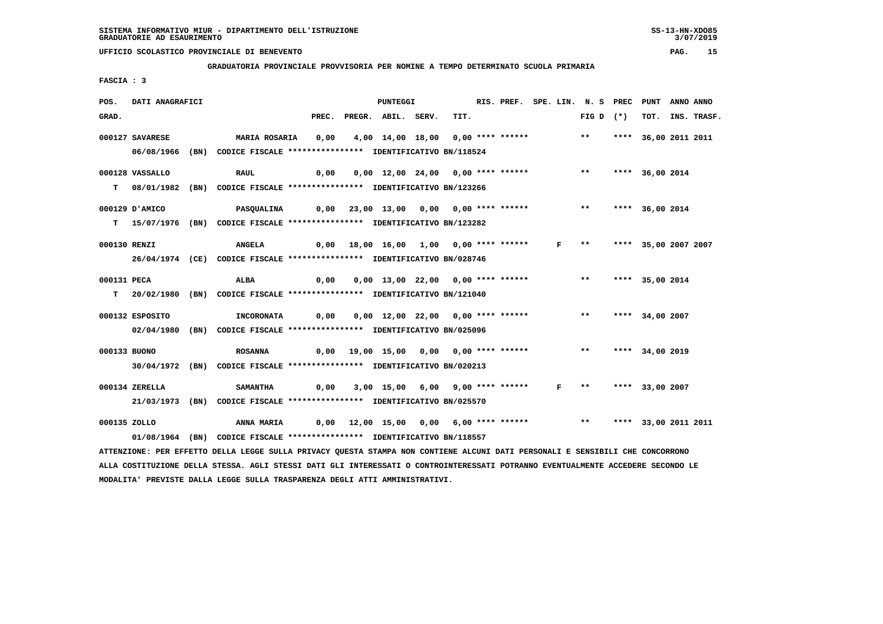SISTEMA INFORMATIVO MIUR - DIPARTIMENTO DELL'ISTRUZIONE
GRADUATORIE AD ESAURIMENTO

UFFICIO SCOLASTICO PROVINCIALE DI BENEVENTO

**GRADUATORIA PROVINCIALE PROVVISORIA PER NOMINE A TEMPO DETERMINATO SCUOLA PRIMARIA**

FASCIA : 3

| POS. GRAD. | DATI ANAGRAFICI | | PREC. | PREGR. | ABIL. | SERV. | TIT. | RIS. PREF. | SPE. LIN. | N. S FIG D | PREC (*) | PUNT TOT. | ANNO INS. | ANNO TRASF. |
|---|---|---|---|---|---|---|---|---|---|---|---|---|---|---|
| 000127 | SAVARESE | MARIA ROSARIA | 0,00 | 4,00 | 14,00 | 18,00 | 0,00 | **** ****** | | ** | **** | 36,00 | 2011 | 2011 |
| | 06/08/1966 (BN) | CODICE FISCALE **************** IDENTIFICATIVO BN/118524 | | | | | | | | | | | | |
| 000128 | VASSALLO | RAUL | 0,00 | 0,00 | 12,00 | 24,00 | 0,00 | **** ****** | | ** | **** | 36,00 | 2014 | |
| T | 08/01/1982 (BN) | CODICE FISCALE **************** IDENTIFICATIVO BN/123266 | | | | | | | | | | | | |
| 000129 | D'AMICO | PASQUALINA | 0,00 | 23,00 | 13,00 | 0,00 | 0,00 | **** ****** | | ** | **** | 36,00 | 2014 | |
| T | 15/07/1976 (BN) | CODICE FISCALE **************** IDENTIFICATIVO BN/123282 | | | | | | | | | | | | |
| 000130 | RENZI | ANGELA | 0,00 | 18,00 | 16,00 | 1,00 | 0,00 | **** ****** | F | ** | **** | 35,00 | 2007 | 2007 |
| | 26/04/1974 (CE) | CODICE FISCALE **************** IDENTIFICATIVO BN/028746 | | | | | | | | | | | | |
| 000131 | PECA | ALBA | 0,00 | 0,00 | 13,00 | 22,00 | 0,00 | **** ****** | | ** | **** | 35,00 | 2014 | |
| T | 20/02/1980 (BN) | CODICE FISCALE **************** IDENTIFICATIVO BN/121040 | | | | | | | | | | | | |
| 000132 | ESPOSITO | INCORONATA | 0,00 | 0,00 | 12,00 | 22,00 | 0,00 | **** ****** | | ** | **** | 34,00 | 2007 | |
| | 02/04/1980 (BN) | CODICE FISCALE **************** IDENTIFICATIVO BN/025096 | | | | | | | | | | | | |
| 000133 | BUONO | ROSANNA | 0,00 | 19,00 | 15,00 | 0,00 | 0,00 | **** ****** | | ** | **** | 34,00 | 2019 | |
| | 30/04/1972 (BN) | CODICE FISCALE **************** IDENTIFICATIVO BN/020213 | | | | | | | | | | | | |
| 000134 | ZERELLA | SAMANTHA | 0,00 | 3,00 | 15,00 | 6,00 | 9,00 | **** ****** | F | ** | **** | 33,00 | 2007 | |
| | 21/03/1973 (BN) | CODICE FISCALE **************** IDENTIFICATIVO BN/025570 | | | | | | | | | | | | |
| 000135 | ZOLLO | ANNA MARIA | 0,00 | 12,00 | 15,00 | 0,00 | 6,00 | **** ****** | | ** | **** | 33,00 | 2011 | 2011 |
| | 01/08/1964 (BN) | CODICE FISCALE **************** IDENTIFICATIVO BN/118557 | | | | | | | | | | | | |

ATTENZIONE: PER EFFETTO DELLA LEGGE SULLA PRIVACY QUESTA STAMPA NON CONTIENE ALCUNI DATI PERSONALI E SENSIBILI CHE CONCORRONO ALLA COSTITUZIONE DELLA STESSA. AGLI STESSI DATI GLI INTERESSATI O CONTROINTERESSATI POTRANNO EVENTUALMENTE ACCEDERE SECONDO LE MODALITA' PREVISTE DALLA LEGGE SULLA TRASPARENZA DEGLI ATTI AMMINISTRATIVI.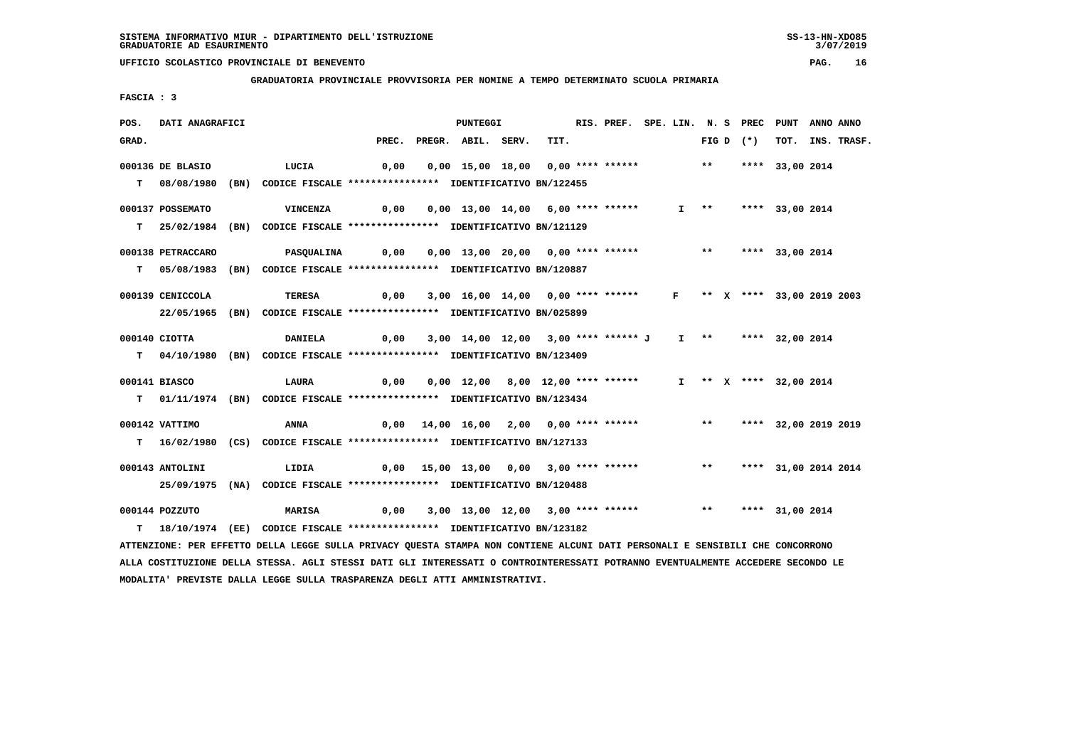SISTEMA INFORMATIVO MIUR - DIPARTIMENTO DELL'ISTRUZIONE
GRADUATORIE AD ESAURIMENTO

UFFICIO SCOLASTICO PROVINCIALE DI BENEVENTO

GRADUATORIA PROVINCIALE PROVVISORIA PER NOMINE A TEMPO DETERMINATO SCUOLA PRIMARIA

FASCIA : 3

| POS. GRAD. | DATI ANAGRAFICI | | PREC. | PREGR. | ABIL. | SERV. | TIT. | RIS. PREF. | SPE. LIN. | N. S FIG D | PREC (*) | PUNT TOT. | ANNO INS. | ANNO TRASF. |
|---|---|---|---|---|---|---|---|---|---|---|---|---|---|---|
| 000136 | DE BLASIO | LUCIA | 0,00 | 0,00 | 15,00 | 18,00 | 0,00 | **** ****** | | ** | **** | 33,00 | 2014 | |
| T | 08/08/1980 (BN) | CODICE FISCALE **************** IDENTIFICATIVO BN/122455 | | | | | | | | | | | | |
| 000137 | POSSEMATO | VINCENZA | 0,00 | 0,00 | 13,00 | 14,00 | 6,00 | **** ****** | I | ** | **** | 33,00 | 2014 | |
| T | 25/02/1984 (BN) | CODICE FISCALE **************** IDENTIFICATIVO BN/121129 | | | | | | | | | | | | |
| 000138 | PETRACCARO | PASQUALINA | 0,00 | 0,00 | 13,00 | 20,00 | 0,00 | **** ****** | | ** | **** | 33,00 | 2014 | |
| T | 05/08/1983 (BN) | CODICE FISCALE **************** IDENTIFICATIVO BN/120887 | | | | | | | | | | | | |
| 000139 | CENICCOLA | TERESA | 0,00 | 3,00 | 16,00 | 14,00 | 0,00 | **** ****** | F | ** X | **** | 33,00 | 2019 | 2003 |
| | 22/05/1965 (BN) | CODICE FISCALE **************** IDENTIFICATIVO BN/025899 | | | | | | | | | | | | |
| 000140 | CIOTTA | DANIELA | 0,00 | 3,00 | 14,00 | 12,00 | 3,00 | **** ****** J | I | ** | **** | 32,00 | 2014 | |
| T | 04/10/1980 (BN) | CODICE FISCALE **************** IDENTIFICATIVO BN/123409 | | | | | | | | | | | | |
| 000141 | BIASCO | LAURA | 0,00 | 0,00 | 12,00 | 8,00 | 12,00 | **** ****** | I | ** X | **** | 32,00 | 2014 | |
| T | 01/11/1974 (BN) | CODICE FISCALE **************** IDENTIFICATIVO BN/123434 | | | | | | | | | | | | |
| 000142 | VATTIMO | ANNA | 0,00 | 14,00 | 16,00 | 2,00 | 0,00 | **** ****** | | ** | **** | 32,00 | 2019 | 2019 |
| T | 16/02/1980 (CS) | CODICE FISCALE **************** IDENTIFICATIVO BN/127133 | | | | | | | | | | | | |
| 000143 | ANTOLINI | LIDIA | 0,00 | 15,00 | 13,00 | 0,00 | 3,00 | **** ****** | | ** | **** | 31,00 | 2014 | 2014 |
| | 25/09/1975 (NA) | CODICE FISCALE **************** IDENTIFICATIVO BN/120488 | | | | | | | | | | | | |
| 000144 | POZZUTO | MARISA | 0,00 | 3,00 | 13,00 | 12,00 | 3,00 | **** ****** | | ** | **** | 31,00 | 2014 | |
| T | 18/10/1974 (EE) | CODICE FISCALE **************** IDENTIFICATIVO BN/123182 | | | | | | | | | | | | |

ATTENZIONE: PER EFFETTO DELLA LEGGE SULLA PRIVACY QUESTA STAMPA NON CONTIENE ALCUNI DATI PERSONALI E SENSIBILI CHE CONCORRONO ALLA COSTITUZIONE DELLA STESSA. AGLI STESSI DATI GLI INTERESSATI O CONTROINTERESSATI POTRANNO EVENTUALMENTE ACCEDERE SECONDO LE MODALITA' PREVISTE DALLA LEGGE SULLA TRASPARENZA DEGLI ATTI AMMINISTRATIVI.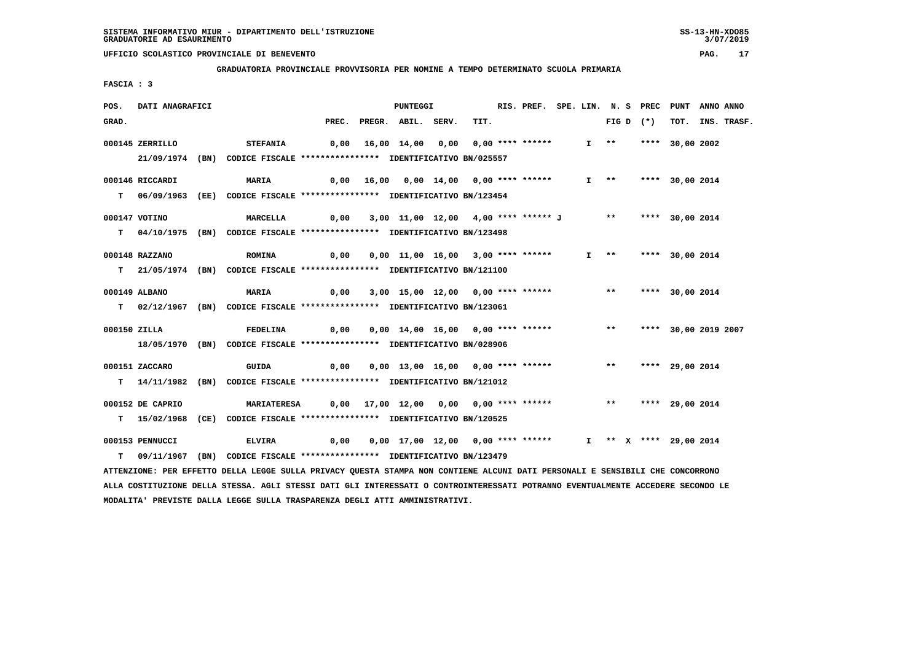**GRADUATORIA PROVINCIALE PROVVISORIA PER NOMINE A TEMPO DETERMINATO SCUOLA PRIMARIA**

**FASCIA : 3**

| POS. GRAD. | DATI ANAGRAFICI | | PREC. | PREGR. | ABIL. | SERV. | TIT. | RIS. | PREF. | SPE. LIN. | N. S FIG D | PREC (*) | PUNT TOT. | ANNO INS. | ANNO TRASF. |
|---|---|---|---|---|---|---|---|---|---|---|---|---|---|---|---|
| 000145 | ZERRILLO | STEFANIA | 0,00 | 16,00 | 14,00 | 0,00 | 0,00 | **** | ****** | I | ** | **** | 30,00 | 2002 | |
| | 21/09/1974 (BN) | CODICE FISCALE **************** IDENTIFICATIVO BN/025557 | | | | | | | | | | | | | |
| 000146 | RICCARDI | MARIA | 0,00 | 16,00 | 0,00 | 14,00 | 0,00 | **** | ****** | I | ** | **** | 30,00 | 2014 | |
| T | 06/09/1963 (EE) | CODICE FISCALE **************** IDENTIFICATIVO BN/123454 | | | | | | | | | | | | | |
| 000147 | VOTINO | MARCELLA | 0,00 | 3,00 | 11,00 | 12,00 | 4,00 | **** | ****** J | | ** | **** | 30,00 | 2014 | |
| T | 04/10/1975 (BN) | CODICE FISCALE **************** IDENTIFICATIVO BN/123498 | | | | | | | | | | | | | |
| 000148 | RAZZANO | ROMINA | 0,00 | 0,00 | 11,00 | 16,00 | 3,00 | **** | ****** | I | ** | **** | 30,00 | 2014 | |
| T | 21/05/1974 (BN) | CODICE FISCALE **************** IDENTIFICATIVO BN/121100 | | | | | | | | | | | | | |
| 000149 | ALBANO | MARIA | 0,00 | 3,00 | 15,00 | 12,00 | 0,00 | **** | ****** | | ** | **** | 30,00 | 2014 | |
| T | 02/12/1967 (BN) | CODICE FISCALE **************** IDENTIFICATIVO BN/123061 | | | | | | | | | | | | | |
| 000150 | ZILLA | FEDELINA | 0,00 | 0,00 | 14,00 | 16,00 | 0,00 | **** | ****** | | ** | **** | 30,00 | 2019 | 2007 |
| | 18/05/1970 (BN) | CODICE FISCALE **************** IDENTIFICATIVO BN/028906 | | | | | | | | | | | | | |
| 000151 | ZACCARO | GUIDA | 0,00 | 0,00 | 13,00 | 16,00 | 0,00 | **** | ****** | | ** | **** | 29,00 | 2014 | |
| T | 14/11/1982 (BN) | CODICE FISCALE **************** IDENTIFICATIVO BN/121012 | | | | | | | | | | | | | |
| 000152 | DE CAPRIO | MARIATERESA | 0,00 | 17,00 | 12,00 | 0,00 | 0,00 | **** | ****** | | ** | **** | 29,00 | 2014 | |
| T | 15/02/1968 (CE) | CODICE FISCALE **************** IDENTIFICATIVO BN/120525 | | | | | | | | | | | | | |
| 000153 | PENNUCCI | ELVIRA | 0,00 | 0,00 | 17,00 | 12,00 | 0,00 | **** | ****** | I | ** X | **** | 29,00 | 2014 | |
| T | 09/11/1967 (BN) | CODICE FISCALE **************** IDENTIFICATIVO BN/123479 | | | | | | | | | | | | | |

ATTENZIONE: PER EFFETTO DELLA LEGGE SULLA PRIVACY QUESTA STAMPA NON CONTIENE ALCUNI DATI PERSONALI E SENSIBILI CHE CONCORRONO ALLA COSTITUZIONE DELLA STESSA. AGLI STESSI DATI GLI INTERESSATI O CONTROINTERESSATI POTRANNO EVENTUALMENTE ACCEDERE SECONDO LE MODALITA' PREVISTE DALLA LEGGE SULLA TRASPARENZA DEGLI ATTI AMMINISTRATIVI.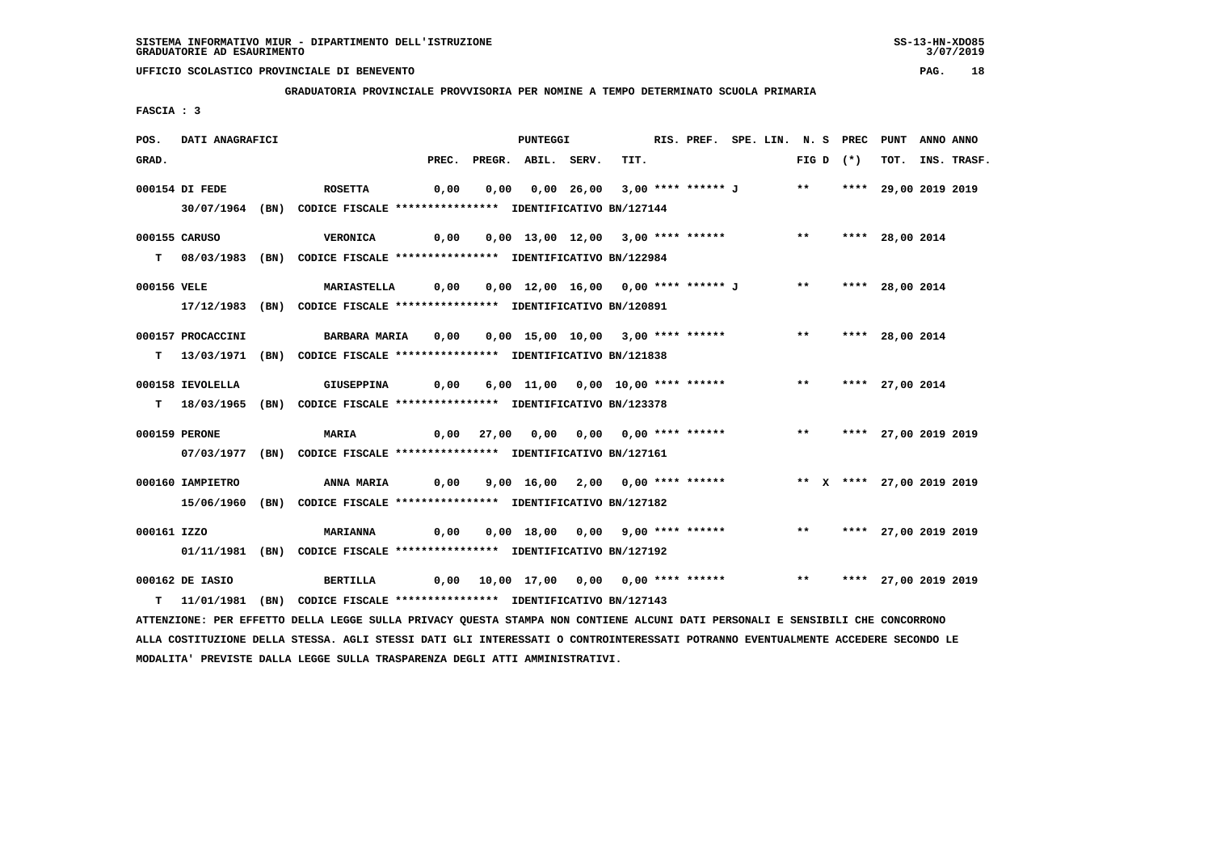SISTEMA INFORMATIVO MIUR - DIPARTIMENTO DELL'ISTRUZIONE
GRADUATORIE AD ESAURIMENTO

UFFICIO SCOLASTICO PROVINCIALE DI BENEVENTO

GRADUATORIA PROVINCIALE PROVVISORIA PER NOMINE A TEMPO DETERMINATO SCUOLA PRIMARIA

FASCIA : 3

| POS. GRAD. | DATI ANAGRAFICI | | PREC. | PREGR. | ABIL. | SERV. | TIT. | RIS. PREF. | SPE. LIN. | N. S FIG D | PREC (*) | PUNT TOT. | ANNO INS. | ANNO TRASF. |
|---|---|---|---|---|---|---|---|---|---|---|---|---|---|---|
| 000154 | DI FEDE | ROSETTA | 0,00 | 0,00 | 0,00 | 26,00 | 3,00 | **** ****** J | | ** | **** | 29,00 | 2019 | 2019 |
| | 30/07/1964 (BN) CODICE FISCALE **************** IDENTIFICATIVO BN/127144 | | | | | | | | | | | | | |
| 000155 | CARUSO | VERONICA | 0,00 | 0,00 | 13,00 | 12,00 | 3,00 | **** ****** | | ** | **** | 28,00 | 2014 | |
| T | 08/03/1983 (BN) CODICE FISCALE **************** IDENTIFICATIVO BN/122984 | | | | | | | | | | | | | |
| 000156 | VELE | MARIASTELLA | 0,00 | 0,00 | 12,00 | 16,00 | 0,00 | **** ****** J | | ** | **** | 28,00 | 2014 | |
| | 17/12/1983 (BN) CODICE FISCALE **************** IDENTIFICATIVO BN/120891 | | | | | | | | | | | | | |
| 000157 | PROCACCINI | BARBARA MARIA | 0,00 | 0,00 | 15,00 | 10,00 | 3,00 | **** ****** | | ** | **** | 28,00 | 2014 | |
| T | 13/03/1971 (BN) CODICE FISCALE **************** IDENTIFICATIVO BN/121838 | | | | | | | | | | | | | |
| 000158 | IEVOLELLA | GIUSEPPINA | 0,00 | 6,00 | 11,00 | 0,00 | 10,00 | **** ****** | | ** | **** | 27,00 | 2014 | |
| T | 18/03/1965 (BN) CODICE FISCALE **************** IDENTIFICATIVO BN/123378 | | | | | | | | | | | | | |
| 000159 | PERONE | MARIA | 0,00 | 27,00 | 0,00 | 0,00 | 0,00 | **** ****** | | ** | **** | 27,00 | 2019 | 2019 |
| | 07/03/1977 (BN) CODICE FISCALE **************** IDENTIFICATIVO BN/127161 | | | | | | | | | | | | | |
| 000160 | IAMPIETRO | ANNA MARIA | 0,00 | 9,00 | 16,00 | 2,00 | 0,00 | **** ****** | | ** X | **** | 27,00 | 2019 | 2019 |
| | 15/06/1960 (BN) CODICE FISCALE **************** IDENTIFICATIVO BN/127182 | | | | | | | | | | | | | |
| 000161 | IZZO | MARIANNA | 0,00 | 0,00 | 18,00 | 0,00 | 9,00 | **** ****** | | ** | **** | 27,00 | 2019 | 2019 |
| | 01/11/1981 (BN) CODICE FISCALE **************** IDENTIFICATIVO BN/127192 | | | | | | | | | | | | | |
| 000162 | DE IASIO | BERTILLA | 0,00 | 10,00 | 17,00 | 0,00 | 0,00 | **** ****** | | ** | **** | 27,00 | 2019 | 2019 |
| T | 11/01/1981 (BN) CODICE FISCALE **************** IDENTIFICATIVO BN/127143 | | | | | | | | | | | | | |

ATTENZIONE: PER EFFETTO DELLA LEGGE SULLA PRIVACY QUESTA STAMPA NON CONTIENE ALCUNI DATI PERSONALI E SENSIBILI CHE CONCORRONO ALLA COSTITUZIONE DELLA STESSA. AGLI STESSI DATI GLI INTERESSATI O CONTROINTERESSATI POTRANNO EVENTUALMENTE ACCEDERE SECONDO LE MODALITA' PREVISTE DALLA LEGGE SULLA TRASPARENZA DEGLI ATTI AMMINISTRATIVI.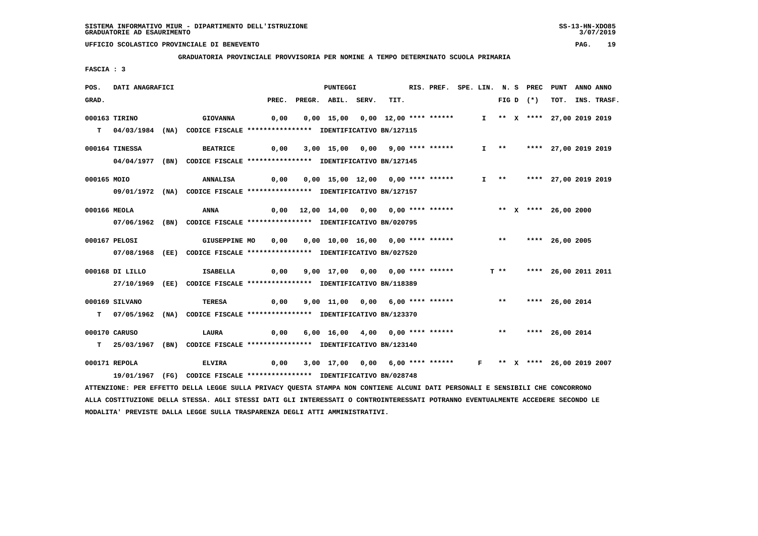SISTEMA INFORMATIVO MIUR - DIPARTIMENTO DELL'ISTRUZIONE
GRADUATORIE AD ESAURIMENTO

UFFICIO SCOLASTICO PROVINCIALE DI BENEVENTO

**GRADUATORIA PROVINCIALE PROVVISORIA PER NOMINE A TEMPO DETERMINATO SCUOLA PRIMARIA**

FASCIA : 3

| POS. GRAD. | | DATI ANAGRAFICI | | | PREC. | PREGR. | ABIL. | SERV. | TIT. | RIS. PREF. | SPE. LIN. | N. S FIG D | PREC (*) | PUNT TOT. | ANNO INS. | ANNO TRASF. |
|---|---|---|---|---|---|---|---|---|---|---|---|---|---|---|---|---|
| 000163 | | TIRINO | GIOVANNA | | 0,00 | 0,00 | 15,00 | 0,00 | 12,00 | **** ****** | I | ** X | **** | 27,00 | 2019 | 2019 |
| | T | 04/03/1984 (NA) | CODICE FISCALE **************** | IDENTIFICATIVO BN/127115 | | | | | | | | | | | | |
| 000164 | | TINESSA | BEATRICE | | 0,00 | 3,00 | 15,00 | 0,00 | 9,00 | **** ****** | I | ** | **** | 27,00 | 2019 | 2019 |
| | | 04/04/1977 (BN) | CODICE FISCALE **************** | IDENTIFICATIVO BN/127145 | | | | | | | | | | | | |
| 000165 | | MOIO | ANNALISA | | 0,00 | 0,00 | 15,00 | 12,00 | 0,00 | **** ****** | I | ** | **** | 27,00 | 2019 | 2019 |
| | | 09/01/1972 (NA) | CODICE FISCALE **************** | IDENTIFICATIVO BN/127157 | | | | | | | | | | | | |
| 000166 | | MEOLA | ANNA | | 0,00 | 12,00 | 14,00 | 0,00 | 0,00 | **** ****** | | ** X | **** | 26,00 | 2000 | |
| | | 07/06/1962 (BN) | CODICE FISCALE **************** | IDENTIFICATIVO BN/020795 | | | | | | | | | | | | |
| 000167 | | PELOSI | GIUSEPPINE MO | | 0,00 | 0,00 | 10,00 | 16,00 | 0,00 | **** ****** | | ** | **** | 26,00 | 2005 | |
| | | 07/08/1968 (EE) | CODICE FISCALE **************** | IDENTIFICATIVO BN/027520 | | | | | | | | | | | | |
| 000168 | | DI LILLO | ISABELLA | | 0,00 | 9,00 | 17,00 | 0,00 | 0,00 | **** ****** | | T ** | **** | 26,00 | 2011 | 2011 |
| | | 27/10/1969 (EE) | CODICE FISCALE **************** | IDENTIFICATIVO BN/118389 | | | | | | | | | | | | |
| 000169 | | SILVANO | TERESA | | 0,00 | 9,00 | 11,00 | 0,00 | 6,00 | **** ****** | | ** | **** | 26,00 | 2014 | |
| | T | 07/05/1962 (NA) | CODICE FISCALE **************** | IDENTIFICATIVO BN/123370 | | | | | | | | | | | | |
| 000170 | | CARUSO | LAURA | | 0,00 | 6,00 | 16,00 | 4,00 | 0,00 | **** ****** | | ** | **** | 26,00 | 2014 | |
| | T | 25/03/1967 (BN) | CODICE FISCALE **************** | IDENTIFICATIVO BN/123140 | | | | | | | | | | | | |
| 000171 | | REPOLA | ELVIRA | | 0,00 | 3,00 | 17,00 | 0,00 | 6,00 | **** ****** | F | ** X | **** | 26,00 | 2019 | 2007 |
| | | 19/01/1967 (FG) | CODICE FISCALE **************** | IDENTIFICATIVO BN/028748 | | | | | | | | | | | | |

ATTENZIONE: PER EFFETTO DELLA LEGGE SULLA PRIVACY QUESTA STAMPA NON CONTIENE ALCUNI DATI PERSONALI E SENSIBILI CHE CONCORRONO ALLA COSTITUZIONE DELLA STESSA. AGLI STESSI DATI GLI INTERESSATI O CONTROINTERESSATI POTRANNO EVENTUALMENTE ACCEDERE SECONDO LE MODALITA' PREVISTE DALLA LEGGE SULLA TRASPARENZA DEGLI ATTI AMMINISTRATIVI.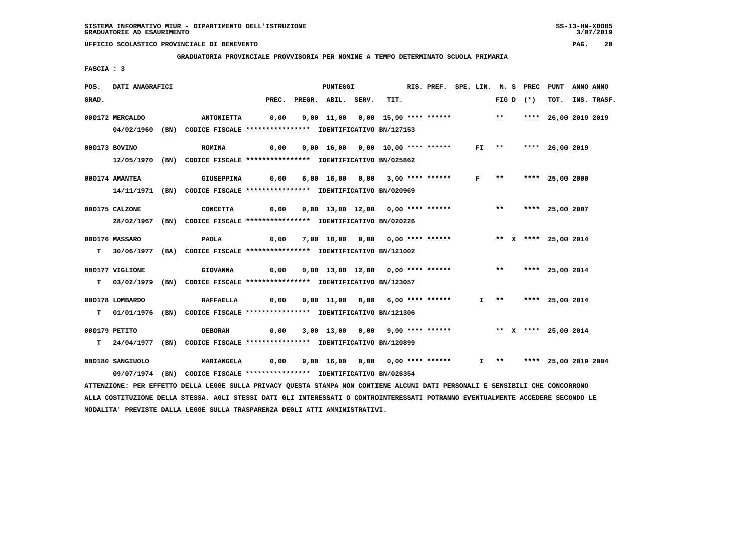SISTEMA INFORMATIVO MIUR - DIPARTIMENTO DELL'ISTRUZIONE
GRADUATORIE AD ESAURIMENTO

UFFICIO SCOLASTICO PROVINCIALE DI BENEVENTO

**GRADUATORIA PROVINCIALE PROVVISORIA PER NOMINE A TEMPO DETERMINATO SCUOLA PRIMARIA**

FASCIA : 3

| POS. GRAD. | DATI ANAGRAFICI | | PREC. | PREGR. | ABIL. | SERV. | TIT. | RIS. PREF. | SPE. LIN. | N. S FIG D | PREC (*) | PUNT TOT. | ANNO INS. | ANNO TRASF. |
|---|---|---|---|---|---|---|---|---|---|---|---|---|---|---|
| 000172 | MERCALDO | ANTONIETTA | 0,00 | 0,00 | 11,00 | 0,00 | 15,00 | **** ****** | | ** | **** | 26,00 | 2019 | 2019 |
| | 04/02/1960 (BN) CODICE FISCALE **************** IDENTIFICATIVO BN/127153 | | | | | | | | | | | | | |
| 000173 | BOVINO | ROMINA | 0,00 | 0,00 | 16,00 | 0,00 | 10,00 | **** ****** | FI | ** | **** | 26,00 | 2019 | |
| | 12/05/1970 (BN) CODICE FISCALE **************** IDENTIFICATIVO BN/025862 | | | | | | | | | | | | | |
| 000174 | AMANTEA | GIUSEPPINA | 0,00 | 6,00 | 16,00 | 0,00 | 3,00 | **** ****** | F | ** | **** | 25,00 | 2000 | |
| | 14/11/1971 (BN) CODICE FISCALE **************** IDENTIFICATIVO BN/020969 | | | | | | | | | | | | | |
| 000175 | CALZONE | CONCETTA | 0,00 | 0,00 | 13,00 | 12,00 | 0,00 | **** ****** | | ** | **** | 25,00 | 2007 | |
| | 28/02/1967 (BN) CODICE FISCALE **************** IDENTIFICATIVO BN/020226 | | | | | | | | | | | | | |
| 000176 | MASSARO | PAOLA | 0,00 | 7,00 | 18,00 | 0,00 | 0,00 | **** ****** | | ** X | **** | 25,00 | 2014 | |
| T | 30/06/1977 (BA) CODICE FISCALE **************** IDENTIFICATIVO BN/121002 | | | | | | | | | | | | | |
| 000177 | VIGLIONE | GIOVANNA | 0,00 | 0,00 | 13,00 | 12,00 | 0,00 | **** ****** | | ** | **** | 25,00 | 2014 | |
| T | 03/02/1979 (BN) CODICE FISCALE **************** IDENTIFICATIVO BN/123057 | | | | | | | | | | | | | |
| 000178 | LOMBARDO | RAFFAELLA | 0,00 | 0,00 | 11,00 | 8,00 | 6,00 | **** ****** | I | ** | **** | 25,00 | 2014 | |
| T | 01/01/1976 (BN) CODICE FISCALE **************** IDENTIFICATIVO BN/121306 | | | | | | | | | | | | | |
| 000179 | PETITO | DEBORAH | 0,00 | 3,00 | 13,00 | 0,00 | 9,00 | **** ****** | | ** X | **** | 25,00 | 2014 | |
| T | 24/04/1977 (BN) CODICE FISCALE **************** IDENTIFICATIVO BN/120899 | | | | | | | | | | | | | |
| 000180 | SANGIUOLO | MARIANGELA | 0,00 | 9,00 | 16,00 | 0,00 | 0,00 | **** ****** | I | ** | **** | 25,00 | 2019 | 2004 |
| | 09/07/1974 (BN) CODICE FISCALE **************** IDENTIFICATIVO BN/026354 | | | | | | | | | | | | | |

ATTENZIONE: PER EFFETTO DELLA LEGGE SULLA PRIVACY QUESTA STAMPA NON CONTIENE ALCUNI DATI PERSONALI E SENSIBILI CHE CONCORRONO ALLA COSTITUZIONE DELLA STESSA. AGLI STESSI DATI GLI INTERESSATI O CONTROINTERESSATI POTRANNO EVENTUALMENTE ACCEDERE SECONDO LE MODALITA' PREVISTE DALLA LEGGE SULLA TRASPARENZA DEGLI ATTI AMMINISTRATIVI.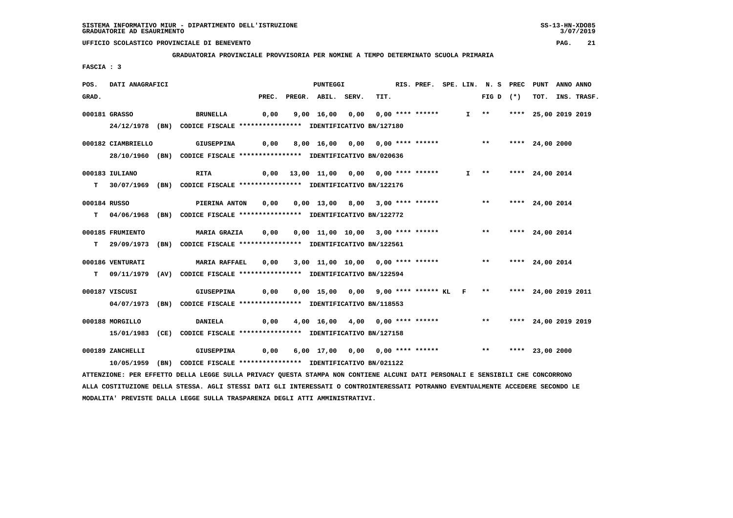SISTEMA INFORMATIVO MIUR - DIPARTIMENTO DELL'ISTRUZIONE
GRADUATORIE AD ESAURIMENTO

UFFICIO SCOLASTICO PROVINCIALE DI BENEVENTO

**GRADUATORIA PROVINCIALE PROVVISORIA PER NOMINE A TEMPO DETERMINATO SCUOLA PRIMARIA**

FASCIA : 3

| POS. GRAD. | DATI ANAGRAFICI | | PREC. | PREGR. | ABIL. | SERV. | TIT. | RIS. PREF. | SPE. LIN. | N. S FIG D | PREC (*) | PUNT TOT. | ANNO INS. | ANNO TRASF. |
|---|---|---|---|---|---|---|---|---|---|---|---|---|---|---|
| 000181 | GRASSO | BRUNELLA | 0,00 | 9,00 | 16,00 | 0,00 | 0,00 | **** ****** | I | ** | **** | 25,00 | 2019 | 2019 |
| | 24/12/1978 (BN) CODICE FISCALE **************** IDENTIFICATIVO BN/127180 | | | | | | | | | | | | | |
| 000182 | CIAMBRIELLO | GIUSEPPINA | 0,00 | 8,00 | 16,00 | 0,00 | 0,00 | **** ****** | | ** | **** | 24,00 | 2000 | |
| | 28/10/1960 (BN) CODICE FISCALE **************** IDENTIFICATIVO BN/020636 | | | | | | | | | | | | | |
| 000183 | IULIANO | RITA | 0,00 | 13,00 | 11,00 | 0,00 | 0,00 | **** ****** | I | ** | **** | 24,00 | 2014 | |
| T | 30/07/1969 (BN) CODICE FISCALE **************** IDENTIFICATIVO BN/122176 | | | | | | | | | | | | | |
| 000184 | RUSSO | PIERINA ANTON | 0,00 | 0,00 | 13,00 | 8,00 | 3,00 | **** ****** | | ** | **** | 24,00 | 2014 | |
| T | 04/06/1968 (BN) CODICE FISCALE **************** IDENTIFICATIVO BN/122772 | | | | | | | | | | | | | |
| 000185 | FRUMIENTO | MARIA GRAZIA | 0,00 | 0,00 | 11,00 | 10,00 | 3,00 | **** ****** | | ** | **** | 24,00 | 2014 | |
| T | 29/09/1973 (BN) CODICE FISCALE **************** IDENTIFICATIVO BN/122561 | | | | | | | | | | | | | |
| 000186 | VENTURATI | MARIA RAFFAEL | 0,00 | 3,00 | 11,00 | 10,00 | 0,00 | **** ****** | | ** | **** | 24,00 | 2014 | |
| T | 09/11/1979 (AV) CODICE FISCALE **************** IDENTIFICATIVO BN/122594 | | | | | | | | | | | | | |
| 000187 | VISCUSI | GIUSEPPINA | 0,00 | 0,00 | 15,00 | 0,00 | 9,00 | **** ****** KL | F | ** | **** | 24,00 | 2019 | 2011 |
| | 04/07/1973 (BN) CODICE FISCALE **************** IDENTIFICATIVO BN/118553 | | | | | | | | | | | | | |
| 000188 | MORGILLO | DANIELA | 0,00 | 4,00 | 16,00 | 4,00 | 0,00 | **** ****** | | ** | **** | 24,00 | 2019 | 2019 |
| | 15/01/1983 (CE) CODICE FISCALE **************** IDENTIFICATIVO BN/127158 | | | | | | | | | | | | | |
| 000189 | ZANCHELLI | GIUSEPPINA | 0,00 | 6,00 | 17,00 | 0,00 | 0,00 | **** ****** | | ** | **** | 23,00 | 2000 | |
| | 10/05/1959 (BN) CODICE FISCALE **************** IDENTIFICATIVO BN/021122 | | | | | | | | | | | | | |

ATTENZIONE: PER EFFETTO DELLA LEGGE SULLA PRIVACY QUESTA STAMPA NON CONTIENE ALCUNI DATI PERSONALI E SENSIBILI CHE CONCORRONO ALLA COSTITUZIONE DELLA STESSA. AGLI STESSI DATI GLI INTERESSATI O CONTROINTERESSATI POTRANNO EVENTUALMENTE ACCEDERE SECONDO LE MODALITA' PREVISTE DALLA LEGGE SULLA TRASPARENZA DEGLI ATTI AMMINISTRATIVI.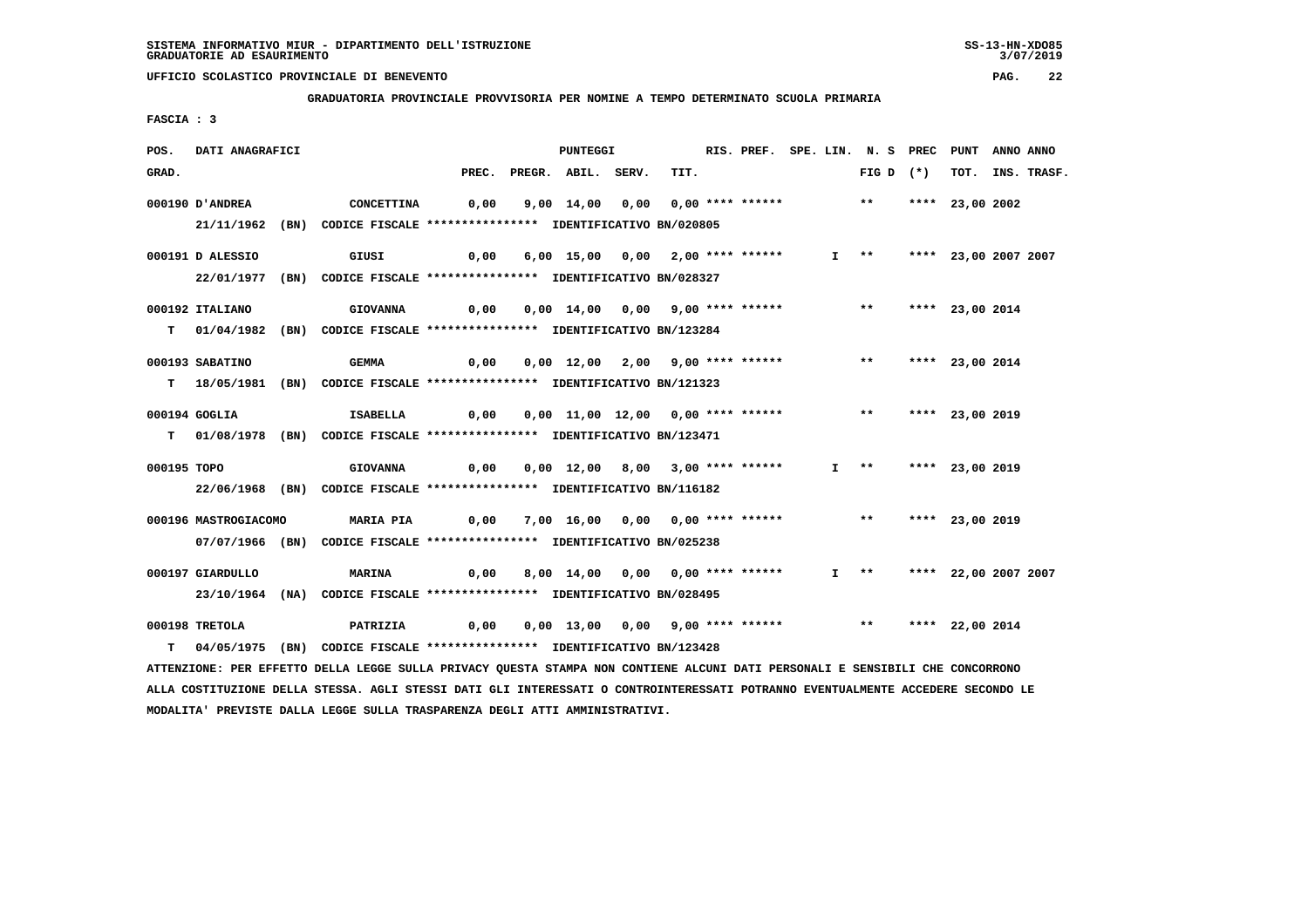SISTEMA INFORMATIVO MIUR - DIPARTIMENTO DELL'ISTRUZIONE
GRADUATORIE AD ESAURIMENTO

UFFICIO SCOLASTICO PROVINCIALE DI BENEVENTO

**GRADUATORIA PROVINCIALE PROVVISORIA PER NOMINE A TEMPO DETERMINATO SCUOLA PRIMARIA**

FASCIA : 3

| POS. GRAD. | DATI ANAGRAFICI | | PREC. | PREGR. | ABIL. | SERV. | TIT. | RIS. PREF. | SPE. LIN. | N. S FIG D | PREC (*) | PUNT TOT. | ANNO INS. | ANNO TRASF. |
|---|---|---|---|---|---|---|---|---|---|---|---|---|---|---|
| 000190 | D'ANDREA 21/11/1962 (BN) CODICE FISCALE **************** IDENTIFICATIVO BN/020805 | CONCETTINA | 0,00 | 9,00 | 14,00 | 0,00 | 0,00 | **** ****** | | ** | **** | 23,00 | 2002 | |
| 000191 | D ALESSIO 22/01/1977 (BN) CODICE FISCALE **************** IDENTIFICATIVO BN/028327 | GIUSI | 0,00 | 6,00 | 15,00 | 0,00 | 2,00 | **** ****** | I | ** | **** | 23,00 | 2007 | 2007 |
| 000192 | ITALIANO T 01/04/1982 (BN) CODICE FISCALE **************** IDENTIFICATIVO BN/123284 | GIOVANNA | 0,00 | 0,00 | 14,00 | 0,00 | 9,00 | **** ****** | | ** | **** | 23,00 | 2014 | |
| 000193 | SABATINO T 18/05/1981 (BN) CODICE FISCALE **************** IDENTIFICATIVO BN/121323 | GEMMA | 0,00 | 0,00 | 12,00 | 2,00 | 9,00 | **** ****** | | ** | **** | 23,00 | 2014 | |
| 000194 | GOGLIA T 01/08/1978 (BN) CODICE FISCALE **************** IDENTIFICATIVO BN/123471 | ISABELLA | 0,00 | 0,00 | 11,00 | 12,00 | 0,00 | **** ****** | | ** | **** | 23,00 | 2019 | |
| 000195 | TOPO 22/06/1968 (BN) CODICE FISCALE **************** IDENTIFICATIVO BN/116182 | GIOVANNA | 0,00 | 0,00 | 12,00 | 8,00 | 3,00 | **** ****** | I | ** | **** | 23,00 | 2019 | |
| 000196 | MASTROGIACOMO 07/07/1966 (BN) CODICE FISCALE **************** IDENTIFICATIVO BN/025238 | MARIA PIA | 0,00 | 7,00 | 16,00 | 0,00 | 0,00 | **** ****** | | ** | **** | 23,00 | 2019 | |
| 000197 | GIARDULLO 23/10/1964 (NA) CODICE FISCALE **************** IDENTIFICATIVO BN/028495 | MARINA | 0,00 | 8,00 | 14,00 | 0,00 | 0,00 | **** ****** | I | ** | **** | 22,00 | 2007 | 2007 |
| 000198 | TRETOLA T 04/05/1975 (BN) CODICE FISCALE **************** IDENTIFICATIVO BN/123428 | PATRIZIA | 0,00 | 0,00 | 13,00 | 0,00 | 9,00 | **** ****** | | ** | **** | 22,00 | 2014 | |

ATTENZIONE: PER EFFETTO DELLA LEGGE SULLA PRIVACY QUESTA STAMPA NON CONTIENE ALCUNI DATI PERSONALI E SENSIBILI CHE CONCORRONO ALLA COSTITUZIONE DELLA STESSA. AGLI STESSI DATI GLI INTERESSATI O CONTROINTERESSATI POTRANNO EVENTUALMENTE ACCEDERE SECONDO LE MODALITA' PREVISTE DALLA LEGGE SULLA TRASPARENZA DEGLI ATTI AMMINISTRATIVI.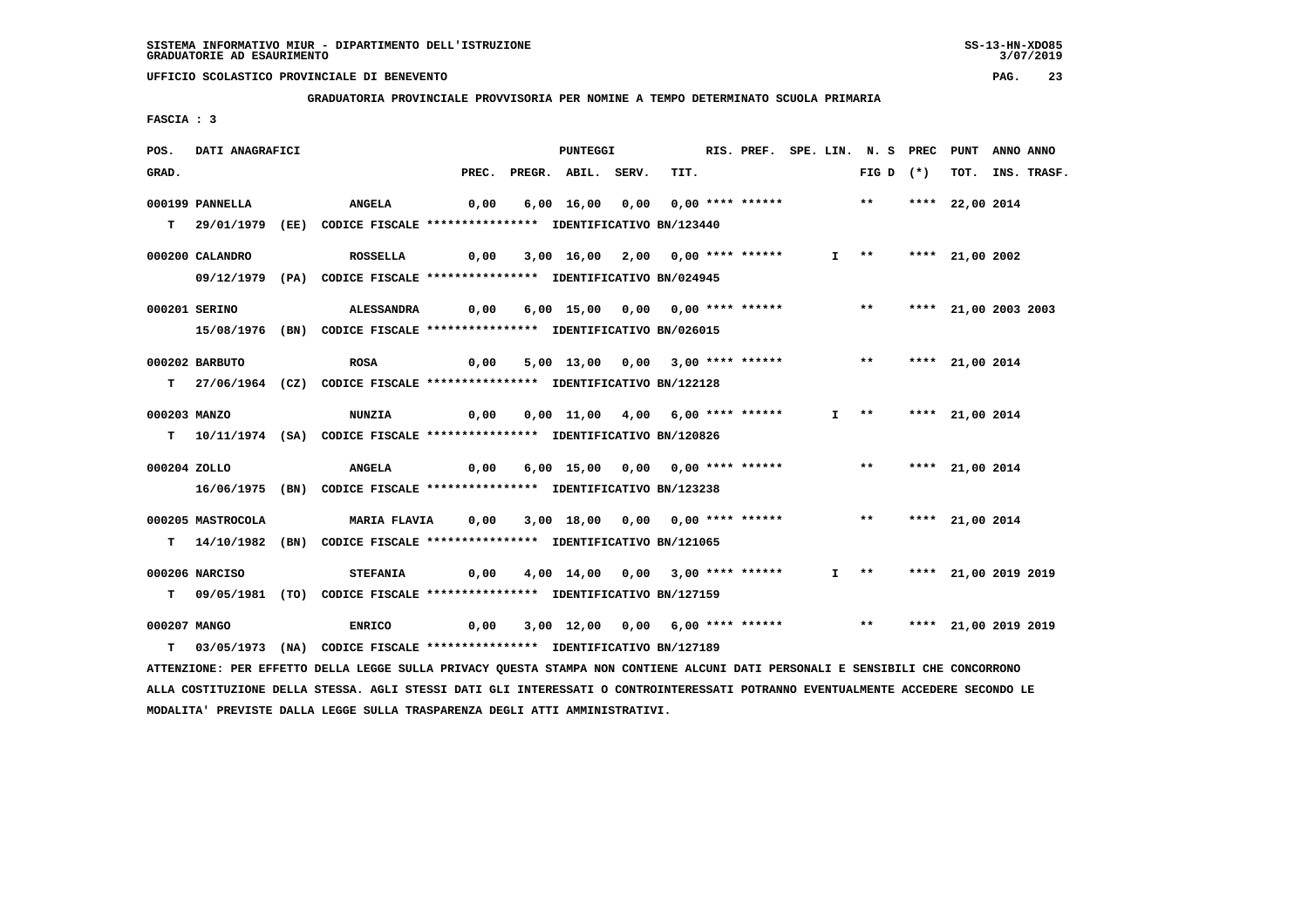SISTEMA INFORMATIVO MIUR - DIPARTIMENTO DELL'ISTRUZIONE
GRADUATORIE AD ESAURIMENTO

UFFICIO SCOLASTICO PROVINCIALE DI BENEVENTO

GRADUATORIA PROVINCIALE PROVVISORIA PER NOMINE A TEMPO DETERMINATO SCUOLA PRIMARIA

FASCIA : 3

| POS. GRAD. | DATI ANAGRAFICI | | PREC. | PREGR. | ABIL. | SERV. | TIT. | RIS. PREF. | SPE. LIN. | N. S FIG D | PREC (*) | PUNT TOT. | ANNO INS. | ANNO TRASF. |
|---|---|---|---|---|---|---|---|---|---|---|---|---|---|---|
| 000199 | PANNELLA | ANGELA | 0,00 | 6,00 | 16,00 | 0,00 | 0,00 | **** ****** | | ** | **** | 22,00 | 2014 | |
| T | 29/01/1979 (EE) | CODICE FISCALE **************** IDENTIFICATIVO BN/123440 | | | | | | | | | | | | |
| 000200 | CALANDRO | ROSSELLA | 0,00 | 3,00 | 16,00 | 2,00 | 0,00 | **** ****** | I | ** | **** | 21,00 | 2002 | |
| | 09/12/1979 (PA) | CODICE FISCALE **************** IDENTIFICATIVO BN/024945 | | | | | | | | | | | | |
| 000201 | SERINO | ALESSANDRA | 0,00 | 6,00 | 15,00 | 0,00 | 0,00 | **** ****** | | ** | **** | 21,00 | 2003 | 2003 |
| | 15/08/1976 (BN) | CODICE FISCALE **************** IDENTIFICATIVO BN/026015 | | | | | | | | | | | | |
| 000202 | BARBUTO | ROSA | 0,00 | 5,00 | 13,00 | 0,00 | 3,00 | **** ****** | | ** | **** | 21,00 | 2014 | |
| T | 27/06/1964 (CZ) | CODICE FISCALE **************** IDENTIFICATIVO BN/122128 | | | | | | | | | | | | |
| 000203 | MANZO | NUNZIA | 0,00 | 0,00 | 11,00 | 4,00 | 6,00 | **** ****** | I | ** | **** | 21,00 | 2014 | |
| T | 10/11/1974 (SA) | CODICE FISCALE **************** IDENTIFICATIVO BN/120826 | | | | | | | | | | | | |
| 000204 | ZOLLO | ANGELA | 0,00 | 6,00 | 15,00 | 0,00 | 0,00 | **** ****** | | ** | **** | 21,00 | 2014 | |
| | 16/06/1975 (BN) | CODICE FISCALE **************** IDENTIFICATIVO BN/123238 | | | | | | | | | | | | |
| 000205 | MASTROCOLA | MARIA FLAVIA | 0,00 | 3,00 | 18,00 | 0,00 | 0,00 | **** ****** | | ** | **** | 21,00 | 2014 | |
| T | 14/10/1982 (BN) | CODICE FISCALE **************** IDENTIFICATIVO BN/121065 | | | | | | | | | | | | |
| 000206 | NARCISO | STEFANIA | 0,00 | 4,00 | 14,00 | 0,00 | 3,00 | **** ****** | I | ** | **** | 21,00 | 2019 | 2019 |
| T | 09/05/1981 (TO) | CODICE FISCALE **************** IDENTIFICATIVO BN/127159 | | | | | | | | | | | | |
| 000207 | MANGO | ENRICO | 0,00 | 3,00 | 12,00 | 0,00 | 6,00 | **** ****** | | ** | **** | 21,00 | 2019 | 2019 |
| T | 03/05/1973 (NA) | CODICE FISCALE **************** IDENTIFICATIVO BN/127189 | | | | | | | | | | | | |

ATTENZIONE: PER EFFETTO DELLA LEGGE SULLA PRIVACY QUESTA STAMPA NON CONTIENE ALCUNI DATI PERSONALI E SENSIBILI CHE CONCORRONO ALLA COSTITUZIONE DELLA STESSA. AGLI STESSI DATI GLI INTERESSATI O CONTROINTERESSATI POTRANNO EVENTUALMENTE ACCEDERE SECONDO LE MODALITA' PREVISTE DALLA LEGGE SULLA TRASPARENZA DEGLI ATTI AMMINISTRATIVI.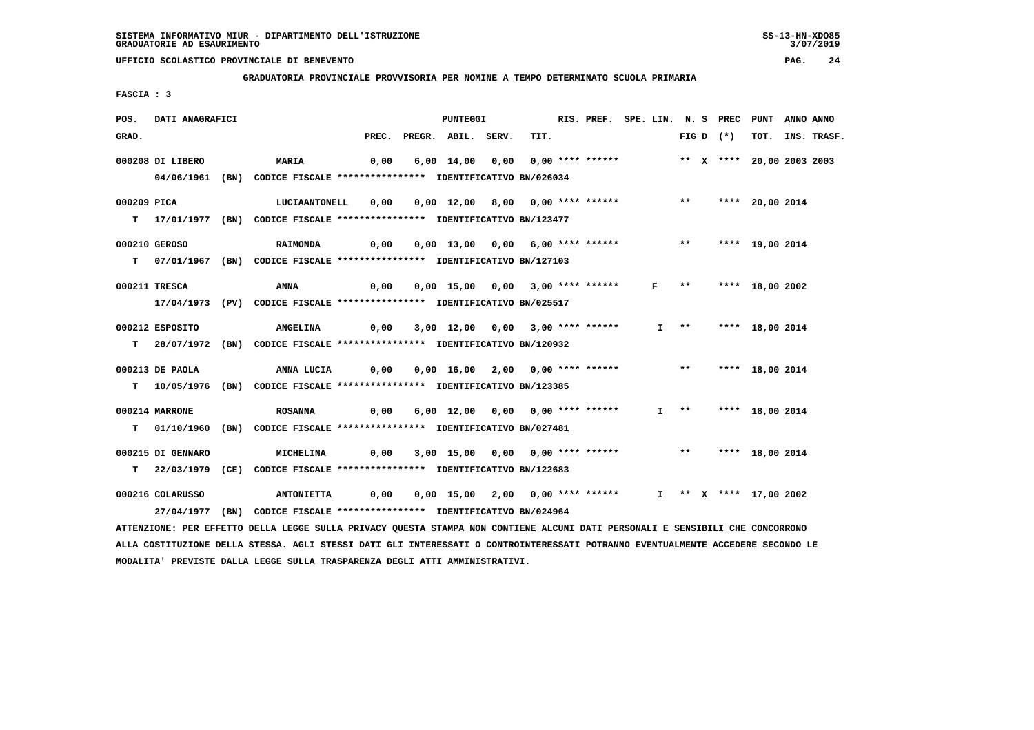SISTEMA INFORMATIVO MIUR - DIPARTIMENTO DELL'ISTRUZIONE
GRADUATORIE AD ESAURIMENTO

UFFICIO SCOLASTICO PROVINCIALE DI BENEVENTO

**GRADUATORIA PROVINCIALE PROVVISORIA PER NOMINE A TEMPO DETERMINATO SCUOLA PRIMARIA**

FASCIA : 3

| POS. GRAD. | DATI ANAGRAFICI | | PREC. | PREGR. | ABIL. | SERV. | TIT. | RIS. PREF. | SPE. LIN. | N. S FIG D | PREC (*) | PUNT TOT. | ANNO INS. | ANNO TRASF. |
|---|---|---|---|---|---|---|---|---|---|---|---|---|---|---|
| 000208 | DI LIBERO | MARIA | 0,00 | 6,00 | 14,00 | 0,00 | 0,00 | **** ****** | | ** X | **** | 20,00 | 2003 | 2003 |
| | 04/06/1961 (BN) CODICE FISCALE **************** IDENTIFICATIVO BN/026034 | | | | | | | | | | | | | |
| 000209 | PICA | LUCIAANTONELL | 0,00 | 0,00 | 12,00 | 8,00 | 0,00 | **** ****** | | ** | **** | 20,00 | 2014 | |
| T | 17/01/1977 (BN) CODICE FISCALE **************** IDENTIFICATIVO BN/123477 | | | | | | | | | | | | | |
| 000210 | GEROSO | RAIMONDA | 0,00 | 0,00 | 13,00 | 0,00 | 6,00 | **** ****** | | ** | **** | 19,00 | 2014 | |
| T | 07/01/1967 (BN) CODICE FISCALE **************** IDENTIFICATIVO BN/127103 | | | | | | | | | | | | | |
| 000211 | TRESCA | ANNA | 0,00 | 0,00 | 15,00 | 0,00 | 3,00 | **** ****** | F | ** | **** | 18,00 | 2002 | |
| | 17/04/1973 (PV) CODICE FISCALE **************** IDENTIFICATIVO BN/025517 | | | | | | | | | | | | | |
| 000212 | ESPOSITO | ANGELINA | 0,00 | 3,00 | 12,00 | 0,00 | 3,00 | **** ****** | I | ** | **** | 18,00 | 2014 | |
| T | 28/07/1972 (BN) CODICE FISCALE **************** IDENTIFICATIVO BN/120932 | | | | | | | | | | | | | |
| 000213 | DE PAOLA | ANNA LUCIA | 0,00 | 0,00 | 16,00 | 2,00 | 0,00 | **** ****** | | ** | **** | 18,00 | 2014 | |
| T | 10/05/1976 (BN) CODICE FISCALE **************** IDENTIFICATIVO BN/123385 | | | | | | | | | | | | | |
| 000214 | MARRONE | ROSANNA | 0,00 | 6,00 | 12,00 | 0,00 | 0,00 | **** ****** | I | ** | **** | 18,00 | 2014 | |
| T | 01/10/1960 (BN) CODICE FISCALE **************** IDENTIFICATIVO BN/027481 | | | | | | | | | | | | | |
| 000215 | DI GENNARO | MICHELINA | 0,00 | 3,00 | 15,00 | 0,00 | 0,00 | **** ****** | | ** | **** | 18,00 | 2014 | |
| T | 22/03/1979 (CE) CODICE FISCALE **************** IDENTIFICATIVO BN/122683 | | | | | | | | | | | | | |
| 000216 | COLARUSSO | ANTONIETTA | 0,00 | 0,00 | 15,00 | 2,00 | 0,00 | **** ****** | I | ** X | **** | 17,00 | 2002 | |
| | 27/04/1977 (BN) CODICE FISCALE **************** IDENTIFICATIVO BN/024964 | | | | | | | | | | | | | |

ATTENZIONE: PER EFFETTO DELLA LEGGE SULLA PRIVACY QUESTA STAMPA NON CONTIENE ALCUNI DATI PERSONALI E SENSIBILI CHE CONCORRONO ALLA COSTITUZIONE DELLA STESSA. AGLI STESSI DATI GLI INTERESSATI O CONTROINTERESSATI POTRANNO EVENTUALMENTE ACCEDERE SECONDO LE MODALITA' PREVISTE DALLA LEGGE SULLA TRASPARENZA DEGLI ATTI AMMINISTRATIVI.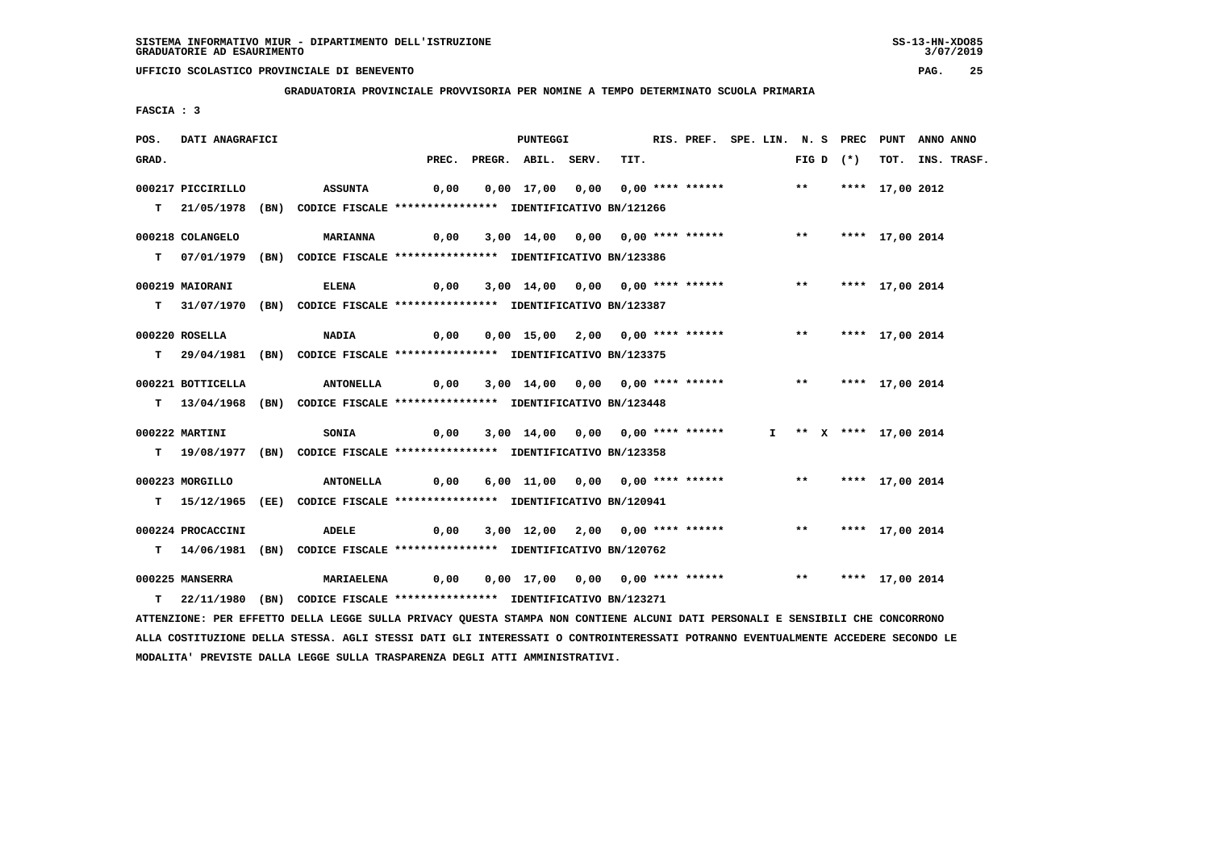SISTEMA INFORMATIVO MIUR - DIPARTIMENTO DELL'ISTRUZIONE
GRADUATORIE AD ESAURIMENTO

UFFICIO SCOLASTICO PROVINCIALE DI BENEVENTO

**GRADUATORIA PROVINCIALE PROVVISORIA PER NOMINE A TEMPO DETERMINATO SCUOLA PRIMARIA**

FASCIA : 3

| POS. GRAD. | DATI ANAGRAFICI | | PREC. | PREGR. | ABIL. | SERV. | TIT. | RIS. | PREF. | SPE. LIN. | N. S FIG D | PREC (*) | PUNT TOT. | ANNO INS. | ANNO TRASF. |
|---|---|---|---|---|---|---|---|---|---|---|---|---|---|---|---|
| 000217 | PICCIRILLO | ASSUNTA | 0,00 | 0,00 | 17,00 | 0,00 | 0,00 | **** | ****** | | ** | **** | 17,00 | 2012 | |
| T | 21/05/1978 (BN) | CODICE FISCALE **************** IDENTIFICATIVO BN/121266 | | | | | | | | | | | | | |
| 000218 | COLANGELO | MARIANNA | 0,00 | 3,00 | 14,00 | 0,00 | 0,00 | **** | ****** | | ** | **** | 17,00 | 2014 | |
| T | 07/01/1979 (BN) | CODICE FISCALE **************** IDENTIFICATIVO BN/123386 | | | | | | | | | | | | | |
| 000219 | MAIORANI | ELENA | 0,00 | 3,00 | 14,00 | 0,00 | 0,00 | **** | ****** | | ** | **** | 17,00 | 2014 | |
| T | 31/07/1970 (BN) | CODICE FISCALE **************** IDENTIFICATIVO BN/123387 | | | | | | | | | | | | | |
| 000220 | ROSELLA | NADIA | 0,00 | 0,00 | 15,00 | 2,00 | 0,00 | **** | ****** | | ** | **** | 17,00 | 2014 | |
| T | 29/04/1981 (BN) | CODICE FISCALE **************** IDENTIFICATIVO BN/123375 | | | | | | | | | | | | | |
| 000221 | BOTTICELLA | ANTONELLA | 0,00 | 3,00 | 14,00 | 0,00 | 0,00 | **** | ****** | | ** | **** | 17,00 | 2014 | |
| T | 13/04/1968 (BN) | CODICE FISCALE **************** IDENTIFICATIVO BN/123448 | | | | | | | | | | | | | |
| 000222 | MARTINI | SONIA | 0,00 | 3,00 | 14,00 | 0,00 | 0,00 | **** | ****** | I | ** X | **** | 17,00 | 2014 | |
| T | 19/08/1977 (BN) | CODICE FISCALE **************** IDENTIFICATIVO BN/123358 | | | | | | | | | | | | | |
| 000223 | MORGILLO | ANTONELLA | 0,00 | 6,00 | 11,00 | 0,00 | 0,00 | **** | ****** | | ** | **** | 17,00 | 2014 | |
| T | 15/12/1965 (EE) | CODICE FISCALE **************** IDENTIFICATIVO BN/120941 | | | | | | | | | | | | | |
| 000224 | PROCACCINI | ADELE | 0,00 | 3,00 | 12,00 | 2,00 | 0,00 | **** | ****** | | ** | **** | 17,00 | 2014 | |
| T | 14/06/1981 (BN) | CODICE FISCALE **************** IDENTIFICATIVO BN/120762 | | | | | | | | | | | | | |
| 000225 | MANSERRA | MARIAELENA | 0,00 | 0,00 | 17,00 | 0,00 | 0,00 | **** | ****** | | ** | **** | 17,00 | 2014 | |
| T | 22/11/1980 (BN) | CODICE FISCALE **************** IDENTIFICATIVO BN/123271 | | | | | | | | | | | | | |

ATTENZIONE: PER EFFETTO DELLA LEGGE SULLA PRIVACY QUESTA STAMPA NON CONTIENE ALCUNI DATI PERSONALI E SENSIBILI CHE CONCORRONO ALLA COSTITUZIONE DELLA STESSA. AGLI STESSI DATI GLI INTERESSATI O CONTROINTERESSATI POTRANNO EVENTUALMENTE ACCEDERE SECONDO LE MODALITA' PREVISTE DALLA LEGGE SULLA TRASPARENZA DEGLI ATTI AMMINISTRATIVI.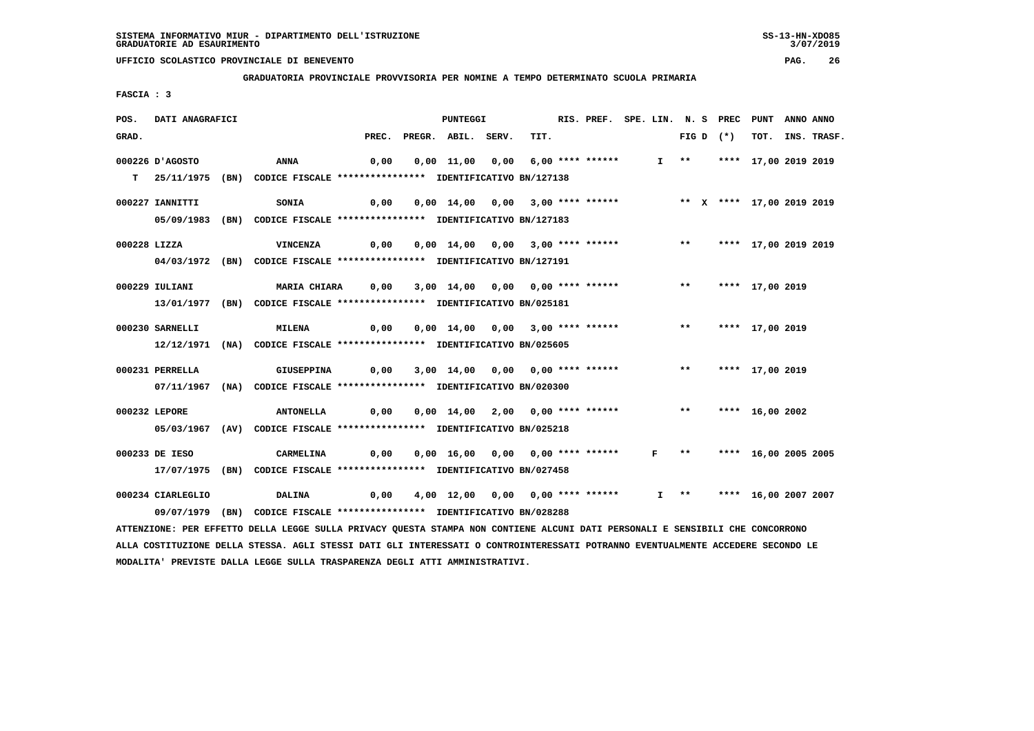SISTEMA INFORMATIVO MIUR - DIPARTIMENTO DELL'ISTRUZIONE
GRADUATORIE AD ESAURIMENTO

UFFICIO SCOLASTICO PROVINCIALE DI BENEVENTO

**GRADUATORIA PROVINCIALE PROVVISORIA PER NOMINE A TEMPO DETERMINATO SCUOLA PRIMARIA**

FASCIA : 3

| POS. GRAD. | DATI ANAGRAFICI | | PREC. | PREGR. | ABIL. | SERV. | TIT. | RIS. PREF. | SPE. LIN. | N. S FIG D | PREC (*) | PUNT TOT. | ANNO INS. | ANNO TRASF. |
|---|---|---|---|---|---|---|---|---|---|---|---|---|---|---|
| 000226 | D'AGOSTO | ANNA | 0,00 | 0,00 | 11,00 | 0,00 | 6,00 | **** ****** | I | ** | **** | 17,00 | 2019 | 2019 |
| T | 25/11/1975 (BN) CODICE FISCALE **************** IDENTIFICATIVO BN/127138 | | | | | | | | | | | | | |
| 000227 | IANNITTI | SONIA | 0,00 | 0,00 | 14,00 | 0,00 | 3,00 | **** ****** | | ** X | **** | 17,00 | 2019 | 2019 |
| | 05/09/1983 (BN) CODICE FISCALE **************** IDENTIFICATIVO BN/127183 | | | | | | | | | | | | | |
| 000228 | LIZZA | VINCENZA | 0,00 | 0,00 | 14,00 | 0,00 | 3,00 | **** ****** | | ** | **** | 17,00 | 2019 | 2019 |
| | 04/03/1972 (BN) CODICE FISCALE **************** IDENTIFICATIVO BN/127191 | | | | | | | | | | | | | |
| 000229 | IULIANI | MARIA CHIARA | 0,00 | 3,00 | 14,00 | 0,00 | 0,00 | **** ****** | | ** | **** | 17,00 | 2019 | |
| | 13/01/1977 (BN) CODICE FISCALE **************** IDENTIFICATIVO BN/025181 | | | | | | | | | | | | | |
| 000230 | SARNELLI | MILENA | 0,00 | 0,00 | 14,00 | 0,00 | 3,00 | **** ****** | | ** | **** | 17,00 | 2019 | |
| | 12/12/1971 (NA) CODICE FISCALE **************** IDENTIFICATIVO BN/025605 | | | | | | | | | | | | | |
| 000231 | PERRELLA | GIUSEPPINA | 0,00 | 3,00 | 14,00 | 0,00 | 0,00 | **** ****** | | ** | **** | 17,00 | 2019 | |
| | 07/11/1967 (NA) CODICE FISCALE **************** IDENTIFICATIVO BN/020300 | | | | | | | | | | | | | |
| 000232 | LEPORE | ANTONELLA | 0,00 | 0,00 | 14,00 | 2,00 | 0,00 | **** ****** | | ** | **** | 16,00 | 2002 | |
| | 05/03/1967 (AV) CODICE FISCALE **************** IDENTIFICATIVO BN/025218 | | | | | | | | | | | | | |
| 000233 | DE IESO | CARMELINA | 0,00 | 0,00 | 16,00 | 0,00 | 0,00 | **** ****** | F | ** | **** | 16,00 | 2005 | 2005 |
| | 17/07/1975 (BN) CODICE FISCALE **************** IDENTIFICATIVO BN/027458 | | | | | | | | | | | | | |
| 000234 | CIARLEGLIO | DALINA | 0,00 | 4,00 | 12,00 | 0,00 | 0,00 | **** ****** | I | ** | **** | 16,00 | 2007 | 2007 |
| | 09/07/1979 (BN) CODICE FISCALE **************** IDENTIFICATIVO BN/028288 | | | | | | | | | | | | | |

ATTENZIONE: PER EFFETTO DELLA LEGGE SULLA PRIVACY QUESTA STAMPA NON CONTIENE ALCUNI DATI PERSONALI E SENSIBILI CHE CONCORRONO ALLA COSTITUZIONE DELLA STESSA. AGLI STESSI DATI GLI INTERESSATI O CONTROINTERESSATI POTRANNO EVENTUALMENTE ACCEDERE SECONDO LE MODALITA' PREVISTE DALLA LEGGE SULLA TRASPARENZA DEGLI ATTI AMMINISTRATIVI.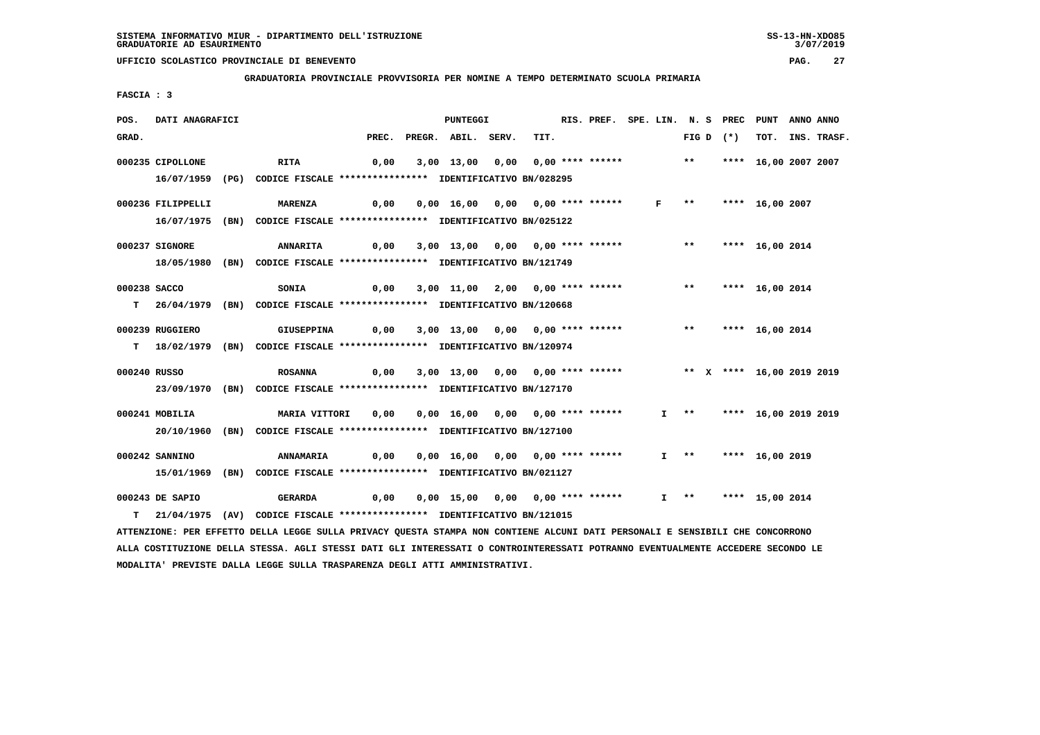SISTEMA INFORMATIVO MIUR - DIPARTIMENTO DELL'ISTRUZIONE
GRADUATORIE AD ESAURIMENTO

UFFICIO SCOLASTICO PROVINCIALE DI BENEVENTO

GRADUATORIA PROVINCIALE PROVVISORIA PER NOMINE A TEMPO DETERMINATO SCUOLA PRIMARIA

FASCIA : 3

| POS. GRAD. | DATI ANAGRAFICI | | PREC. | PREGR. | ABIL. | SERV. | TIT. | RIS. PREF. | SPE. LIN. | N. S FIG D | PREC (*) | PUNT TOT. | ANNO INS. | ANNO TRASF. |
|---|---|---|---|---|---|---|---|---|---|---|---|---|---|---|
| 000235 | CIPOLLONE | RITA | 0,00 | 3,00 | 13,00 | 0,00 | 0,00 | **** ****** | | ** | **** | 16,00 | 2007 | 2007 |
| | 16/07/1959 (PG) | CODICE FISCALE **************** IDENTIFICATIVO BN/028295 | | | | | | | | | | | | |
| 000236 | FILIPPELLI | MARENZA | 0,00 | 0,00 | 16,00 | 0,00 | 0,00 | **** ****** | F | ** | **** | 16,00 | 2007 | |
| | 16/07/1975 (BN) | CODICE FISCALE **************** IDENTIFICATIVO BN/025122 | | | | | | | | | | | | |
| 000237 | SIGNORE | ANNARITA | 0,00 | 3,00 | 13,00 | 0,00 | 0,00 | **** ****** | | ** | **** | 16,00 | 2014 | |
| | 18/05/1980 (BN) | CODICE FISCALE **************** IDENTIFICATIVO BN/121749 | | | | | | | | | | | | |
| 000238 | SACCO | SONIA | 0,00 | 3,00 | 11,00 | 2,00 | 0,00 | **** ****** | | ** | **** | 16,00 | 2014 | |
| T | 26/04/1979 (BN) | CODICE FISCALE **************** IDENTIFICATIVO BN/120668 | | | | | | | | | | | | |
| 000239 | RUGGIERO | GIUSEPPINA | 0,00 | 3,00 | 13,00 | 0,00 | 0,00 | **** ****** | | ** | **** | 16,00 | 2014 | |
| T | 18/02/1979 (BN) | CODICE FISCALE **************** IDENTIFICATIVO BN/120974 | | | | | | | | | | | | |
| 000240 | RUSSO | ROSANNA | 0,00 | 3,00 | 13,00 | 0,00 | 0,00 | **** ****** | | ** X | **** | 16,00 | 2019 | 2019 |
| | 23/09/1970 (BN) | CODICE FISCALE **************** IDENTIFICATIVO BN/127170 | | | | | | | | | | | | |
| 000241 | MOBILIA | MARIA VITTORI | 0,00 | 0,00 | 16,00 | 0,00 | 0,00 | **** ****** | I | ** | **** | 16,00 | 2019 | 2019 |
| | 20/10/1960 (BN) | CODICE FISCALE **************** IDENTIFICATIVO BN/127100 | | | | | | | | | | | | |
| 000242 | SANNINO | ANNAMARIA | 0,00 | 0,00 | 16,00 | 0,00 | 0,00 | **** ****** | I | ** | **** | 16,00 | 2019 | |
| | 15/01/1969 (BN) | CODICE FISCALE **************** IDENTIFICATIVO BN/021127 | | | | | | | | | | | | |
| 000243 | DE SAPIO | GERARDA | 0,00 | 0,00 | 15,00 | 0,00 | 0,00 | **** ****** | I | ** | **** | 15,00 | 2014 | |
| T | 21/04/1975 (AV) | CODICE FISCALE **************** IDENTIFICATIVO BN/121015 | | | | | | | | | | | | |

ATTENZIONE: PER EFFETTO DELLA LEGGE SULLA PRIVACY QUESTA STAMPA NON CONTIENE ALCUNI DATI PERSONALI E SENSIBILI CHE CONCORRONO ALLA COSTITUZIONE DELLA STESSA. AGLI STESSI DATI GLI INTERESSATI O CONTROINTERESSATI POTRANNO EVENTUALMENTE ACCEDERE SECONDO LE MODALITA' PREVISTE DALLA LEGGE SULLA TRASPARENZA DEGLI ATTI AMMINISTRATIVI.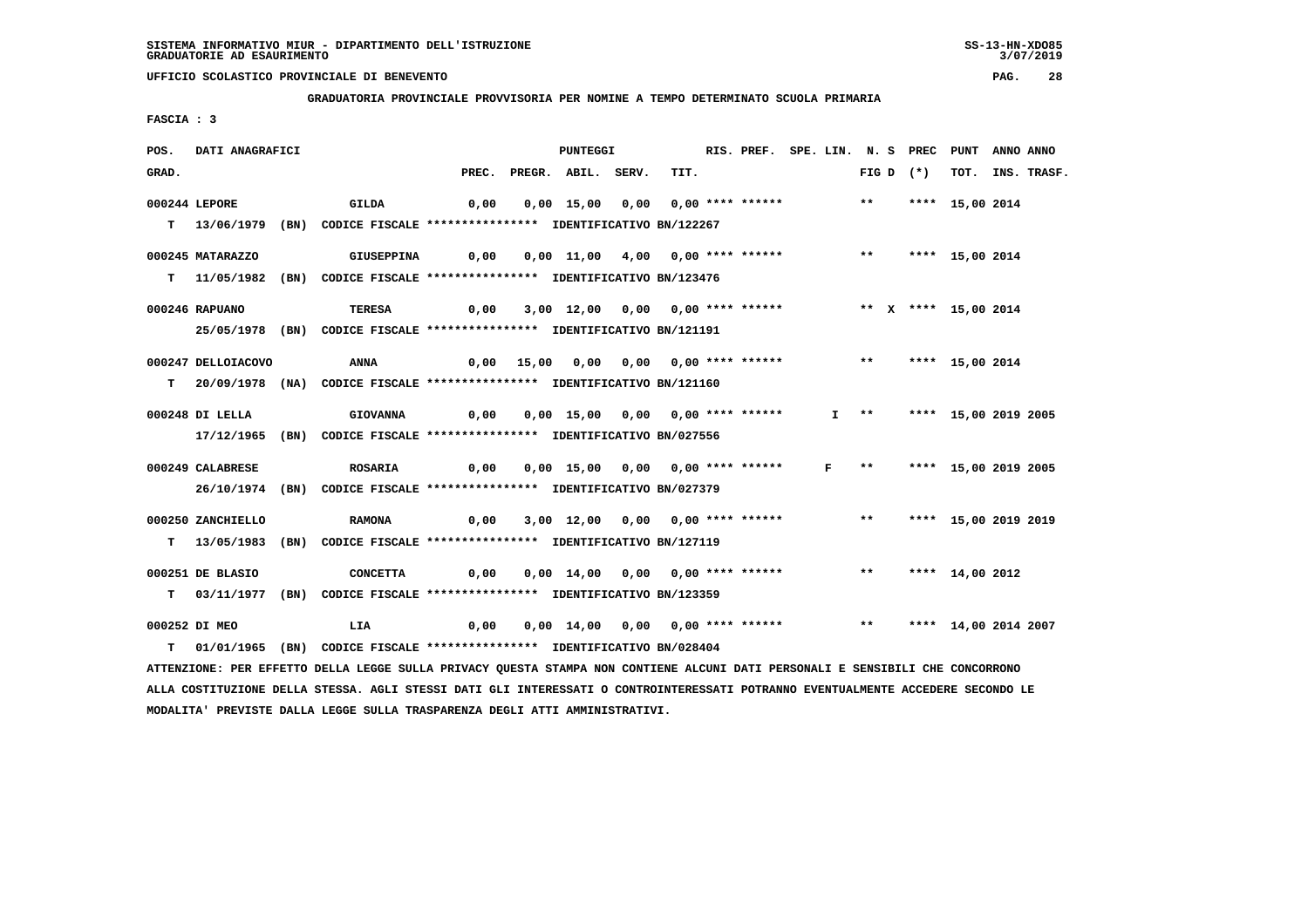SISTEMA INFORMATIVO MIUR - DIPARTIMENTO DELL'ISTRUZIONE
GRADUATORIE AD ESAURIMENTO

UFFICIO SCOLASTICO PROVINCIALE DI BENEVENTO

GRADUATORIA PROVINCIALE PROVVISORIA PER NOMINE A TEMPO DETERMINATO SCUOLA PRIMARIA

FASCIA : 3

| POS. GRAD. | DATI ANAGRAFICI | | PREC. | PREGR. | ABIL. | SERV. | TIT. | RIS. PREF. | SPE. LIN. | N. S FIG D | PREC (*) | PUNT TOT. | ANNO INS. | ANNO TRASF. |
|---|---|---|---|---|---|---|---|---|---|---|---|---|---|---|
| 000244 | LEPORE | GILDA | 0,00 | 0,00 | 15,00 | 0,00 | 0,00 | **** ****** | | ** | **** | 15,00 | 2014 | |
| T | 13/06/1979 (BN) CODICE FISCALE **************** IDENTIFICATIVO BN/122267 | | | | | | | | | | | | | |
| 000245 | MATARAZZO | GIUSEPPINA | 0,00 | 0,00 | 11,00 | 4,00 | 0,00 | **** ****** | | ** | **** | 15,00 | 2014 | |
| T | 11/05/1982 (BN) CODICE FISCALE **************** IDENTIFICATIVO BN/123476 | | | | | | | | | | | | | |
| 000246 | RAPUANO | TERESA | 0,00 | 3,00 | 12,00 | 0,00 | 0,00 | **** ****** | | ** X | **** | 15,00 | 2014 | |
| | 25/05/1978 (BN) CODICE FISCALE **************** IDENTIFICATIVO BN/121191 | | | | | | | | | | | | | |
| 000247 | DELLOIACOVO | ANNA | 0,00 | 15,00 | 0,00 | 0,00 | 0,00 | **** ****** | | ** | **** | 15,00 | 2014 | |
| T | 20/09/1978 (NA) CODICE FISCALE **************** IDENTIFICATIVO BN/121160 | | | | | | | | | | | | | |
| 000248 | DI LELLA | GIOVANNA | 0,00 | 0,00 | 15,00 | 0,00 | 0,00 | **** ****** | I | ** | **** | 15,00 | 2019 | 2005 |
| | 17/12/1965 (BN) CODICE FISCALE **************** IDENTIFICATIVO BN/027556 | | | | | | | | | | | | | |
| 000249 | CALABRESE | ROSARIA | 0,00 | 0,00 | 15,00 | 0,00 | 0,00 | **** ****** | F | ** | **** | 15,00 | 2019 | 2005 |
| | 26/10/1974 (BN) CODICE FISCALE **************** IDENTIFICATIVO BN/027379 | | | | | | | | | | | | | |
| 000250 | ZANCHIELLO | RAMONA | 0,00 | 3,00 | 12,00 | 0,00 | 0,00 | **** ****** | | ** | **** | 15,00 | 2019 | 2019 |
| T | 13/05/1983 (BN) CODICE FISCALE **************** IDENTIFICATIVO BN/127119 | | | | | | | | | | | | | |
| 000251 | DE BLASIO | CONCETTA | 0,00 | 0,00 | 14,00 | 0,00 | 0,00 | **** ****** | | ** | **** | 14,00 | 2012 | |
| T | 03/11/1977 (BN) CODICE FISCALE **************** IDENTIFICATIVO BN/123359 | | | | | | | | | | | | | |
| 000252 | DI MEO | LIA | 0,00 | 0,00 | 14,00 | 0,00 | 0,00 | **** ****** | | ** | **** | 14,00 | 2014 | 2007 |
| T | 01/01/1965 (BN) CODICE FISCALE **************** IDENTIFICATIVO BN/028404 | | | | | | | | | | | | | |

ATTENZIONE: PER EFFETTO DELLA LEGGE SULLA PRIVACY QUESTA STAMPA NON CONTIENE ALCUNI DATI PERSONALI E SENSIBILI CHE CONCORRONO ALLA COSTITUZIONE DELLA STESSA. AGLI STESSI DATI GLI INTERESSATI O CONTROINTERESSATI POTRANNO EVENTUALMENTE ACCEDERE SECONDO LE MODALITA' PREVISTE DALLA LEGGE SULLA TRASPARENZA DEGLI ATTI AMMINISTRATIVI.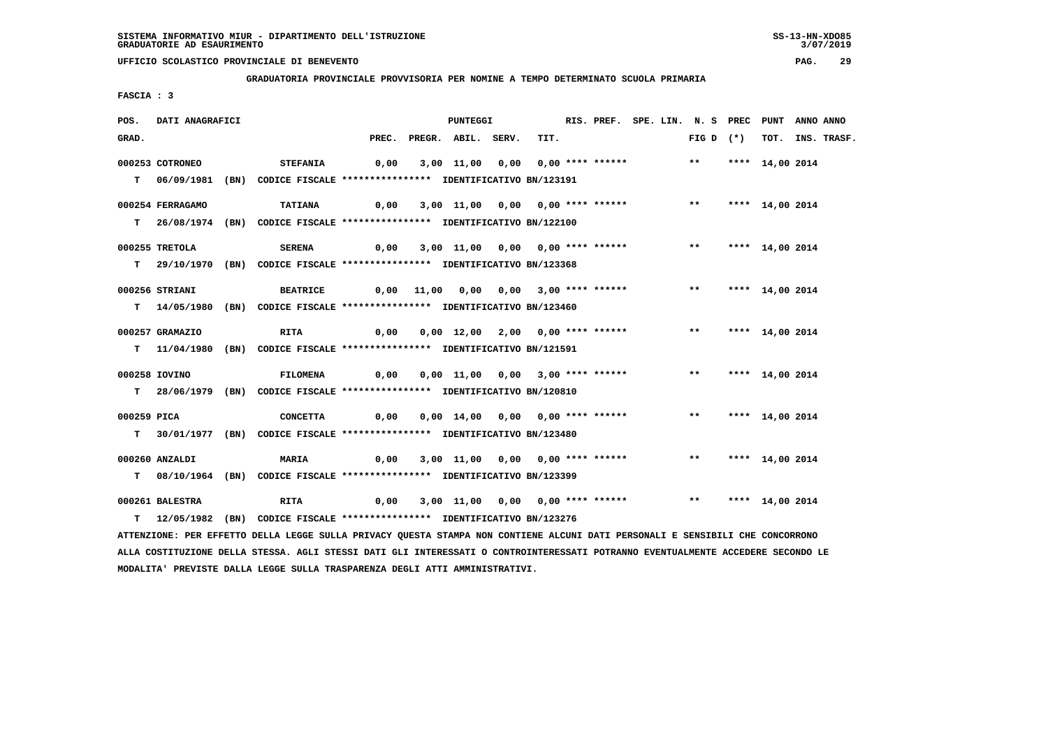SISTEMA INFORMATIVO MIUR - DIPARTIMENTO DELL'ISTRUZIONE
GRADUATORIE AD ESAURIMENTO

UFFICIO SCOLASTICO PROVINCIALE DI BENEVENTO

**GRADUATORIA PROVINCIALE PROVVISORIA PER NOMINE A TEMPO DETERMINATO SCUOLA PRIMARIA**

FASCIA : 3

| POS. GRAD. | DATI ANAGRAFICI | | PREC. | PREGR. | ABIL. | SERV. | TIT. | RIS. PREF. | SPE. LIN. | N. S FIG D | PREC (*) | PUNT TOT. | ANNO INS. | ANNO TRASF. |
|---|---|---|---|---|---|---|---|---|---|---|---|---|---|---|
| 000253 | COTRONEO | STEFANIA | 0,00 | 3,00 | 11,00 | 0,00 | 0,00 | **** ****** | | ** | **** | 14,00 | 2014 | |
| T | 06/09/1981 (BN) | CODICE FISCALE **************** IDENTIFICATIVO BN/123191 | | | | | | | | | | | | |
| 000254 | FERRAGAMO | TATIANA | 0,00 | 3,00 | 11,00 | 0,00 | 0,00 | **** ****** | | ** | **** | 14,00 | 2014 | |
| T | 26/08/1974 (BN) | CODICE FISCALE **************** IDENTIFICATIVO BN/122100 | | | | | | | | | | | | |
| 000255 | TRETOLA | SERENA | 0,00 | 3,00 | 11,00 | 0,00 | 0,00 | **** ****** | | ** | **** | 14,00 | 2014 | |
| T | 29/10/1970 (BN) | CODICE FISCALE **************** IDENTIFICATIVO BN/123368 | | | | | | | | | | | | |
| 000256 | STRIANI | BEATRICE | 0,00 | 11,00 | 0,00 | 0,00 | 3,00 | **** ****** | | ** | **** | 14,00 | 2014 | |
| T | 14/05/1980 (BN) | CODICE FISCALE **************** IDENTIFICATIVO BN/123460 | | | | | | | | | | | | |
| 000257 | GRAMAZIO | RITA | 0,00 | 0,00 | 12,00 | 2,00 | 0,00 | **** ****** | | ** | **** | 14,00 | 2014 | |
| T | 11/04/1980 (BN) | CODICE FISCALE **************** IDENTIFICATIVO BN/121591 | | | | | | | | | | | | |
| 000258 | IOVINO | FILOMENA | 0,00 | 0,00 | 11,00 | 0,00 | 3,00 | **** ****** | | ** | **** | 14,00 | 2014 | |
| T | 28/06/1979 (BN) | CODICE FISCALE **************** IDENTIFICATIVO BN/120810 | | | | | | | | | | | | |
| 000259 | PICA | CONCETTA | 0,00 | 0,00 | 14,00 | 0,00 | 0,00 | **** ****** | | ** | **** | 14,00 | 2014 | |
| T | 30/01/1977 (BN) | CODICE FISCALE **************** IDENTIFICATIVO BN/123480 | | | | | | | | | | | | |
| 000260 | ANZALDI | MARIA | 0,00 | 3,00 | 11,00 | 0,00 | 0,00 | **** ****** | | ** | **** | 14,00 | 2014 | |
| T | 08/10/1964 (BN) | CODICE FISCALE **************** IDENTIFICATIVO BN/123399 | | | | | | | | | | | | |
| 000261 | BALESTRA | RITA | 0,00 | 3,00 | 11,00 | 0,00 | 0,00 | **** ****** | | ** | **** | 14,00 | 2014 | |
| T | 12/05/1982 (BN) | CODICE FISCALE **************** IDENTIFICATIVO BN/123276 | | | | | | | | | | | | |

ATTENZIONE: PER EFFETTO DELLA LEGGE SULLA PRIVACY QUESTA STAMPA NON CONTIENE ALCUNI DATI PERSONALI E SENSIBILI CHE CONCORRONO ALLA COSTITUZIONE DELLA STESSA. AGLI STESSI DATI GLI INTERESSATI O CONTROINTERESSATI POTRANNO EVENTUALMENTE ACCEDERE SECONDO LE MODALITA' PREVISTE DALLA LEGGE SULLA TRASPARENZA DEGLI ATTI AMMINISTRATIVI.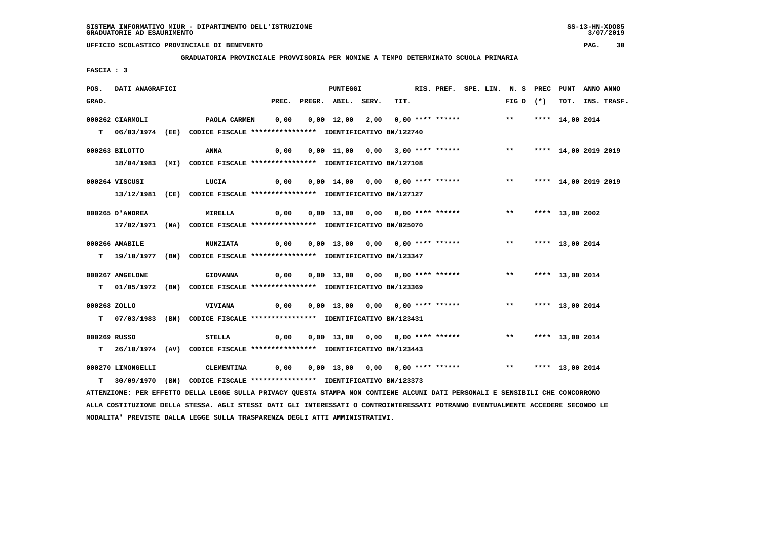SISTEMA INFORMATIVO MIUR - DIPARTIMENTO DELL'ISTRUZIONE
GRADUATORIE AD ESAURIMENTO

UFFICIO SCOLASTICO PROVINCIALE DI BENEVENTO

**GRADUATORIA PROVINCIALE PROVVISORIA PER NOMINE A TEMPO DETERMINATO SCUOLA PRIMARIA**

FASCIA : 3

| POS. GRAD. | DATI ANAGRAFICI | | PREC. | PREGR. | ABIL. | SERV. | TIT. | RIS. PREF. | SPE. LIN. | N. S FIG D | PREC (*) | PUNT TOT. | ANNO INS. | ANNO TRASF. |
|---|---|---|---|---|---|---|---|---|---|---|---|---|---|---|
| 000262 | CIARMOLI | PAOLA CARMEN | 0,00 | 0,00 | 12,00 | 2,00 | 0,00 | **** ****** | | ** | **** | 14,00 | 2014 | |
| T | 06/03/1974 (EE) | CODICE FISCALE **************** IDENTIFICATIVO BN/122740 | | | | | | | | | | | | |
| 000263 | BILOTTO | ANNA | 0,00 | 0,00 | 11,00 | 0,00 | 3,00 | **** ****** | | ** | **** | 14,00 | 2019 | 2019 |
| | 18/04/1983 (MI) | CODICE FISCALE **************** IDENTIFICATIVO BN/127108 | | | | | | | | | | | | |
| 000264 | VISCUSI | LUCIA | 0,00 | 0,00 | 14,00 | 0,00 | 0,00 | **** ****** | | ** | **** | 14,00 | 2019 | 2019 |
| | 13/12/1981 (CE) | CODICE FISCALE **************** IDENTIFICATIVO BN/127127 | | | | | | | | | | | | |
| 000265 | D'ANDREA | MIRELLA | 0,00 | 0,00 | 13,00 | 0,00 | 0,00 | **** ****** | | ** | **** | 13,00 | 2002 | |
| | 17/02/1971 (NA) | CODICE FISCALE **************** IDENTIFICATIVO BN/025070 | | | | | | | | | | | | |
| 000266 | AMABILE | NUNZIATA | 0,00 | 0,00 | 13,00 | 0,00 | 0,00 | **** ****** | | ** | **** | 13,00 | 2014 | |
| T | 19/10/1977 (BN) | CODICE FISCALE **************** IDENTIFICATIVO BN/123347 | | | | | | | | | | | | |
| 000267 | ANGELONE | GIOVANNA | 0,00 | 0,00 | 13,00 | 0,00 | 0,00 | **** ****** | | ** | **** | 13,00 | 2014 | |
| T | 01/05/1972 (BN) | CODICE FISCALE **************** IDENTIFICATIVO BN/123369 | | | | | | | | | | | | |
| 000268 | ZOLLO | VIVIANA | 0,00 | 0,00 | 13,00 | 0,00 | 0,00 | **** ****** | | ** | **** | 13,00 | 2014 | |
| T | 07/03/1983 (BN) | CODICE FISCALE **************** IDENTIFICATIVO BN/123431 | | | | | | | | | | | | |
| 000269 | RUSSO | STELLA | 0,00 | 0,00 | 13,00 | 0,00 | 0,00 | **** ****** | | ** | **** | 13,00 | 2014 | |
| T | 26/10/1974 (AV) | CODICE FISCALE **************** IDENTIFICATIVO BN/123443 | | | | | | | | | | | | |
| 000270 | LIMONGELLI | CLEMENTINA | 0,00 | 0,00 | 13,00 | 0,00 | 0,00 | **** ****** | | ** | **** | 13,00 | 2014 | |
| T | 30/09/1970 (BN) | CODICE FISCALE **************** IDENTIFICATIVO BN/123373 | | | | | | | | | | | | |

ATTENZIONE: PER EFFETTO DELLA LEGGE SULLA PRIVACY QUESTA STAMPA NON CONTIENE ALCUNI DATI PERSONALI E SENSIBILI CHE CONCORRONO ALLA COSTITUZIONE DELLA STESSA. AGLI STESSI DATI GLI INTERESSATI O CONTROINTERESSATI POTRANNO EVENTUALMENTE ACCEDERE SECONDO LE MODALITA' PREVISTE DALLA LEGGE SULLA TRASPARENZA DEGLI ATTI AMMINISTRATIVI.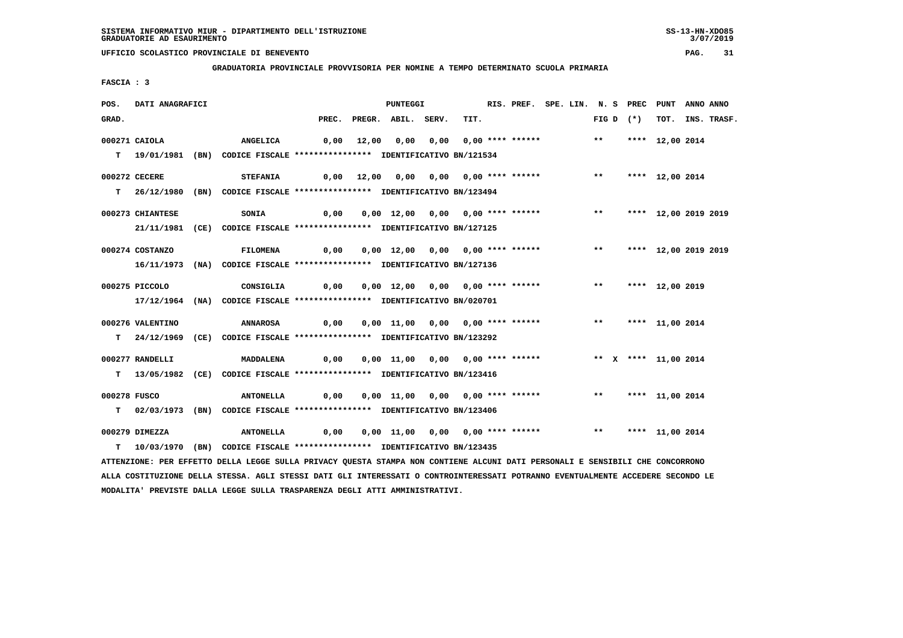SISTEMA INFORMATIVO MIUR - DIPARTIMENTO DELL'ISTRUZIONE
GRADUATORIE AD ESAURIMENTO

UFFICIO SCOLASTICO PROVINCIALE DI BENEVENTO

GRADUATORIA PROVINCIALE PROVVISORIA PER NOMINE A TEMPO DETERMINATO SCUOLA PRIMARIA

FASCIA : 3

| POS. GRAD. | DATI ANAGRAFICI | | PREC. | PREGR. | ABIL. | SERV. | TIT. | RIS. PREF. | SPE. LIN. | N. S FIG D | PREC (*) | PUNT TOT. | ANNO INS. | ANNO TRASF. |
|---|---|---|---|---|---|---|---|---|---|---|---|---|---|---|
| 000271 | CAIOLA | ANGELICA | 0,00 | 12,00 | 0,00 | 0,00 | 0,00 | **** ****** | | ** | **** | 12,00 | 2014 | |
| T | 19/01/1981 (BN) CODICE FISCALE **************** IDENTIFICATIVO BN/121534 | | | | | | | | | | | | | |
| 000272 | CECERE | STEFANIA | 0,00 | 12,00 | 0,00 | 0,00 | 0,00 | **** ****** | | ** | **** | 12,00 | 2014 | |
| T | 26/12/1980 (BN) CODICE FISCALE **************** IDENTIFICATIVO BN/123494 | | | | | | | | | | | | | |
| 000273 | CHIANTESE | SONIA | 0,00 | 0,00 | 12,00 | 0,00 | 0,00 | **** ****** | | ** | **** | 12,00 | 2019 | 2019 |
| | 21/11/1981 (CE) CODICE FISCALE **************** IDENTIFICATIVO BN/127125 | | | | | | | | | | | | | |
| 000274 | COSTANZO | FILOMENA | 0,00 | 0,00 | 12,00 | 0,00 | 0,00 | **** ****** | | ** | **** | 12,00 | 2019 | 2019 |
| | 16/11/1973 (NA) CODICE FISCALE **************** IDENTIFICATIVO BN/127136 | | | | | | | | | | | | | |
| 000275 | PICCOLO | CONSIGLIA | 0,00 | 0,00 | 12,00 | 0,00 | 0,00 | **** ****** | | ** | **** | 12,00 | 2019 | |
| | 17/12/1964 (NA) CODICE FISCALE **************** IDENTIFICATIVO BN/020701 | | | | | | | | | | | | | |
| 000276 | VALENTINO | ANNAROSA | 0,00 | 0,00 | 11,00 | 0,00 | 0,00 | **** ****** | | ** | **** | 11,00 | 2014 | |
| T | 24/12/1969 (CE) CODICE FISCALE **************** IDENTIFICATIVO BN/123292 | | | | | | | | | | | | | |
| 000277 | RANDELLI | MADDALENA | 0,00 | 0,00 | 11,00 | 0,00 | 0,00 | **** ****** | | ** X | **** | 11,00 | 2014 | |
| T | 13/05/1982 (CE) CODICE FISCALE **************** IDENTIFICATIVO BN/123416 | | | | | | | | | | | | | |
| 000278 | FUSCO | ANTONELLA | 0,00 | 0,00 | 11,00 | 0,00 | 0,00 | **** ****** | | ** | **** | 11,00 | 2014 | |
| T | 02/03/1973 (BN) CODICE FISCALE **************** IDENTIFICATIVO BN/123406 | | | | | | | | | | | | | |
| 000279 | DIMEZZA | ANTONELLA | 0,00 | 0,00 | 11,00 | 0,00 | 0,00 | **** ****** | | ** | **** | 11,00 | 2014 | |
| T | 10/03/1970 (BN) CODICE FISCALE **************** IDENTIFICATIVO BN/123435 | | | | | | | | | | | | | |

ATTENZIONE: PER EFFETTO DELLA LEGGE SULLA PRIVACY QUESTA STAMPA NON CONTIENE ALCUNI DATI PERSONALI E SENSIBILI CHE CONCORRONO ALLA COSTITUZIONE DELLA STESSA. AGLI STESSI DATI GLI INTERESSATI O CONTROINTERESSATI POTRANNO EVENTUALMENTE ACCEDERE SECONDO LE MODALITA' PREVISTE DALLA LEGGE SULLA TRASPARENZA DEGLI ATTI AMMINISTRATIVI.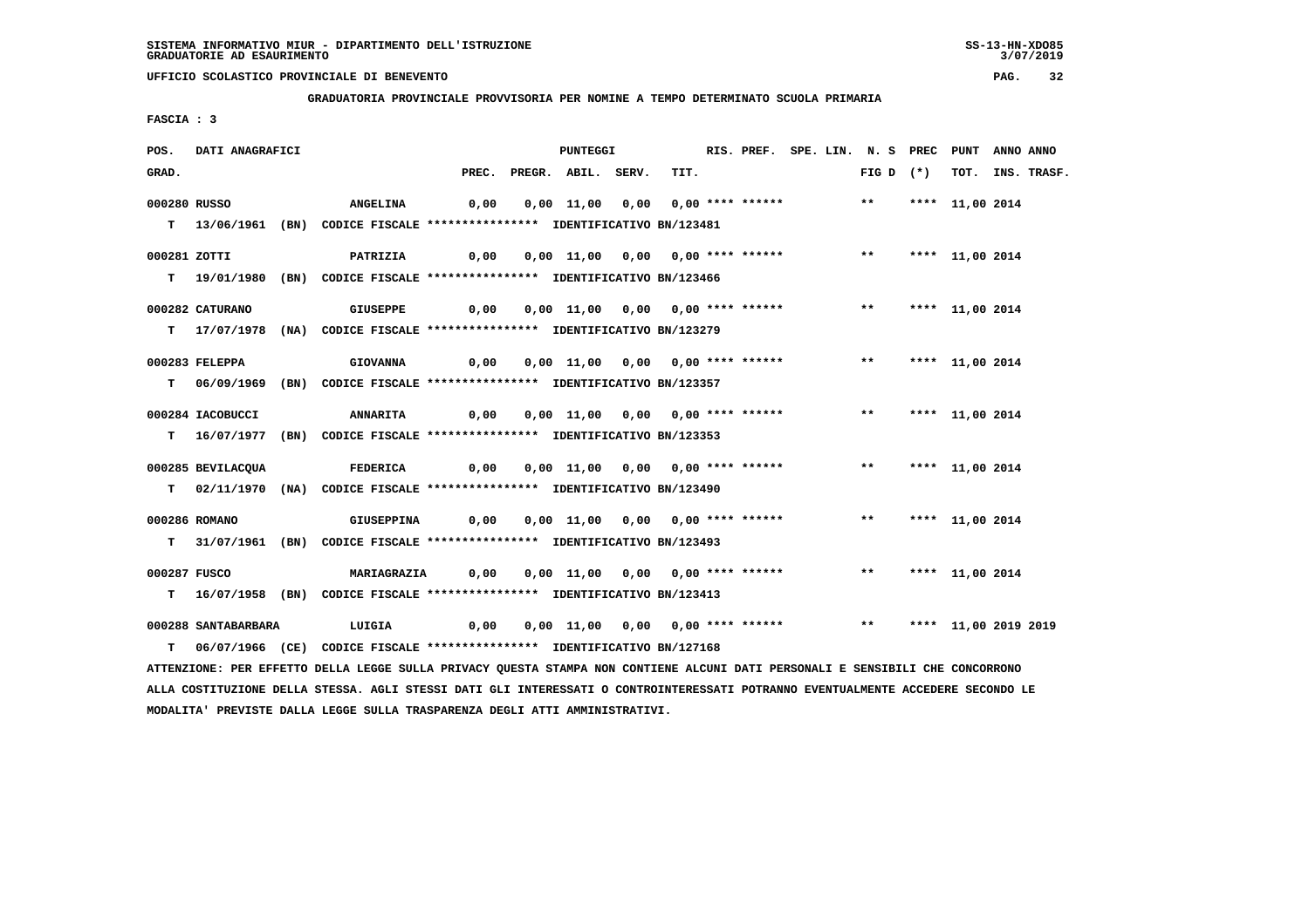**GRADUATORIA PROVINCIALE PROVVISORIA PER NOMINE A TEMPO DETERMINATO SCUOLA PRIMARIA**

**FASCIA : 3**

| POS. GRAD. | DATI ANAGRAFICI | | PREC. | PREGR. | ABIL. | SERV. | TIT. | RIS. PREF. | SPE. LIN. | N. S FIG D | PREC (*) | PUNT TOT. | ANNO INS. | ANNO TRASF. |
|---|---|---|---|---|---|---|---|---|---|---|---|---|---|---|
| 000280 | RUSSO | ANGELINA | 0,00 | 0,00 | 11,00 | 0,00 | 0,00 | **** ****** | | ** | **** | 11,00 | 2014 | |
| T | 13/06/1961 (BN) | CODICE FISCALE **************** IDENTIFICATIVO BN/123481 | | | | | | | | | | | | |
| 000281 | ZOTTI | PATRIZIA | 0,00 | 0,00 | 11,00 | 0,00 | 0,00 | **** ****** | | ** | **** | 11,00 | 2014 | |
| T | 19/01/1980 (BN) | CODICE FISCALE **************** IDENTIFICATIVO BN/123466 | | | | | | | | | | | | |
| 000282 | CATURANO | GIUSEPPE | 0,00 | 0,00 | 11,00 | 0,00 | 0,00 | **** ****** | | ** | **** | 11,00 | 2014 | |
| T | 17/07/1978 (NA) | CODICE FISCALE **************** IDENTIFICATIVO BN/123279 | | | | | | | | | | | | |
| 000283 | FELEPPA | GIOVANNA | 0,00 | 0,00 | 11,00 | 0,00 | 0,00 | **** ****** | | ** | **** | 11,00 | 2014 | |
| T | 06/09/1969 (BN) | CODICE FISCALE **************** IDENTIFICATIVO BN/123357 | | | | | | | | | | | | |
| 000284 | IACOBUCCI | ANNARITA | 0,00 | 0,00 | 11,00 | 0,00 | 0,00 | **** ****** | | ** | **** | 11,00 | 2014 | |
| T | 16/07/1977 (BN) | CODICE FISCALE **************** IDENTIFICATIVO BN/123353 | | | | | | | | | | | | |
| 000285 | BEVILACQUA | FEDERICA | 0,00 | 0,00 | 11,00 | 0,00 | 0,00 | **** ****** | | ** | **** | 11,00 | 2014 | |
| T | 02/11/1970 (NA) | CODICE FISCALE **************** IDENTIFICATIVO BN/123490 | | | | | | | | | | | | |
| 000286 | ROMANO | GIUSEPPINA | 0,00 | 0,00 | 11,00 | 0,00 | 0,00 | **** ****** | | ** | **** | 11,00 | 2014 | |
| T | 31/07/1961 (BN) | CODICE FISCALE **************** IDENTIFICATIVO BN/123493 | | | | | | | | | | | | |
| 000287 | FUSCO | MARIAGRAZIA | 0,00 | 0,00 | 11,00 | 0,00 | 0,00 | **** ****** | | ** | **** | 11,00 | 2014 | |
| T | 16/07/1958 (BN) | CODICE FISCALE **************** IDENTIFICATIVO BN/123413 | | | | | | | | | | | | |
| 000288 | SANTABARBARA | LUIGIA | 0,00 | 0,00 | 11,00 | 0,00 | 0,00 | **** ****** | | ** | **** | 11,00 | 2019 | 2019 |
| T | 06/07/1966 (CE) | CODICE FISCALE **************** IDENTIFICATIVO BN/127168 | | | | | | | | | | | | |

ATTENZIONE: PER EFFETTO DELLA LEGGE SULLA PRIVACY QUESTA STAMPA NON CONTIENE ALCUNI DATI PERSONALI E SENSIBILI CHE CONCORRONO ALLA COSTITUZIONE DELLA STESSA. AGLI STESSI DATI GLI INTERESSATI O CONTROINTERESSATI POTRANNO EVENTUALMENTE ACCEDERE SECONDO LE MODALITA' PREVISTE DALLA LEGGE SULLA TRASPARENZA DEGLI ATTI AMMINISTRATIVI.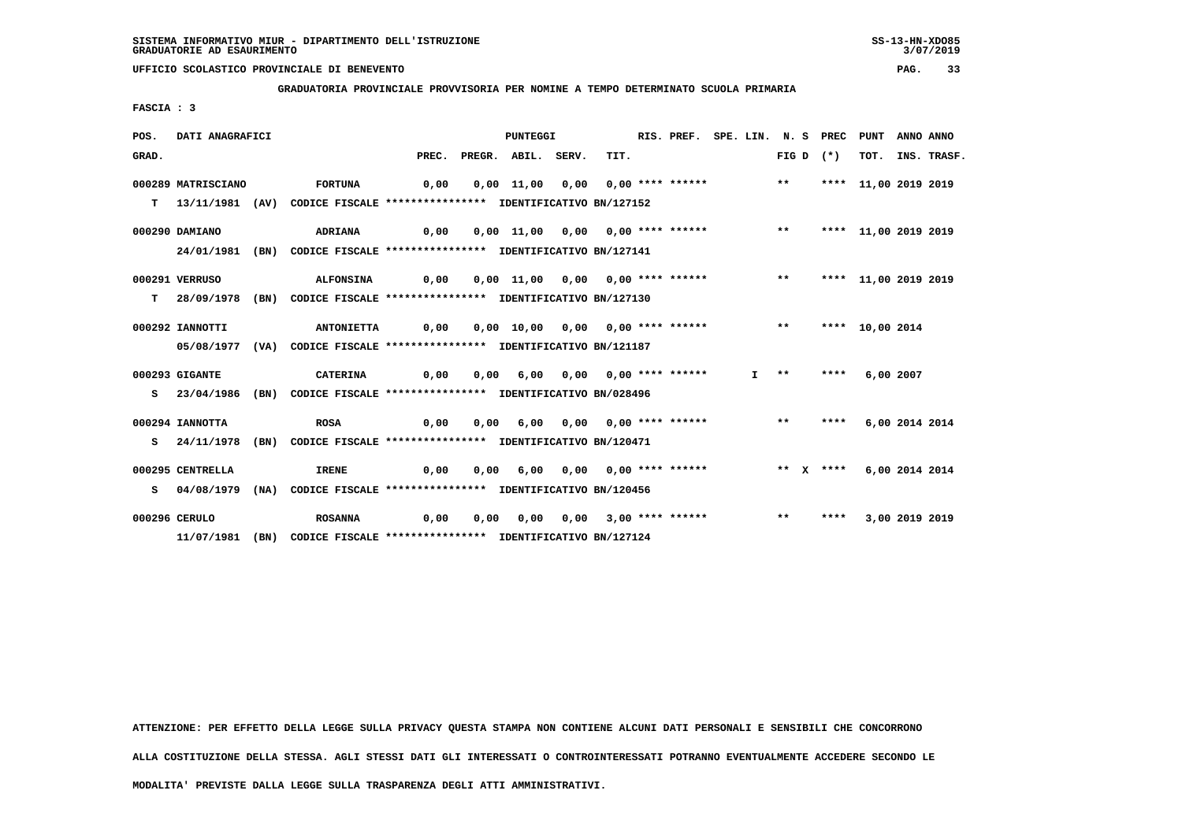SISTEMA INFORMATIVO MIUR - DIPARTIMENTO DELL'ISTRUZIONE
GRADUATORIE AD ESAURIMENTO

UFFICIO SCOLASTICO PROVINCIALE DI BENEVENTO

**GRADUATORIA PROVINCIALE PROVVISORIA PER NOMINE A TEMPO DETERMINATO SCUOLA PRIMARIA**

FASCIA : 3

| POS. GRAD. | DATI ANAGRAFICI | | PREC. | PREGR. | ABIL. | SERV. | TIT. | RIS. PREF. | SPE. LIN. | N. S FIG D | PREC (*) | PUNT TOT. | ANNO INS. | ANNO TRASF. |
|---|---|---|---|---|---|---|---|---|---|---|---|---|---|---|
| 000289 | MATRISCIANO | FORTUNA | 0,00 | 0,00 | 11,00 | 0,00 | 0,00 | **** ****** | | ** | **** | 11,00 | 2019 | 2019 |
| T | 13/11/1981 (AV) | CODICE FISCALE **************** IDENTIFICATIVO BN/127152 | | | | | | | | | | | | |
| 000290 | DAMIANO | ADRIANA | 0,00 | 0,00 | 11,00 | 0,00 | 0,00 | **** ****** | | ** | **** | 11,00 | 2019 | 2019 |
| | 24/01/1981 (BN) | CODICE FISCALE **************** IDENTIFICATIVO BN/127141 | | | | | | | | | | | | |
| 000291 | VERRUSO | ALFONSINA | 0,00 | 0,00 | 11,00 | 0,00 | 0,00 | **** ****** | | ** | **** | 11,00 | 2019 | 2019 |
| T | 28/09/1978 (BN) | CODICE FISCALE **************** IDENTIFICATIVO BN/127130 | | | | | | | | | | | | |
| 000292 | IANNOTTI | ANTONIETTA | 0,00 | 0,00 | 10,00 | 0,00 | 0,00 | **** ****** | | ** | **** | 10,00 | 2014 | |
| | 05/08/1977 (VA) | CODICE FISCALE **************** IDENTIFICATIVO BN/121187 | | | | | | | | | | | | |
| 000293 | GIGANTE | CATERINA | 0,00 | 0,00 | 6,00 | 0,00 | 0,00 | **** ****** | I | ** | **** | 6,00 | 2007 | |
| S | 23/04/1986 (BN) | CODICE FISCALE **************** IDENTIFICATIVO BN/028496 | | | | | | | | | | | | |
| 000294 | IANNOTTA | ROSA | 0,00 | 0,00 | 6,00 | 0,00 | 0,00 | **** ****** | | ** | **** | 6,00 | 2014 | 2014 |
| S | 24/11/1978 (BN) | CODICE FISCALE **************** IDENTIFICATIVO BN/120471 | | | | | | | | | | | | |
| 000295 | CENTRELLA | IRENE | 0,00 | 0,00 | 6,00 | 0,00 | 0,00 | **** ****** | | ** X | **** | 6,00 | 2014 | 2014 |
| S | 04/08/1979 (NA) | CODICE FISCALE **************** IDENTIFICATIVO BN/120456 | | | | | | | | | | | | |
| 000296 | CERULO | ROSANNA | 0,00 | 0,00 | 0,00 | 0,00 | 3,00 | **** ****** | | ** | **** | 3,00 | 2019 | 2019 |
| | 11/07/1981 (BN) | CODICE FISCALE **************** IDENTIFICATIVO BN/127124 | | | | | | | | | | | | |

ATTENZIONE: PER EFFETTO DELLA LEGGE SULLA PRIVACY QUESTA STAMPA NON CONTIENE ALCUNI DATI PERSONALI E SENSIBILI CHE CONCORRONO ALLA COSTITUZIONE DELLA STESSA. AGLI STESSI DATI GLI INTERESSATI O CONTROINTERESSATI POTRANNO EVENTUALMENTE ACCEDERE SECONDO LE MODALITA' PREVISTE DALLA LEGGE SULLA TRASPARENZA DEGLI ATTI AMMINISTRATIVI.